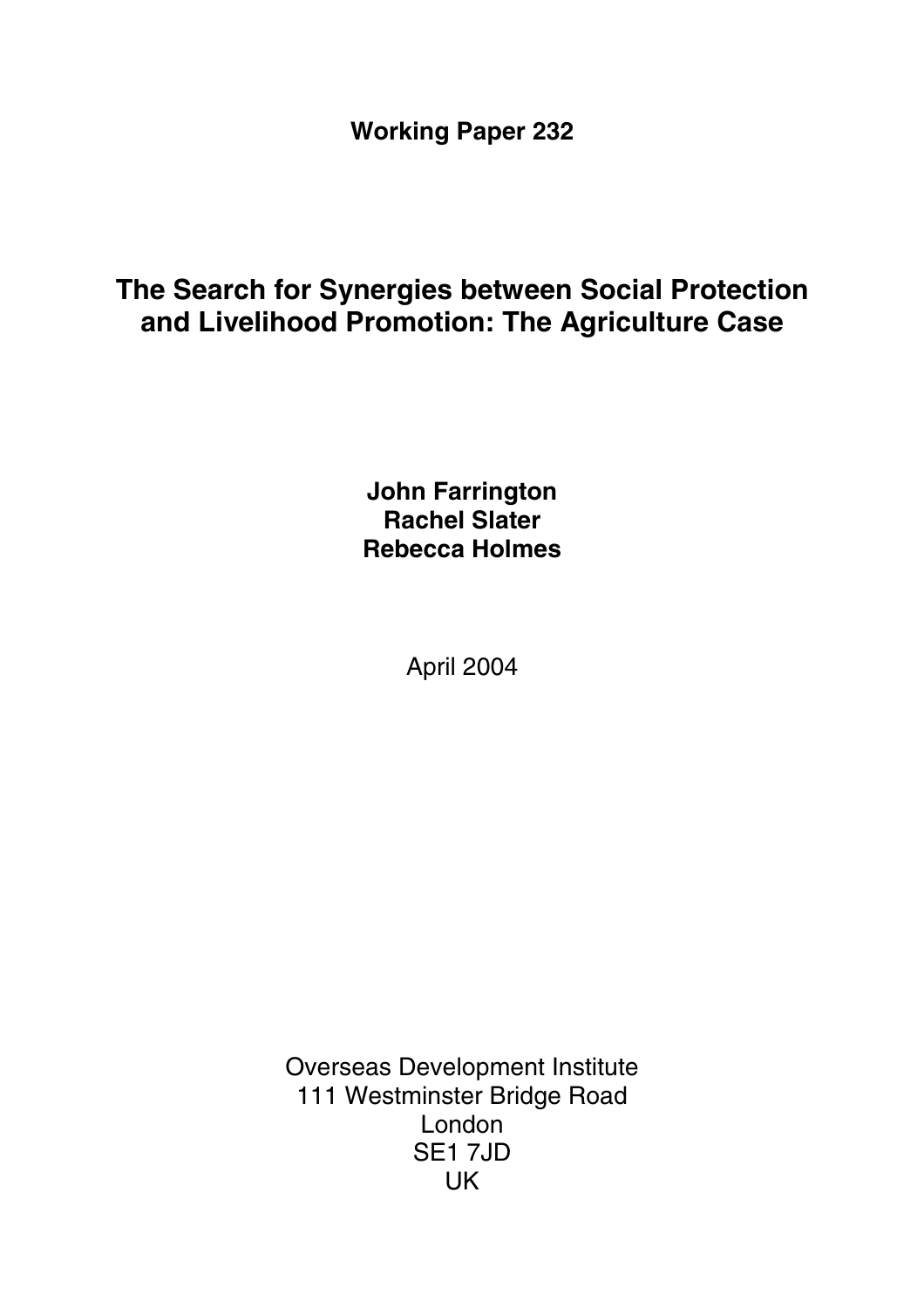**Working Paper 232**

# The Search for Synergies between Social Protection and Livelihood Promotion: The Agriculture Case

**John Farrington**
**Rachel Slater**
**Rebecca Holmes**

April 2004

Overseas Development Institute
111 Westminster Bridge Road
London
SE1 7JD
UK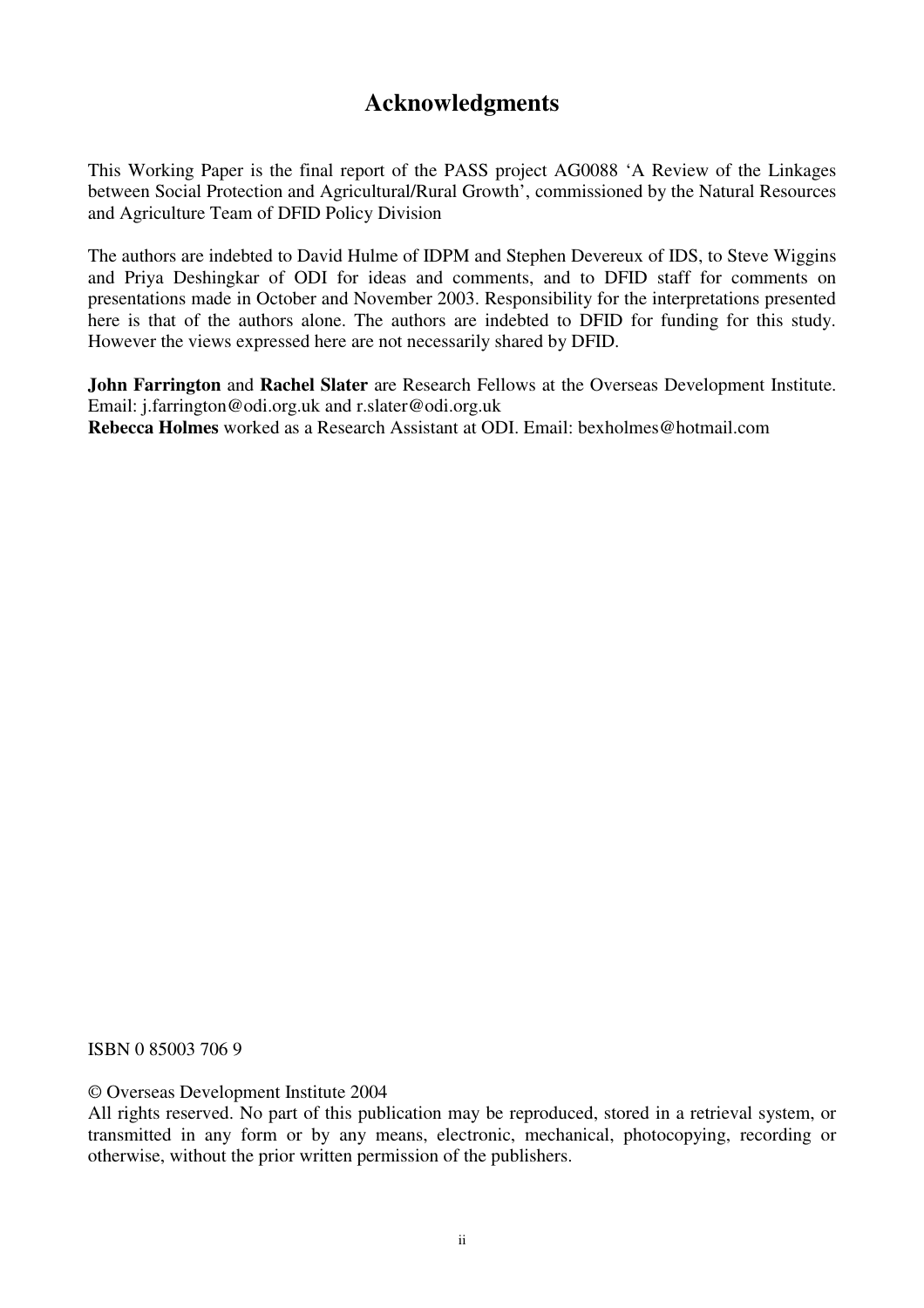# Acknowledgments

This Working Paper is the final report of the PASS project AG0088 'A Review of the Linkages between Social Protection and Agricultural/Rural Growth', commissioned by the Natural Resources and Agriculture Team of DFID Policy Division

The authors are indebted to David Hulme of IDPM and Stephen Devereux of IDS, to Steve Wiggins and Priya Deshingkar of ODI for ideas and comments, and to DFID staff for comments on presentations made in October and November 2003. Responsibility for the interpretations presented here is that of the authors alone. The authors are indebted to DFID for funding for this study. However the views expressed here are not necessarily shared by DFID.

**John Farrington** and **Rachel Slater** are Research Fellows at the Overseas Development Institute. Email: j.farrington@odi.org.uk and r.slater@odi.org.uk
**Rebecca Holmes** worked as a Research Assistant at ODI. Email: bexholmes@hotmail.com

ISBN 0 85003 706 9

© Overseas Development Institute 2004
All rights reserved. No part of this publication may be reproduced, stored in a retrieval system, or transmitted in any form or by any means, electronic, mechanical, photocopying, recording or otherwise, without the prior written permission of the publishers.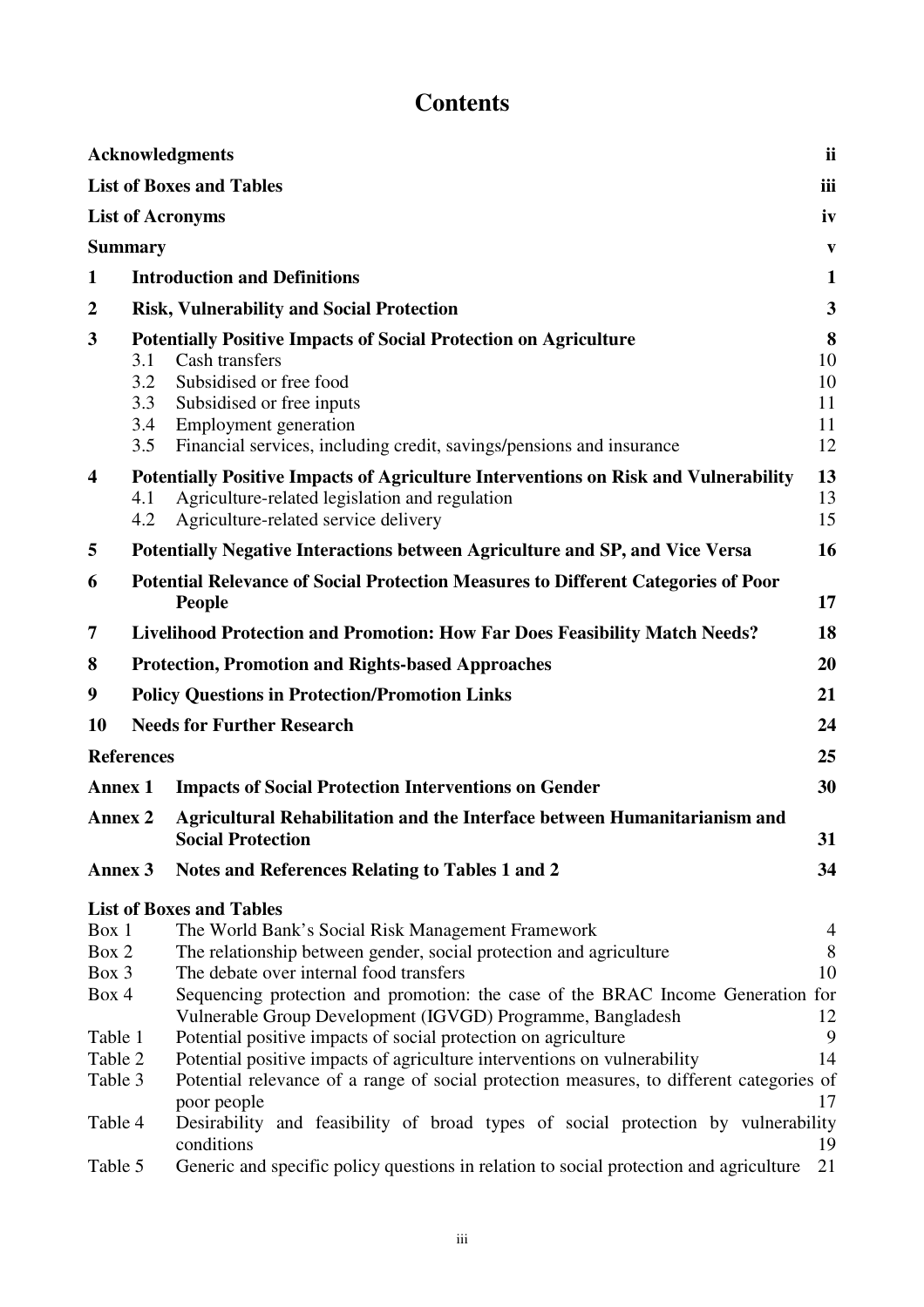# Contents

| | | |
|---|---|---|
| **Acknowledgments** | | **ii** |
| **List of Boxes and Tables** | | **iii** |
| **List of Acronyms** | | **iv** |
| **Summary** | | **v** |
| **1** | **Introduction and Definitions** | **1** |
| **2** | **Risk, Vulnerability and Social Protection** | **3** |
| **3** | **Potentially Positive Impacts of Social Protection on Agriculture** | **8** |
| 3.1 | Cash transfers | 10 |
| 3.2 | Subsidised or free food | 10 |
| 3.3 | Subsidised or free inputs | 11 |
| 3.4 | Employment generation | 11 |
| 3.5 | Financial services, including credit, savings/pensions and insurance | 12 |
| **4** | **Potentially Positive Impacts of Agriculture Interventions on Risk and Vulnerability** | **13** |
| 4.1 | Agriculture-related legislation and regulation | 13 |
| 4.2 | Agriculture-related service delivery | 15 |
| **5** | **Potentially Negative Interactions between Agriculture and SP, and Vice Versa** | **16** |
| **6** | **Potential Relevance of Social Protection Measures to Different Categories of Poor People** | **17** |
| **7** | **Livelihood Protection and Promotion: How Far Does Feasibility Match Needs?** | **18** |
| **8** | **Protection, Promotion and Rights-based Approaches** | **20** |
| **9** | **Policy Questions in Protection/Promotion Links** | **21** |
| **10** | **Needs for Further Research** | **24** |
| **References** | | **25** |
| **Annex 1** | **Impacts of Social Protection Interventions on Gender** | **30** |
| **Annex 2** | **Agricultural Rehabilitation and the Interface between Humanitarianism and Social Protection** | **31** |
| **Annex 3** | **Notes and References Relating to Tables 1 and 2** | **34** |

**List of Boxes and Tables**

| | | |
|---|---|---|
| Box 1 | The World Bank's Social Risk Management Framework | 4 |
| Box 2 | The relationship between gender, social protection and agriculture | 8 |
| Box 3 | The debate over internal food transfers | 10 |
| Box 4 | Sequencing protection and promotion: the case of the BRAC Income Generation for Vulnerable Group Development (IGVGD) Programme, Bangladesh | 12 |
| Table 1 | Potential positive impacts of social protection on agriculture | 9 |
| Table 2 | Potential positive impacts of agriculture interventions on vulnerability | 14 |
| Table 3 | Potential relevance of a range of social protection measures, to different categories of poor people | 17 |
| Table 4 | Desirability and feasibility of broad types of social protection by vulnerability conditions | 19 |
| Table 5 | Generic and specific policy questions in relation to social protection and agriculture | 21 |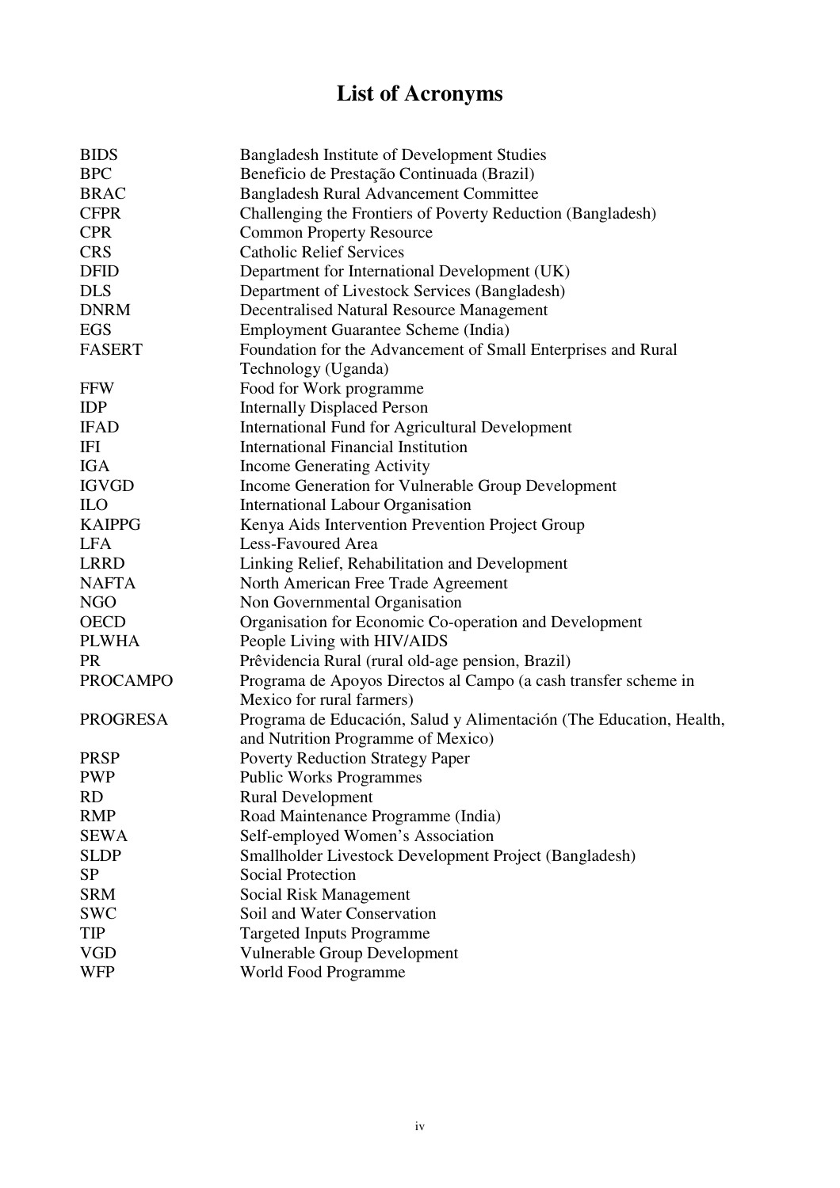# List of Acronyms

| | |
|---|---|
| BIDS | Bangladesh Institute of Development Studies |
| BPC | Beneficio de Prestação Continuada (Brazil) |
| BRAC | Bangladesh Rural Advancement Committee |
| CFPR | Challenging the Frontiers of Poverty Reduction (Bangladesh) |
| CPR | Common Property Resource |
| CRS | Catholic Relief Services |
| DFID | Department for International Development (UK) |
| DLS | Department of Livestock Services (Bangladesh) |
| DNRM | Decentralised Natural Resource Management |
| EGS | Employment Guarantee Scheme (India) |
| FASERT | Foundation for the Advancement of Small Enterprises and Rural Technology (Uganda) |
| FFW | Food for Work programme |
| IDP | Internally Displaced Person |
| IFAD | International Fund for Agricultural Development |
| IFI | International Financial Institution |
| IGA | Income Generating Activity |
| IGVGD | Income Generation for Vulnerable Group Development |
| ILO | International Labour Organisation |
| KAIPPG | Kenya Aids Intervention Prevention Project Group |
| LFA | Less-Favoured Area |
| LRRD | Linking Relief, Rehabilitation and Development |
| NAFTA | North American Free Trade Agreement |
| NGO | Non Governmental Organisation |
| OECD | Organisation for Economic Co-operation and Development |
| PLWHA | People Living with HIV/AIDS |
| PR | Prêvidencia Rural (rural old-age pension, Brazil) |
| PROCAMPO | Programa de Apoyos Directos al Campo (a cash transfer scheme in Mexico for rural farmers) |
| PROGRESA | Programa de Educación, Salud y Alimentación (The Education, Health, and Nutrition Programme of Mexico) |
| PRSP | Poverty Reduction Strategy Paper |
| PWP | Public Works Programmes |
| RD | Rural Development |
| RMP | Road Maintenance Programme (India) |
| SEWA | Self-employed Women's Association |
| SLDP | Smallholder Livestock Development Project (Bangladesh) |
| SP | Social Protection |
| SRM | Social Risk Management |
| SWC | Soil and Water Conservation |
| TIP | Targeted Inputs Programme |
| VGD | Vulnerable Group Development |
| WFP | World Food Programme |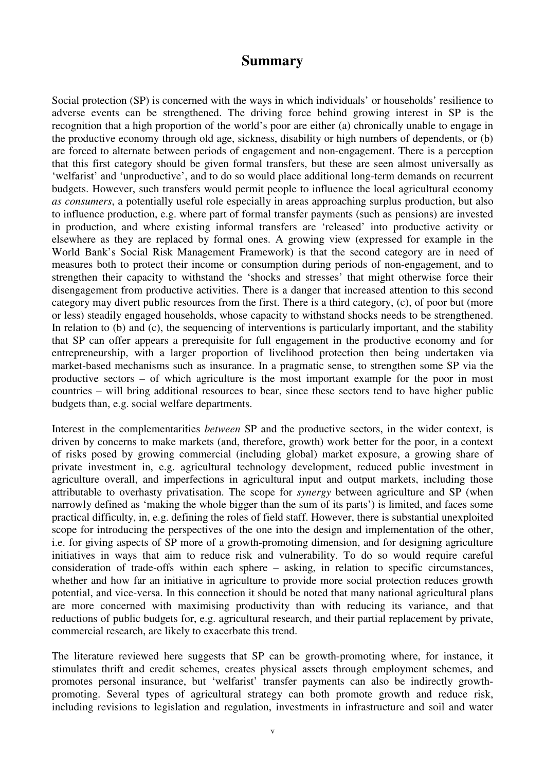# Summary

Social protection (SP) is concerned with the ways in which individuals' or households' resilience to adverse events can be strengthened. The driving force behind growing interest in SP is the recognition that a high proportion of the world's poor are either (a) chronically unable to engage in the productive economy through old age, sickness, disability or high numbers of dependents, or (b) are forced to alternate between periods of engagement and non-engagement. There is a perception that this first category should be given formal transfers, but these are seen almost universally as 'welfarist' and 'unproductive', and to do so would place additional long-term demands on recurrent budgets. However, such transfers would permit people to influence the local agricultural economy *as consumers*, a potentially useful role especially in areas approaching surplus production, but also to influence production, e.g. where part of formal transfer payments (such as pensions) are invested in production, and where existing informal transfers are 'released' into productive activity or elsewhere as they are replaced by formal ones. A growing view (expressed for example in the World Bank's Social Risk Management Framework) is that the second category are in need of measures both to protect their income or consumption during periods of non-engagement, and to strengthen their capacity to withstand the 'shocks and stresses' that might otherwise force their disengagement from productive activities. There is a danger that increased attention to this second category may divert public resources from the first. There is a third category, (c), of poor but (more or less) steadily engaged households, whose capacity to withstand shocks needs to be strengthened. In relation to (b) and (c), the sequencing of interventions is particularly important, and the stability that SP can offer appears a prerequisite for full engagement in the productive economy and for entrepreneurship, with a larger proportion of livelihood protection then being undertaken via market-based mechanisms such as insurance. In a pragmatic sense, to strengthen some SP via the productive sectors – of which agriculture is the most important example for the poor in most countries – will bring additional resources to bear, since these sectors tend to have higher public budgets than, e.g. social welfare departments.

Interest in the complementarities *between* SP and the productive sectors, in the wider context, is driven by concerns to make markets (and, therefore, growth) work better for the poor, in a context of risks posed by growing commercial (including global) market exposure, a growing share of private investment in, e.g. agricultural technology development, reduced public investment in agriculture overall, and imperfections in agricultural input and output markets, including those attributable to overhasty privatisation. The scope for *synergy* between agriculture and SP (when narrowly defined as 'making the whole bigger than the sum of its parts') is limited, and faces some practical difficulty, in, e.g. defining the roles of field staff. However, there is substantial unexploited scope for introducing the perspectives of the one into the design and implementation of the other, i.e. for giving aspects of SP more of a growth-promoting dimension, and for designing agriculture initiatives in ways that aim to reduce risk and vulnerability. To do so would require careful consideration of trade-offs within each sphere – asking, in relation to specific circumstances, whether and how far an initiative in agriculture to provide more social protection reduces growth potential, and vice-versa. In this connection it should be noted that many national agricultural plans are more concerned with maximising productivity than with reducing its variance, and that reductions of public budgets for, e.g. agricultural research, and their partial replacement by private, commercial research, are likely to exacerbate this trend.

The literature reviewed here suggests that SP can be growth-promoting where, for instance, it stimulates thrift and credit schemes, creates physical assets through employment schemes, and promotes personal insurance, but 'welfarist' transfer payments can also be indirectly growth-promoting. Several types of agricultural strategy can both promote growth and reduce risk, including revisions to legislation and regulation, investments in infrastructure and soil and water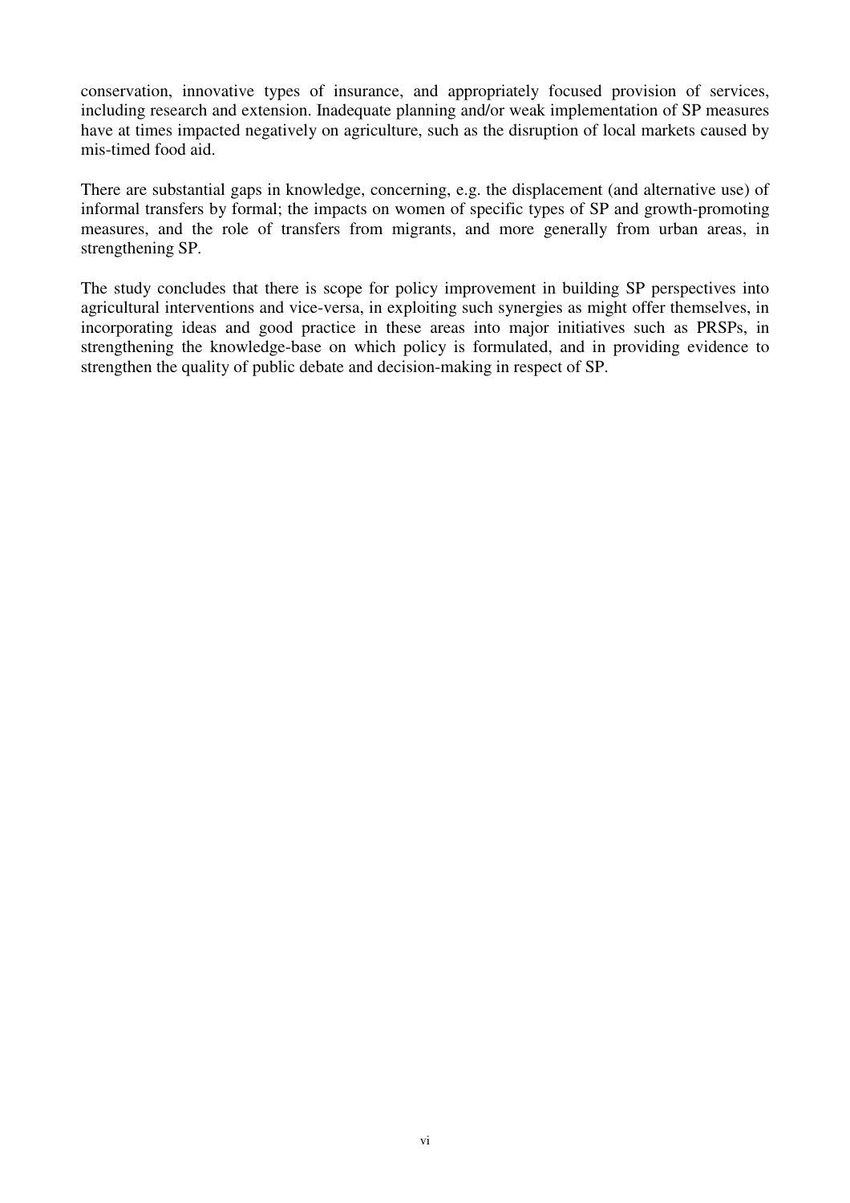conservation, innovative types of insurance, and appropriately focused provision of services, including research and extension. Inadequate planning and/or weak implementation of SP measures have at times impacted negatively on agriculture, such as the disruption of local markets caused by mis-timed food aid.

There are substantial gaps in knowledge, concerning, e.g. the displacement (and alternative use) of informal transfers by formal; the impacts on women of specific types of SP and growth-promoting measures, and the role of transfers from migrants, and more generally from urban areas, in strengthening SP.

The study concludes that there is scope for policy improvement in building SP perspectives into agricultural interventions and vice-versa, in exploiting such synergies as might offer themselves, in incorporating ideas and good practice in these areas into major initiatives such as PRSPs, in strengthening the knowledge-base on which policy is formulated, and in providing evidence to strengthen the quality of public debate and decision-making in respect of SP.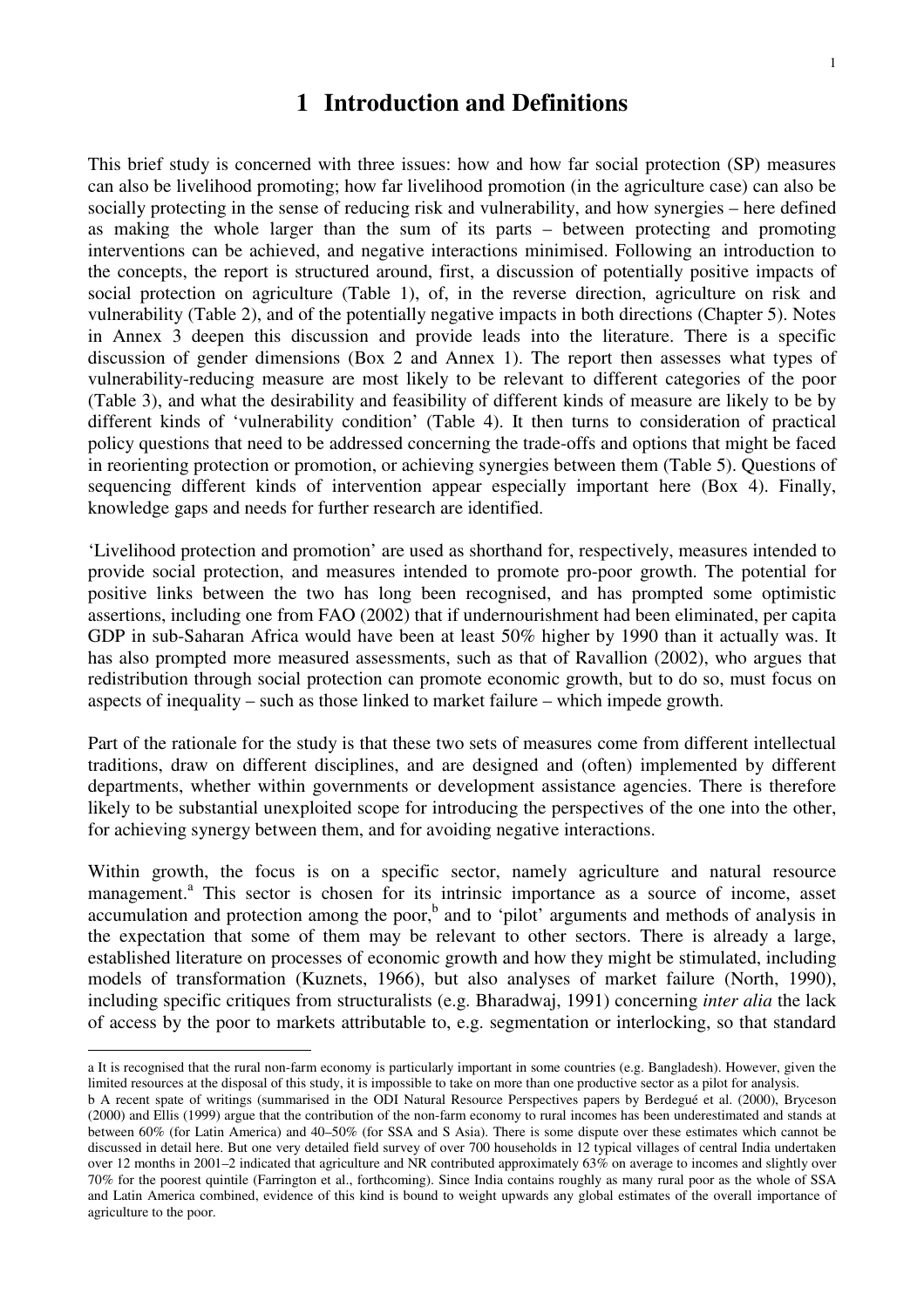# 1 Introduction and Definitions

This brief study is concerned with three issues: how and how far social protection (SP) measures can also be livelihood promoting; how far livelihood promotion (in the agriculture case) can also be socially protecting in the sense of reducing risk and vulnerability, and how synergies – here defined as making the whole larger than the sum of its parts – between protecting and promoting interventions can be achieved, and negative interactions minimised. Following an introduction to the concepts, the report is structured around, first, a discussion of potentially positive impacts of social protection on agriculture (Table 1), of, in the reverse direction, agriculture on risk and vulnerability (Table 2), and of the potentially negative impacts in both directions (Chapter 5). Notes in Annex 3 deepen this discussion and provide leads into the literature. There is a specific discussion of gender dimensions (Box 2 and Annex 1). The report then assesses what types of vulnerability-reducing measure are most likely to be relevant to different categories of the poor (Table 3), and what the desirability and feasibility of different kinds of measure are likely to be by different kinds of 'vulnerability condition' (Table 4). It then turns to consideration of practical policy questions that need to be addressed concerning the trade-offs and options that might be faced in reorienting protection or promotion, or achieving synergies between them (Table 5). Questions of sequencing different kinds of intervention appear especially important here (Box 4). Finally, knowledge gaps and needs for further research are identified.

'Livelihood protection and promotion' are used as shorthand for, respectively, measures intended to provide social protection, and measures intended to promote pro-poor growth. The potential for positive links between the two has long been recognised, and has prompted some optimistic assertions, including one from FAO (2002) that if undernourishment had been eliminated, per capita GDP in sub-Saharan Africa would have been at least 50% higher by 1990 than it actually was. It has also prompted more measured assessments, such as that of Ravallion (2002), who argues that redistribution through social protection can promote economic growth, but to do so, must focus on aspects of inequality – such as those linked to market failure – which impede growth.

Part of the rationale for the study is that these two sets of measures come from different intellectual traditions, draw on different disciplines, and are designed and (often) implemented by different departments, whether within governments or development assistance agencies. There is therefore likely to be substantial unexploited scope for introducing the perspectives of the one into the other, for achieving synergy between them, and for avoiding negative interactions.

Within growth, the focus is on a specific sector, namely agriculture and natural resource management.[a] This sector is chosen for its intrinsic importance as a source of income, asset accumulation and protection among the poor,[b] and to 'pilot' arguments and methods of analysis in the expectation that some of them may be relevant to other sectors. There is already a large, established literature on processes of economic growth and how they might be stimulated, including models of transformation (Kuznets, 1966), but also analyses of market failure (North, 1990), including specific critiques from structuralists (e.g. Bharadwaj, 1991) concerning *inter alia* the lack of access by the poor to markets attributable to, e.g. segmentation or interlocking, so that standard

---

a It is recognised that the rural non-farm economy is particularly important in some countries (e.g. Bangladesh). However, given the limited resources at the disposal of this study, it is impossible to take on more than one productive sector as a pilot for analysis.

b A recent spate of writings (summarised in the ODI Natural Resource Perspectives papers by Berdegué et al. (2000), Bryceson (2000) and Ellis (1999) argue that the contribution of the non-farm economy to rural incomes has been underestimated and stands at between 60% (for Latin America) and 40–50% (for SSA and S Asia). There is some dispute over these estimates which cannot be discussed in detail here. But one very detailed field survey of over 700 households in 12 typical villages of central India undertaken over 12 months in 2001–2 indicated that agriculture and NR contributed approximately 63% on average to incomes and slightly over 70% for the poorest quintile (Farrington et al., forthcoming). Since India contains roughly as many rural poor as the whole of SSA and Latin America combined, evidence of this kind is bound to weight upwards any global estimates of the overall importance of agriculture to the poor.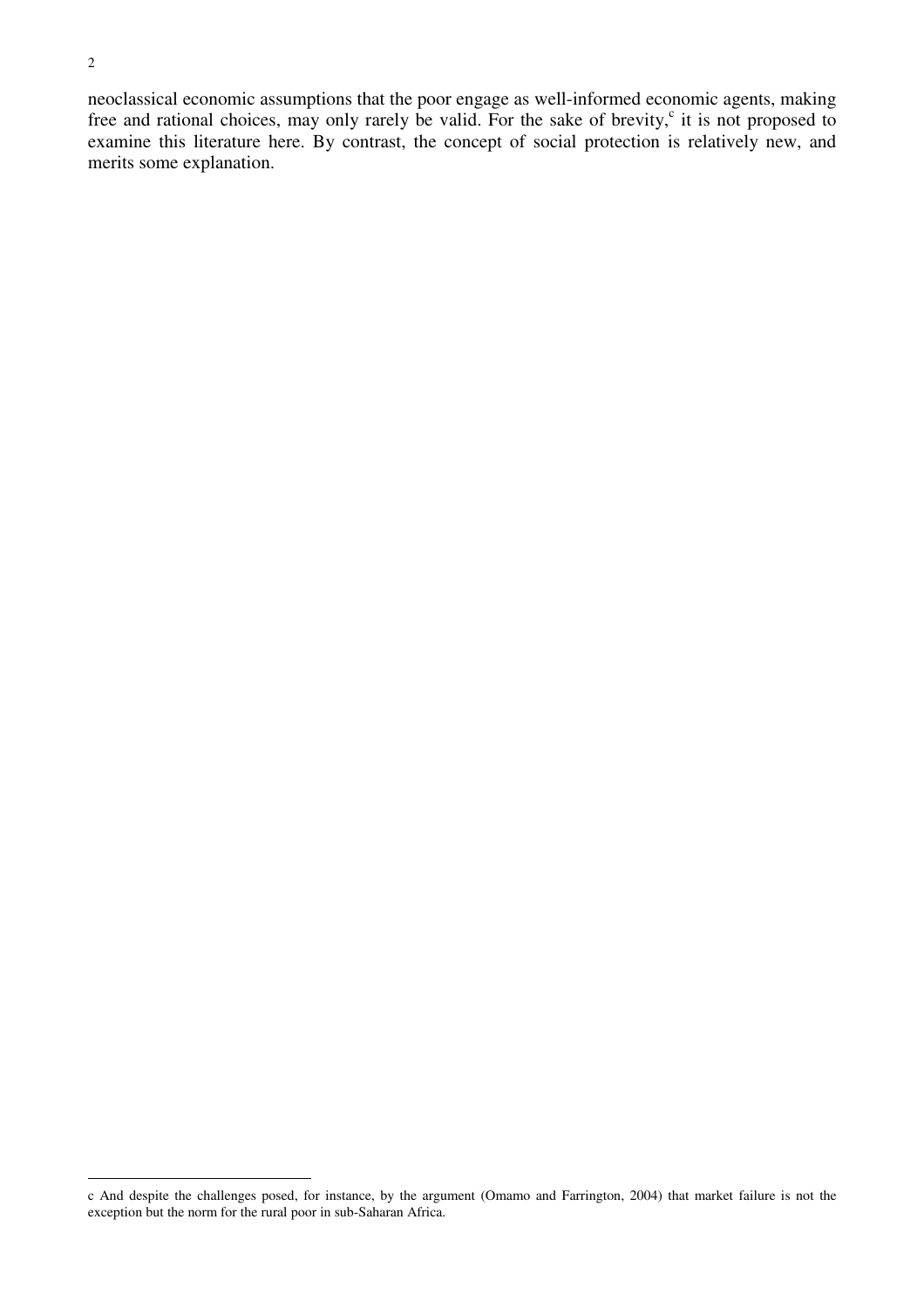neoclassical economic assumptions that the poor engage as well-informed economic agents, making free and rational choices, may only rarely be valid. For the sake of brevity,[c] it is not proposed to examine this literature here. By contrast, the concept of social protection is relatively new, and merits some explanation.

---

c And despite the challenges posed, for instance, by the argument (Omamo and Farrington, 2004) that market failure is not the exception but the norm for the rural poor in sub-Saharan Africa.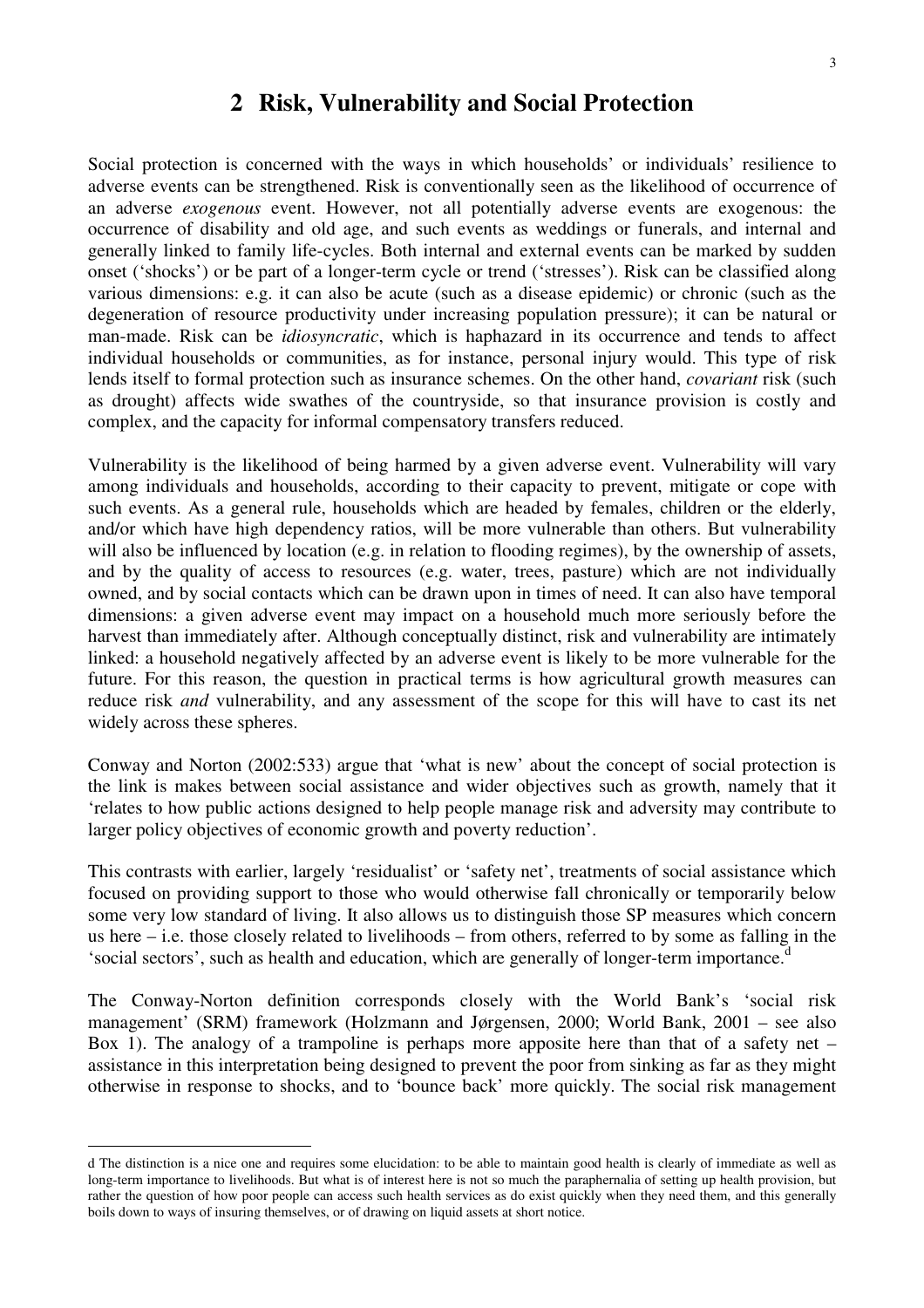## 2 Risk, Vulnerability and Social Protection

Social protection is concerned with the ways in which households' or individuals' resilience to adverse events can be strengthened. Risk is conventionally seen as the likelihood of occurrence of an adverse *exogenous* event. However, not all potentially adverse events are exogenous: the occurrence of disability and old age, and such events as weddings or funerals, and internal and generally linked to family life-cycles. Both internal and external events can be marked by sudden onset ('shocks') or be part of a longer-term cycle or trend ('stresses'). Risk can be classified along various dimensions: e.g. it can also be acute (such as a disease epidemic) or chronic (such as the degeneration of resource productivity under increasing population pressure); it can be natural or man-made. Risk can be *idiosyncratic*, which is haphazard in its occurrence and tends to affect individual households or communities, as for instance, personal injury would. This type of risk lends itself to formal protection such as insurance schemes. On the other hand, *covariant* risk (such as drought) affects wide swathes of the countryside, so that insurance provision is costly and complex, and the capacity for informal compensatory transfers reduced.

Vulnerability is the likelihood of being harmed by a given adverse event. Vulnerability will vary among individuals and households, according to their capacity to prevent, mitigate or cope with such events. As a general rule, households which are headed by females, children or the elderly, and/or which have high dependency ratios, will be more vulnerable than others. But vulnerability will also be influenced by location (e.g. in relation to flooding regimes), by the ownership of assets, and by the quality of access to resources (e.g. water, trees, pasture) which are not individually owned, and by social contacts which can be drawn upon in times of need. It can also have temporal dimensions: a given adverse event may impact on a household much more seriously before the harvest than immediately after. Although conceptually distinct, risk and vulnerability are intimately linked: a household negatively affected by an adverse event is likely to be more vulnerable for the future. For this reason, the question in practical terms is how agricultural growth measures can reduce risk *and* vulnerability, and any assessment of the scope for this will have to cast its net widely across these spheres.

Conway and Norton (2002:533) argue that 'what is new' about the concept of social protection is the link is makes between social assistance and wider objectives such as growth, namely that it 'relates to how public actions designed to help people manage risk and adversity may contribute to larger policy objectives of economic growth and poverty reduction'.

This contrasts with earlier, largely 'residualist' or 'safety net', treatments of social assistance which focused on providing support to those who would otherwise fall chronically or temporarily below some very low standard of living. It also allows us to distinguish those SP measures which concern us here – i.e. those closely related to livelihoods – from others, referred to by some as falling in the 'social sectors', such as health and education, which are generally of longer-term importance.[d]

The Conway-Norton definition corresponds closely with the World Bank's 'social risk management' (SRM) framework (Holzmann and Jørgensen, 2000; World Bank, 2001 – see also Box 1). The analogy of a trampoline is perhaps more apposite here than that of a safety net – assistance in this interpretation being designed to prevent the poor from sinking as far as they might otherwise in response to shocks, and to 'bounce back' more quickly. The social risk management

---

d The distinction is a nice one and requires some elucidation: to be able to maintain good health is clearly of immediate as well as long-term importance to livelihoods. But what is of interest here is not so much the paraphernalia of setting up health provision, but rather the question of how poor people can access such health services as do exist quickly when they need them, and this generally boils down to ways of insuring themselves, or of drawing on liquid assets at short notice.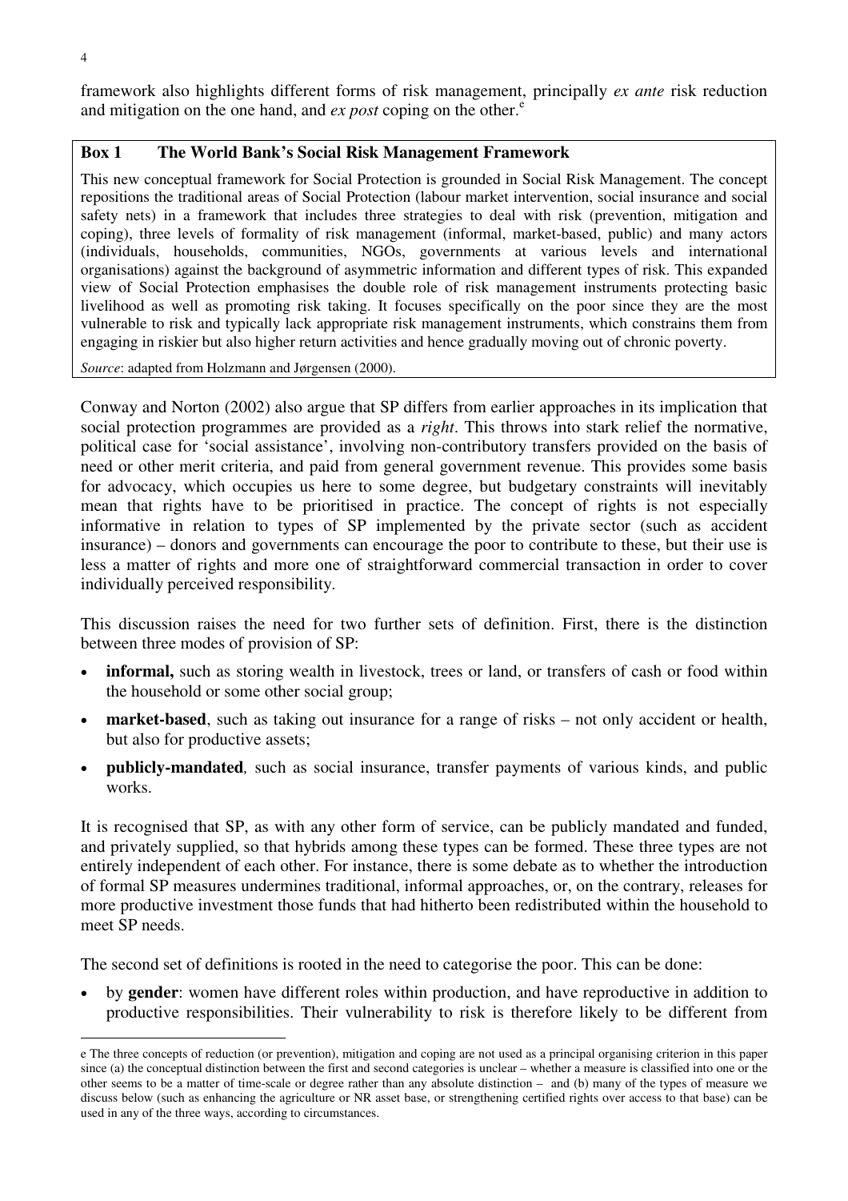framework also highlights different forms of risk management, principally *ex ante* risk reduction and mitigation on the one hand, and *ex post* coping on the other.[e]

**Box 1 The World Bank's Social Risk Management Framework**

This new conceptual framework for Social Protection is grounded in Social Risk Management. The concept repositions the traditional areas of Social Protection (labour market intervention, social insurance and social safety nets) in a framework that includes three strategies to deal with risk (prevention, mitigation and coping), three levels of formality of risk management (informal, market-based, public) and many actors (individuals, households, communities, NGOs, governments at various levels and international organisations) against the background of asymmetric information and different types of risk. This expanded view of Social Protection emphasises the double role of risk management instruments protecting basic livelihood as well as promoting risk taking. It focuses specifically on the poor since they are the most vulnerable to risk and typically lack appropriate risk management instruments, which constrains them from engaging in riskier but also higher return activities and hence gradually moving out of chronic poverty.

*Source*: adapted from Holzmann and Jørgensen (2000).

Conway and Norton (2002) also argue that SP differs from earlier approaches in its implication that social protection programmes are provided as a *right*. This throws into stark relief the normative, political case for 'social assistance', involving non-contributory transfers provided on the basis of need or other merit criteria, and paid from general government revenue. This provides some basis for advocacy, which occupies us here to some degree, but budgetary constraints will inevitably mean that rights have to be prioritised in practice. The concept of rights is not especially informative in relation to types of SP implemented by the private sector (such as accident insurance) – donors and governments can encourage the poor to contribute to these, but their use is less a matter of rights and more one of straightforward commercial transaction in order to cover individually perceived responsibility.

This discussion raises the need for two further sets of definition. First, there is the distinction between three modes of provision of SP:

- **informal,** such as storing wealth in livestock, trees or land, or transfers of cash or food within the household or some other social group;
- **market-based**, such as taking out insurance for a range of risks – not only accident or health, but also for productive assets;
- **publicly-mandated***,* such as social insurance, transfer payments of various kinds, and public works.

It is recognised that SP, as with any other form of service, can be publicly mandated and funded, and privately supplied, so that hybrids among these types can be formed. These three types are not entirely independent of each other. For instance, there is some debate as to whether the introduction of formal SP measures undermines traditional, informal approaches, or, on the contrary, releases for more productive investment those funds that had hitherto been redistributed within the household to meet SP needs.

The second set of definitions is rooted in the need to categorise the poor. This can be done:

- by **gender**: women have different roles within production, and have reproductive in addition to productive responsibilities. Their vulnerability to risk is therefore likely to be different from

e The three concepts of reduction (or prevention), mitigation and coping are not used as a principal organising criterion in this paper since (a) the conceptual distinction between the first and second categories is unclear – whether a measure is classified into one or the other seems to be a matter of time-scale or degree rather than any absolute distinction – and (b) many of the types of measure we discuss below (such as enhancing the agriculture or NR asset base, or strengthening certified rights over access to that base) can be used in any of the three ways, according to circumstances.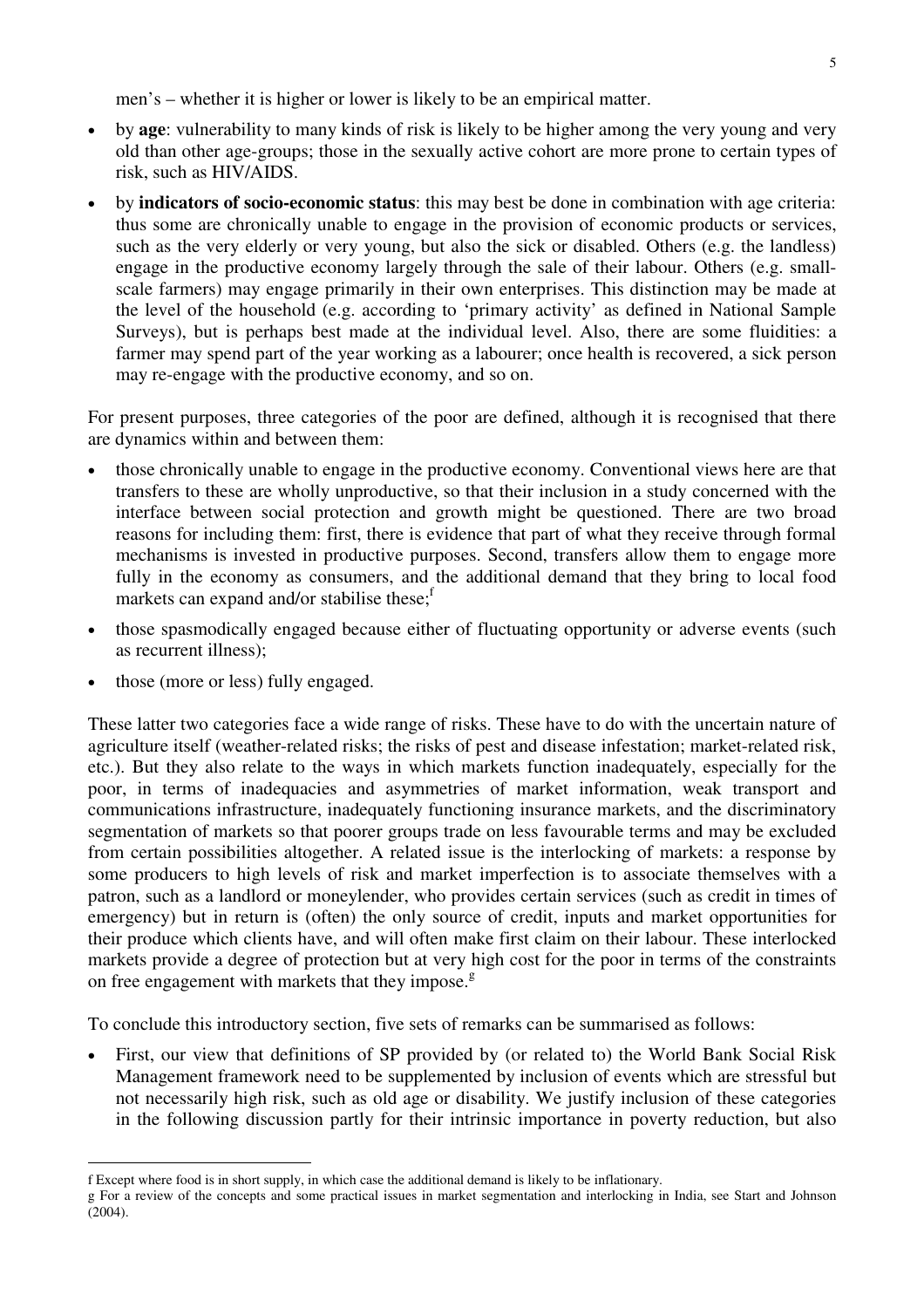men's – whether it is higher or lower is likely to be an empirical matter.

- by **age**: vulnerability to many kinds of risk is likely to be higher among the very young and very old than other age-groups; those in the sexually active cohort are more prone to certain types of risk, such as HIV/AIDS.
- by **indicators of socio-economic status**: this may best be done in combination with age criteria: thus some are chronically unable to engage in the provision of economic products or services, such as the very elderly or very young, but also the sick or disabled. Others (e.g. the landless) engage in the productive economy largely through the sale of their labour. Others (e.g. small-scale farmers) may engage primarily in their own enterprises. This distinction may be made at the level of the household (e.g. according to 'primary activity' as defined in National Sample Surveys), but is perhaps best made at the individual level. Also, there are some fluidities: a farmer may spend part of the year working as a labourer; once health is recovered, a sick person may re-engage with the productive economy, and so on.

For present purposes, three categories of the poor are defined, although it is recognised that there are dynamics within and between them:

- those chronically unable to engage in the productive economy. Conventional views here are that transfers to these are wholly unproductive, so that their inclusion in a study concerned with the interface between social protection and growth might be questioned. There are two broad reasons for including them: first, there is evidence that part of what they receive through formal mechanisms is invested in productive purposes. Second, transfers allow them to engage more fully in the economy as consumers, and the additional demand that they bring to local food markets can expand and/or stabilise these;[f]
- those spasmodically engaged because either of fluctuating opportunity or adverse events (such as recurrent illness);
- those (more or less) fully engaged.

These latter two categories face a wide range of risks. These have to do with the uncertain nature of agriculture itself (weather-related risks; the risks of pest and disease infestation; market-related risk, etc.). But they also relate to the ways in which markets function inadequately, especially for the poor, in terms of inadequacies and asymmetries of market information, weak transport and communications infrastructure, inadequately functioning insurance markets, and the discriminatory segmentation of markets so that poorer groups trade on less favourable terms and may be excluded from certain possibilities altogether. A related issue is the interlocking of markets: a response by some producers to high levels of risk and market imperfection is to associate themselves with a patron, such as a landlord or moneylender, who provides certain services (such as credit in times of emergency) but in return is (often) the only source of credit, inputs and market opportunities for their produce which clients have, and will often make first claim on their labour. These interlocked markets provide a degree of protection but at very high cost for the poor in terms of the constraints on free engagement with markets that they impose.[g]

To conclude this introductory section, five sets of remarks can be summarised as follows:

- First, our view that definitions of SP provided by (or related to) the World Bank Social Risk Management framework need to be supplemented by inclusion of events which are stressful but not necessarily high risk, such as old age or disability. We justify inclusion of these categories in the following discussion partly for their intrinsic importance in poverty reduction, but also

f Except where food is in short supply, in which case the additional demand is likely to be inflationary.

g For a review of the concepts and some practical issues in market segmentation and interlocking in India, see Start and Johnson (2004).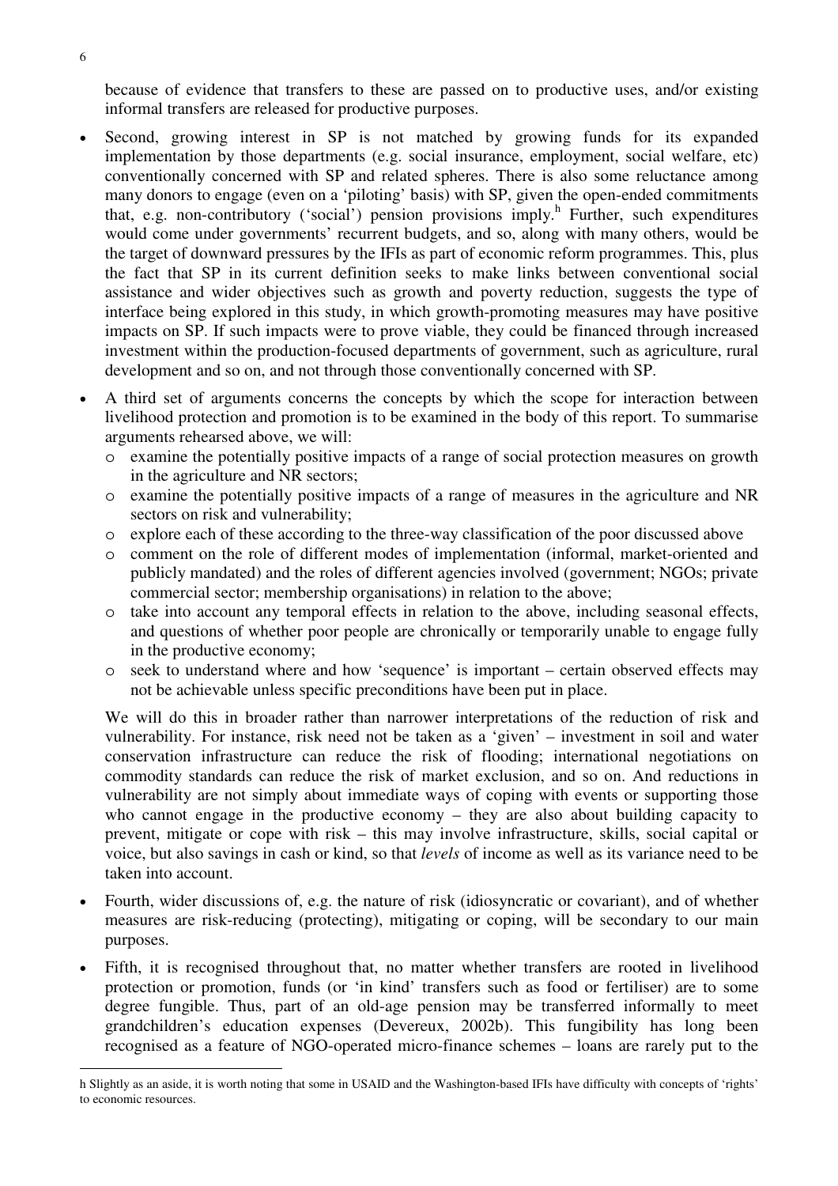because of evidence that transfers to these are passed on to productive uses, and/or existing informal transfers are released for productive purposes.

- Second, growing interest in SP is not matched by growing funds for its expanded implementation by those departments (e.g. social insurance, employment, social welfare, etc) conventionally concerned with SP and related spheres. There is also some reluctance among many donors to engage (even on a 'piloting' basis) with SP, given the open-ended commitments that, e.g. non-contributory ('social') pension provisions imply.[h] Further, such expenditures would come under governments' recurrent budgets, and so, along with many others, would be the target of downward pressures by the IFIs as part of economic reform programmes. This, plus the fact that SP in its current definition seeks to make links between conventional social assistance and wider objectives such as growth and poverty reduction, suggests the type of interface being explored in this study, in which growth-promoting measures may have positive impacts on SP. If such impacts were to prove viable, they could be financed through increased investment within the production-focused departments of government, such as agriculture, rural development and so on, and not through those conventionally concerned with SP.

- A third set of arguments concerns the concepts by which the scope for interaction between livelihood protection and promotion is to be examined in the body of this report. To summarise arguments rehearsed above, we will:
  - examine the potentially positive impacts of a range of social protection measures on growth in the agriculture and NR sectors;
  - examine the potentially positive impacts of a range of measures in the agriculture and NR sectors on risk and vulnerability;
  - explore each of these according to the three-way classification of the poor discussed above
  - comment on the role of different modes of implementation (informal, market-oriented and publicly mandated) and the roles of different agencies involved (government; NGOs; private commercial sector; membership organisations) in relation to the above;
  - take into account any temporal effects in relation to the above, including seasonal effects, and questions of whether poor people are chronically or temporarily unable to engage fully in the productive economy;
  - seek to understand where and how 'sequence' is important – certain observed effects may not be achievable unless specific preconditions have been put in place.

  We will do this in broader rather than narrower interpretations of the reduction of risk and vulnerability. For instance, risk need not be taken as a 'given' – investment in soil and water conservation infrastructure can reduce the risk of flooding; international negotiations on commodity standards can reduce the risk of market exclusion, and so on. And reductions in vulnerability are not simply about immediate ways of coping with events or supporting those who cannot engage in the productive economy – they are also about building capacity to prevent, mitigate or cope with risk – this may involve infrastructure, skills, social capital or voice, but also savings in cash or kind, so that *levels* of income as well as its variance need to be taken into account.

- Fourth, wider discussions of, e.g. the nature of risk (idiosyncratic or covariant), and of whether measures are risk-reducing (protecting), mitigating or coping, will be secondary to our main purposes.

- Fifth, it is recognised throughout that, no matter whether transfers are rooted in livelihood protection or promotion, funds (or 'in kind' transfers such as food or fertiliser) are to some degree fungible. Thus, part of an old-age pension may be transferred informally to meet grandchildren's education expenses (Devereux, 2002b). This fungibility has long been recognised as a feature of NGO-operated micro-finance schemes – loans are rarely put to the

---

h Slightly as an aside, it is worth noting that some in USAID and the Washington-based IFIs have difficulty with concepts of 'rights' to economic resources.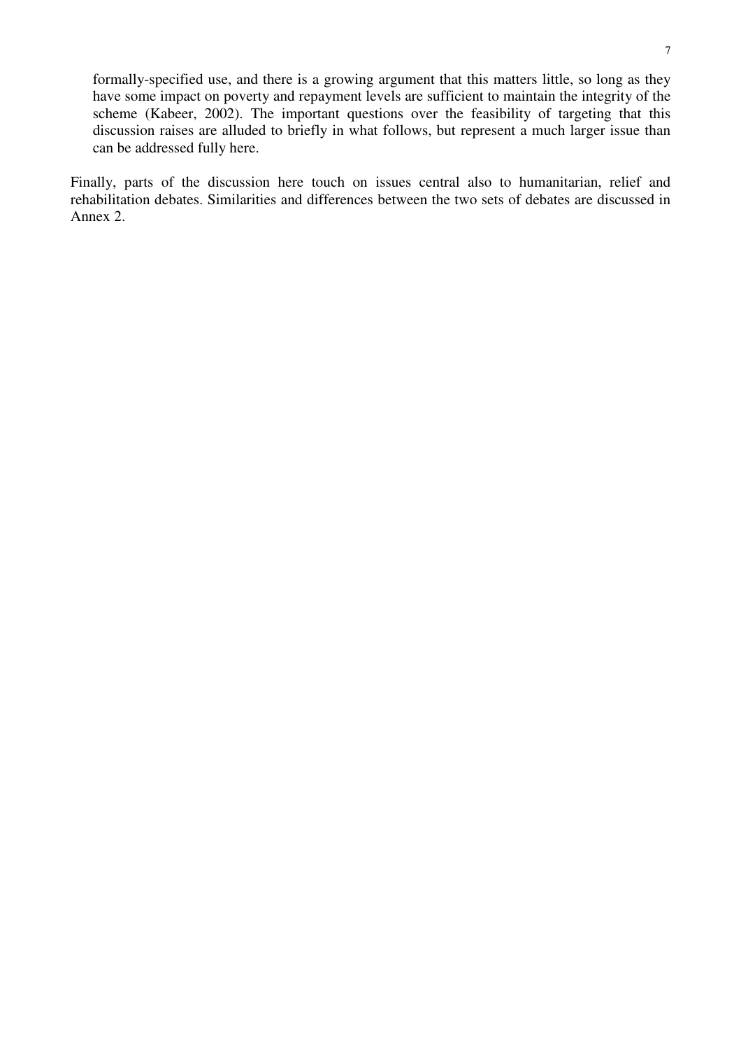formally-specified use, and there is a growing argument that this matters little, so long as they have some impact on poverty and repayment levels are sufficient to maintain the integrity of the scheme (Kabeer, 2002). The important questions over the feasibility of targeting that this discussion raises are alluded to briefly in what follows, but represent a much larger issue than can be addressed fully here.

Finally, parts of the discussion here touch on issues central also to humanitarian, relief and rehabilitation debates. Similarities and differences between the two sets of debates are discussed in Annex 2.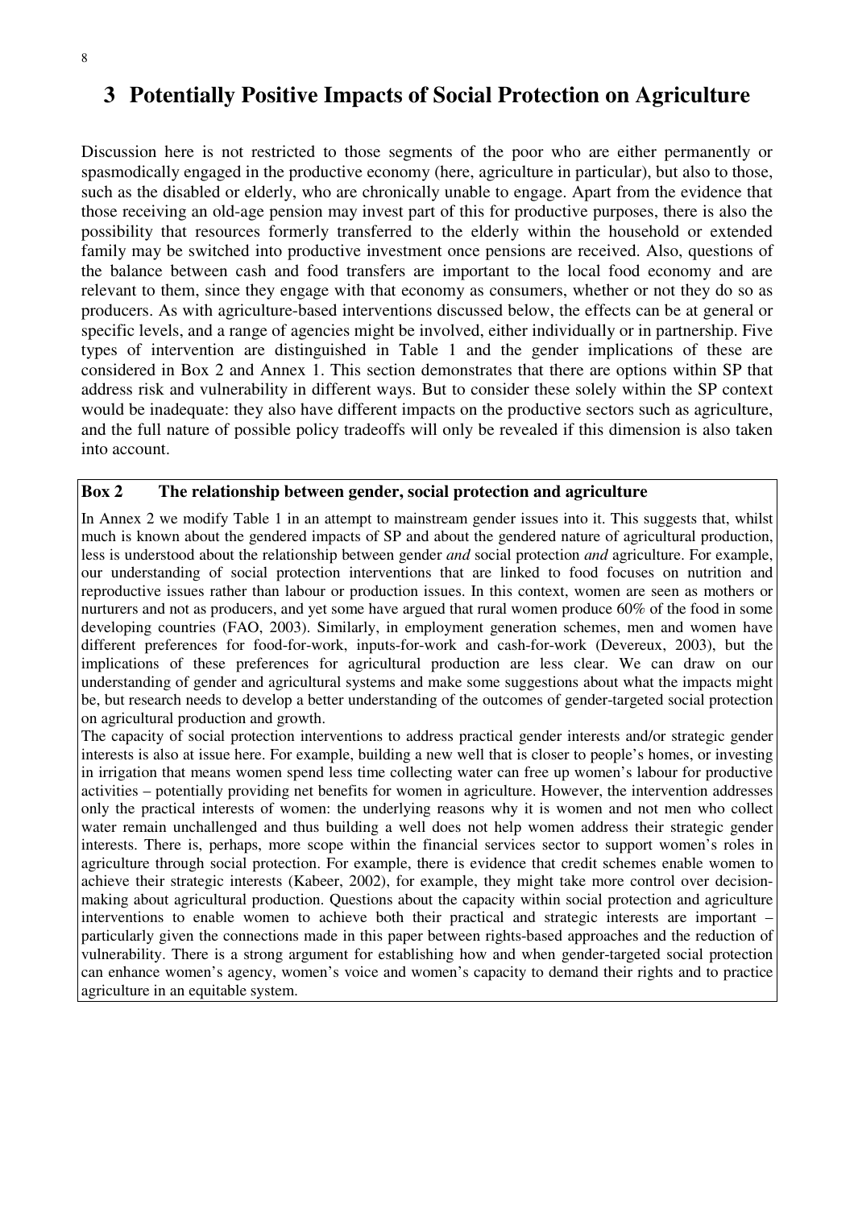# 3 Potentially Positive Impacts of Social Protection on Agriculture

Discussion here is not restricted to those segments of the poor who are either permanently or spasmodically engaged in the productive economy (here, agriculture in particular), but also to those, such as the disabled or elderly, who are chronically unable to engage. Apart from the evidence that those receiving an old-age pension may invest part of this for productive purposes, there is also the possibility that resources formerly transferred to the elderly within the household or extended family may be switched into productive investment once pensions are received. Also, questions of the balance between cash and food transfers are important to the local food economy and are relevant to them, since they engage with that economy as consumers, whether or not they do so as producers. As with agriculture-based interventions discussed below, the effects can be at general or specific levels, and a range of agencies might be involved, either individually or in partnership. Five types of intervention are distinguished in Table 1 and the gender implications of these are considered in Box 2 and Annex 1. This section demonstrates that there are options within SP that address risk and vulnerability in different ways. But to consider these solely within the SP context would be inadequate: they also have different impacts on the productive sectors such as agriculture, and the full nature of possible policy tradeoffs will only be revealed if this dimension is also taken into account.

**Box 2 The relationship between gender, social protection and agriculture**

In Annex 2 we modify Table 1 in an attempt to mainstream gender issues into it. This suggests that, whilst much is known about the gendered impacts of SP and about the gendered nature of agricultural production, less is understood about the relationship between gender *and* social protection *and* agriculture. For example, our understanding of social protection interventions that are linked to food focuses on nutrition and reproductive issues rather than labour or production issues. In this context, women are seen as mothers or nurturers and not as producers, and yet some have argued that rural women produce 60% of the food in some developing countries (FAO, 2003). Similarly, in employment generation schemes, men and women have different preferences for food-for-work, inputs-for-work and cash-for-work (Devereux, 2003), but the implications of these preferences for agricultural production are less clear. We can draw on our understanding of gender and agricultural systems and make some suggestions about what the impacts might be, but research needs to develop a better understanding of the outcomes of gender-targeted social protection on agricultural production and growth.

The capacity of social protection interventions to address practical gender interests and/or strategic gender interests is also at issue here. For example, building a new well that is closer to people's homes, or investing in irrigation that means women spend less time collecting water can free up women's labour for productive activities – potentially providing net benefits for women in agriculture. However, the intervention addresses only the practical interests of women: the underlying reasons why it is women and not men who collect water remain unchallenged and thus building a well does not help women address their strategic gender interests. There is, perhaps, more scope within the financial services sector to support women's roles in agriculture through social protection. For example, there is evidence that credit schemes enable women to achieve their strategic interests (Kabeer, 2002), for example, they might take more control over decision-making about agricultural production. Questions about the capacity within social protection and agriculture interventions to enable women to achieve both their practical and strategic interests are important – particularly given the connections made in this paper between rights-based approaches and the reduction of vulnerability. There is a strong argument for establishing how and when gender-targeted social protection can enhance women's agency, women's voice and women's capacity to demand their rights and to practice agriculture in an equitable system.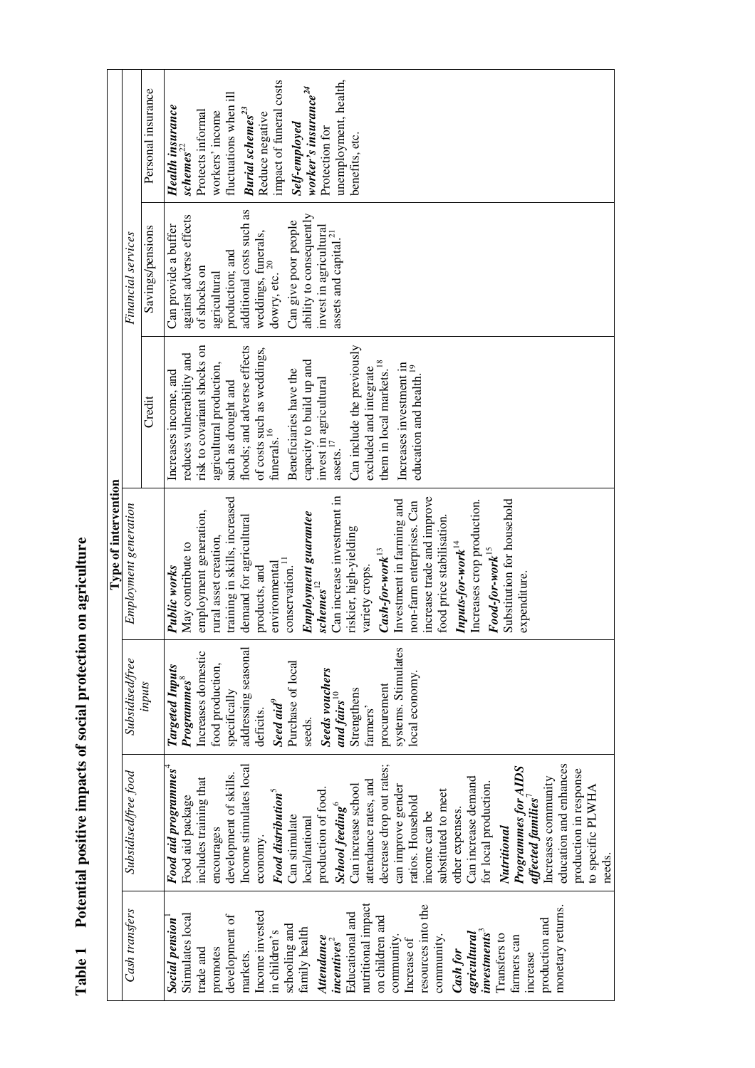**Table 1 Potential positive impacts of social protection on agriculture**

| Type of intervention | | | | | | |
|---|---|---|---|---|---|---|
| *Cash transfers* | *Subsidised/free food* | *Subsidised/free inputs* | *Employment generation* | *Financial services* | | |
| | | | | Credit | Savings/pensions | Personal insurance |
| ***Social pension***[1] Stimulates local trade and promotes development of markets. Income invested in children's schooling and family health ***Attendance incentives***[2] Educational and nutritional impact on children and community. Increase of resources into the community. ***Cash for agricultural investments***[3] Transfers to farmers can increase production and monetary returns. | ***Food aid programmes***[4] Food aid package includes training that encourages development of skills. Income stimulates local economy. ***Food distribution***[5] Can stimulate local/national production of food. ***School feeding***[6] Can increase school attendance rates, and decrease drop out rates; can improve gender ratios. Household income can be substituted to meet other expenses. Can increase demand for local production. ***Nutritional Programmes for AIDS affected families***[7] Increases community education and enhances production in response to specific PLWHA needs. | ***Targeted Inputs Programmes***[8] Increases domestic food production, specifically addressing seasonal deficits. ***Seed aid***[9] Purchase of local seeds. ***Seeds vouchers and fairs***[10] Strengthens farmers' procurement systems. Stimulates local economy. | ***Public works*** May contribute to employment generation, rural asset creation, training in skills, increased demand for agricultural products, and environmental conservation.[11] ***Employment guarantee schemes***[12] Can increase investment in riskier, high-yielding variety crops. ***Cash-for-work***[13] Investment in farming and non-farm enterprises. Can increase trade and improve food price stabilisation. ***Inputs-for-work***[14] Increases crop production. ***Food-for-work***[15] Substitution for household expenditure. | Increases income, and reduces vulnerability and risk to covariant shocks on agricultural production, such as drought and floods; and adverse effects of costs such as weddings, funerals.[16] Beneficiaries have the capacity to build up and invest in agricultural assets.[17] Can include the previously excluded and integrate them in local markets.[18] Increases investment in education and health.[19] | Can provide a buffer against adverse effects of shocks on agricultural production; and additional costs such as weddings, funerals, dowry, etc.[20] Can give poor people ability to consequently invest in agricultural assets and capital.[21] | ***Health insurance schemes***[22] Protects informal workers' income fluctuations when ill ***Burial schemes***[23] Reduce negative impact of funeral costs ***Self-employed worker's insurance***[24] Protection for unemployment, health, benefits, etc. |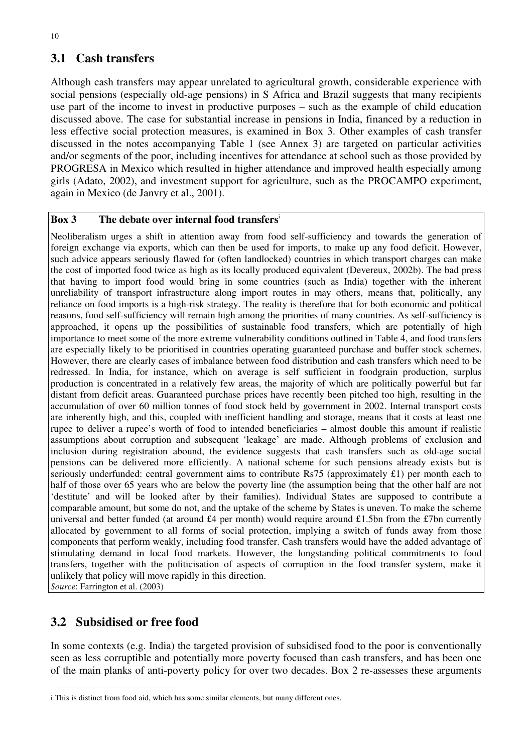## 3.1 Cash transfers

Although cash transfers may appear unrelated to agricultural growth, considerable experience with social pensions (especially old-age pensions) in S Africa and Brazil suggests that many recipients use part of the income to invest in productive purposes – such as the example of child education discussed above. The case for substantial increase in pensions in India, financed by a reduction in less effective social protection measures, is examined in Box 3. Other examples of cash transfer discussed in the notes accompanying Table 1 (see Annex 3) are targeted on particular activities and/or segments of the poor, including incentives for attendance at school such as those provided by PROGRESA in Mexico which resulted in higher attendance and improved health especially among girls (Adato, 2002), and investment support for agriculture, such as the PROCAMPO experiment, again in Mexico (de Janvry et al., 2001).

**Box 3 The debate over internal food transfers**[i]

Neoliberalism urges a shift in attention away from food self-sufficiency and towards the generation of foreign exchange via exports, which can then be used for imports, to make up any food deficit. However, such advice appears seriously flawed for (often landlocked) countries in which transport charges can make the cost of imported food twice as high as its locally produced equivalent (Devereux, 2002b). The bad press that having to import food would bring in some countries (such as India) together with the inherent unreliability of transport infrastructure along import routes in may others, means that, politically, any reliance on food imports is a high-risk strategy. The reality is therefore that for both economic and political reasons, food self-sufficiency will remain high among the priorities of many countries. As self-sufficiency is approached, it opens up the possibilities of sustainable food transfers, which are potentially of high importance to meet some of the more extreme vulnerability conditions outlined in Table 4, and food transfers are especially likely to be prioritised in countries operating guaranteed purchase and buffer stock schemes. However, there are clearly cases of imbalance between food distribution and cash transfers which need to be redressed. In India, for instance, which on average is self sufficient in foodgrain production, surplus production is concentrated in a relatively few areas, the majority of which are politically powerful but far distant from deficit areas. Guaranteed purchase prices have recently been pitched too high, resulting in the accumulation of over 60 million tonnes of food stock held by government in 2002. Internal transport costs are inherently high, and this, coupled with inefficient handling and storage, means that it costs at least one rupee to deliver a rupee's worth of food to intended beneficiaries – almost double this amount if realistic assumptions about corruption and subsequent 'leakage' are made. Although problems of exclusion and inclusion during registration abound, the evidence suggests that cash transfers such as old-age social pensions can be delivered more efficiently. A national scheme for such pensions already exists but is seriously underfunded: central government aims to contribute Rs75 (approximately £1) per month each to half of those over 65 years who are below the poverty line (the assumption being that the other half are not 'destitute' and will be looked after by their families). Individual States are supposed to contribute a comparable amount, but some do not, and the uptake of the scheme by States is uneven. To make the scheme universal and better funded (at around £4 per month) would require around £1.5bn from the £7bn currently allocated by government to all forms of social protection, implying a switch of funds away from those components that perform weakly, including food transfer. Cash transfers would have the added advantage of stimulating demand in local food markets. However, the longstanding political commitments to food transfers, together with the politicisation of aspects of corruption in the food transfer system, make it unlikely that policy will move rapidly in this direction.

*Source*: Farrington et al. (2003)

## 3.2 Subsidised or free food

In some contexts (e.g. India) the targeted provision of subsidised food to the poor is conventionally seen as less corruptible and potentially more poverty focused than cash transfers, and has been one of the main planks of anti-poverty policy for over two decades. Box 2 re-assesses these arguments

---

[i] This is distinct from food aid, which has some similar elements, but many different ones.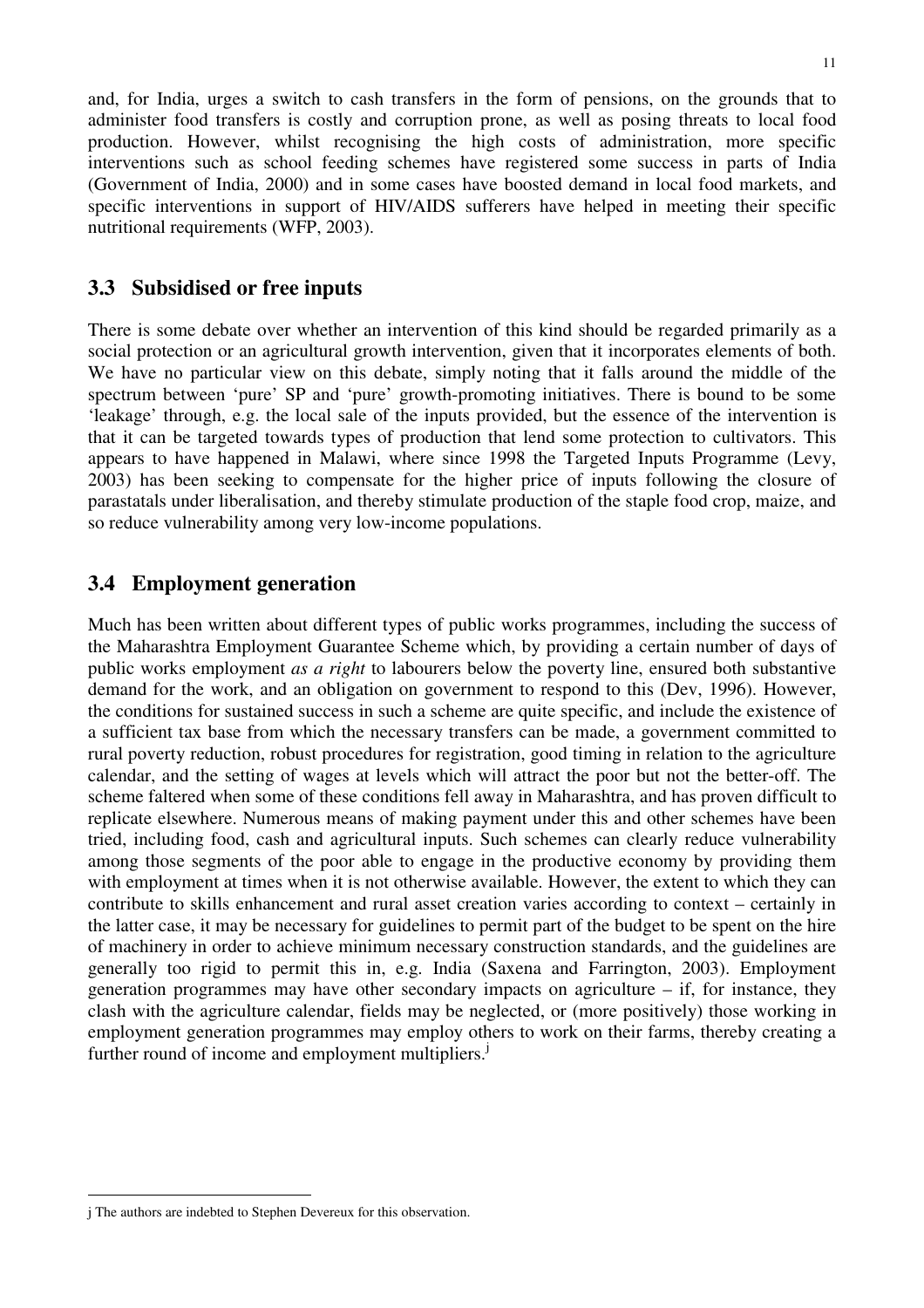and, for India, urges a switch to cash transfers in the form of pensions, on the grounds that to administer food transfers is costly and corruption prone, as well as posing threats to local food production. However, whilst recognising the high costs of administration, more specific interventions such as school feeding schemes have registered some success in parts of India (Government of India, 2000) and in some cases have boosted demand in local food markets, and specific interventions in support of HIV/AIDS sufferers have helped in meeting their specific nutritional requirements (WFP, 2003).

## 3.3 Subsidised or free inputs

There is some debate over whether an intervention of this kind should be regarded primarily as a social protection or an agricultural growth intervention, given that it incorporates elements of both. We have no particular view on this debate, simply noting that it falls around the middle of the spectrum between 'pure' SP and 'pure' growth-promoting initiatives. There is bound to be some 'leakage' through, e.g. the local sale of the inputs provided, but the essence of the intervention is that it can be targeted towards types of production that lend some protection to cultivators. This appears to have happened in Malawi, where since 1998 the Targeted Inputs Programme (Levy, 2003) has been seeking to compensate for the higher price of inputs following the closure of parastatals under liberalisation, and thereby stimulate production of the staple food crop, maize, and so reduce vulnerability among very low-income populations.

## 3.4 Employment generation

Much has been written about different types of public works programmes, including the success of the Maharashtra Employment Guarantee Scheme which, by providing a certain number of days of public works employment *as a right* to labourers below the poverty line, ensured both substantive demand for the work, and an obligation on government to respond to this (Dev, 1996). However, the conditions for sustained success in such a scheme are quite specific, and include the existence of a sufficient tax base from which the necessary transfers can be made, a government committed to rural poverty reduction, robust procedures for registration, good timing in relation to the agriculture calendar, and the setting of wages at levels which will attract the poor but not the better-off. The scheme faltered when some of these conditions fell away in Maharashtra, and has proven difficult to replicate elsewhere. Numerous means of making payment under this and other schemes have been tried, including food, cash and agricultural inputs. Such schemes can clearly reduce vulnerability among those segments of the poor able to engage in the productive economy by providing them with employment at times when it is not otherwise available. However, the extent to which they can contribute to skills enhancement and rural asset creation varies according to context – certainly in the latter case, it may be necessary for guidelines to permit part of the budget to be spent on the hire of machinery in order to achieve minimum necessary construction standards, and the guidelines are generally too rigid to permit this in, e.g. India (Saxena and Farrington, 2003). Employment generation programmes may have other secondary impacts on agriculture – if, for instance, they clash with the agriculture calendar, fields may be neglected, or (more positively) those working in employment generation programmes may employ others to work on their farms, thereby creating a further round of income and employment multipliers.[j]

---

j The authors are indebted to Stephen Devereux for this observation.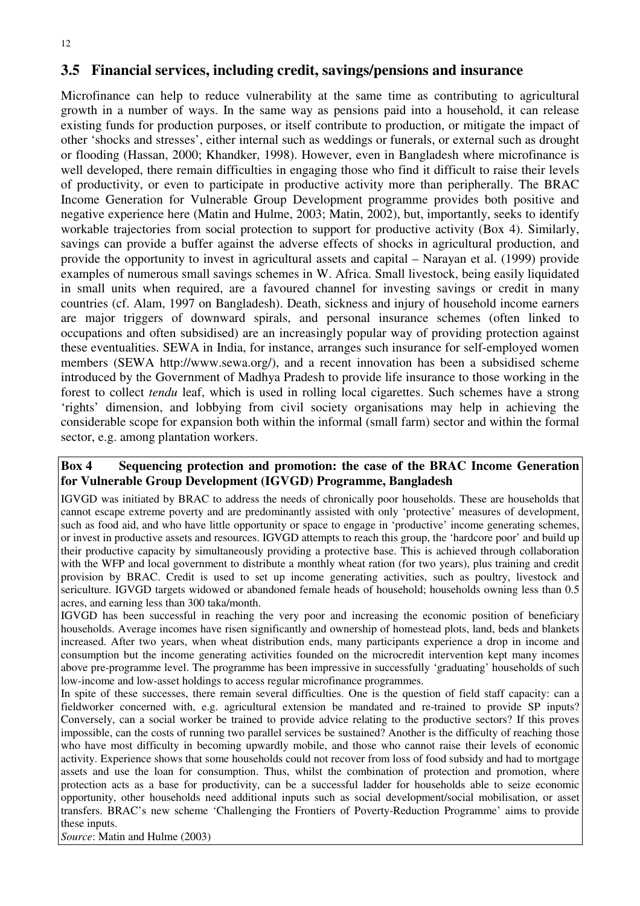## 3.5 Financial services, including credit, savings/pensions and insurance

Microfinance can help to reduce vulnerability at the same time as contributing to agricultural growth in a number of ways. In the same way as pensions paid into a household, it can release existing funds for production purposes, or itself contribute to production, or mitigate the impact of other 'shocks and stresses', either internal such as weddings or funerals, or external such as drought or flooding (Hassan, 2000; Khandker, 1998). However, even in Bangladesh where microfinance is well developed, there remain difficulties in engaging those who find it difficult to raise their levels of productivity, or even to participate in productive activity more than peripherally. The BRAC Income Generation for Vulnerable Group Development programme provides both positive and negative experience here (Matin and Hulme, 2003; Matin, 2002), but, importantly, seeks to identify workable trajectories from social protection to support for productive activity (Box 4). Similarly, savings can provide a buffer against the adverse effects of shocks in agricultural production, and provide the opportunity to invest in agricultural assets and capital – Narayan et al. (1999) provide examples of numerous small savings schemes in W. Africa. Small livestock, being easily liquidated in small units when required, are a favoured channel for investing savings or credit in many countries (cf. Alam, 1997 on Bangladesh). Death, sickness and injury of household income earners are major triggers of downward spirals, and personal insurance schemes (often linked to occupations and often subsidised) are an increasingly popular way of providing protection against these eventualities. SEWA in India, for instance, arranges such insurance for self-employed women members (SEWA http://www.sewa.org/), and a recent innovation has been a subsidised scheme introduced by the Government of Madhya Pradesh to provide life insurance to those working in the forest to collect *tendu* leaf, which is used in rolling local cigarettes. Such schemes have a strong 'rights' dimension, and lobbying from civil society organisations may help in achieving the considerable scope for expansion both within the informal (small farm) sector and within the formal sector, e.g. among plantation workers.

**Box 4 Sequencing protection and promotion: the case of the BRAC Income Generation for Vulnerable Group Development (IGVGD) Programme, Bangladesh**

IGVGD was initiated by BRAC to address the needs of chronically poor households. These are households that cannot escape extreme poverty and are predominantly assisted with only 'protective' measures of development, such as food aid, and who have little opportunity or space to engage in 'productive' income generating schemes, or invest in productive assets and resources. IGVGD attempts to reach this group, the 'hardcore poor' and build up their productive capacity by simultaneously providing a protective base. This is achieved through collaboration with the WFP and local government to distribute a monthly wheat ration (for two years), plus training and credit provision by BRAC. Credit is used to set up income generating activities, such as poultry, livestock and sericulture. IGVGD targets widowed or abandoned female heads of household; households owning less than 0.5 acres, and earning less than 300 taka/month.

IGVGD has been successful in reaching the very poor and increasing the economic position of beneficiary households. Average incomes have risen significantly and ownership of homestead plots, land, beds and blankets increased. After two years, when wheat distribution ends, many participants experience a drop in income and consumption but the income generating activities founded on the microcredit intervention kept many incomes above pre-programme level. The programme has been impressive in successfully 'graduating' households of such low-income and low-asset holdings to access regular microfinance programmes.

In spite of these successes, there remain several difficulties. One is the question of field staff capacity: can a fieldworker concerned with, e.g. agricultural extension be mandated and re-trained to provide SP inputs? Conversely, can a social worker be trained to provide advice relating to the productive sectors? If this proves impossible, can the costs of running two parallel services be sustained? Another is the difficulty of reaching those who have most difficulty in becoming upwardly mobile, and those who cannot raise their levels of economic activity. Experience shows that some households could not recover from loss of food subsidy and had to mortgage assets and use the loan for consumption. Thus, whilst the combination of protection and promotion, where protection acts as a base for productivity, can be a successful ladder for households able to seize economic opportunity, other households need additional inputs such as social development/social mobilisation, or asset transfers. BRAC's new scheme 'Challenging the Frontiers of Poverty-Reduction Programme' aims to provide these inputs.

*Source*: Matin and Hulme (2003)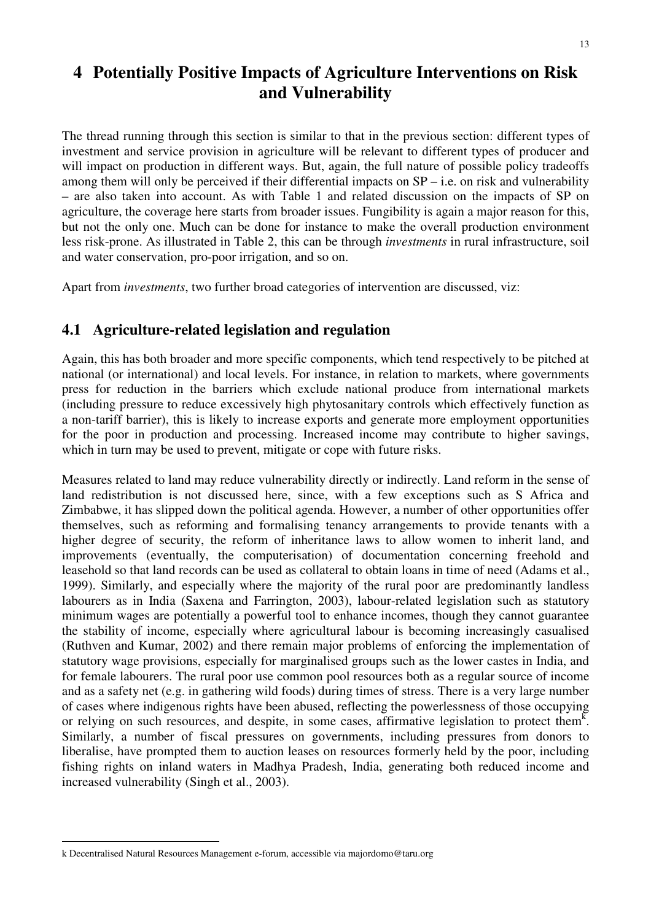# 4 Potentially Positive Impacts of Agriculture Interventions on Risk and Vulnerability

The thread running through this section is similar to that in the previous section: different types of investment and service provision in agriculture will be relevant to different types of producer and will impact on production in different ways. But, again, the full nature of possible policy tradeoffs among them will only be perceived if their differential impacts on SP – i.e. on risk and vulnerability – are also taken into account. As with Table 1 and related discussion on the impacts of SP on agriculture, the coverage here starts from broader issues. Fungibility is again a major reason for this, but not the only one. Much can be done for instance to make the overall production environment less risk-prone. As illustrated in Table 2, this can be through *investments* in rural infrastructure, soil and water conservation, pro-poor irrigation, and so on.

Apart from *investments*, two further broad categories of intervention are discussed, viz:

## 4.1 Agriculture-related legislation and regulation

Again, this has both broader and more specific components, which tend respectively to be pitched at national (or international) and local levels. For instance, in relation to markets, where governments press for reduction in the barriers which exclude national produce from international markets (including pressure to reduce excessively high phytosanitary controls which effectively function as a non-tariff barrier), this is likely to increase exports and generate more employment opportunities for the poor in production and processing. Increased income may contribute to higher savings, which in turn may be used to prevent, mitigate or cope with future risks.

Measures related to land may reduce vulnerability directly or indirectly. Land reform in the sense of land redistribution is not discussed here, since, with a few exceptions such as S Africa and Zimbabwe, it has slipped down the political agenda. However, a number of other opportunities offer themselves, such as reforming and formalising tenancy arrangements to provide tenants with a higher degree of security, the reform of inheritance laws to allow women to inherit land, and improvements (eventually, the computerisation) of documentation concerning freehold and leasehold so that land records can be used as collateral to obtain loans in time of need (Adams et al., 1999). Similarly, and especially where the majority of the rural poor are predominantly landless labourers as in India (Saxena and Farrington, 2003), labour-related legislation such as statutory minimum wages are potentially a powerful tool to enhance incomes, though they cannot guarantee the stability of income, especially where agricultural labour is becoming increasingly casualised (Ruthven and Kumar, 2002) and there remain major problems of enforcing the implementation of statutory wage provisions, especially for marginalised groups such as the lower castes in India, and for female labourers. The rural poor use common pool resources both as a regular source of income and as a safety net (e.g. in gathering wild foods) during times of stress. There is a very large number of cases where indigenous rights have been abused, reflecting the powerlessness of those occupying or relying on such resources, and despite, in some cases, affirmative legislation to protect them[k]. Similarly, a number of fiscal pressures on governments, including pressures from donors to liberalise, have prompted them to auction leases on resources formerly held by the poor, including fishing rights on inland waters in Madhya Pradesh, India, generating both reduced income and increased vulnerability (Singh et al., 2003).

---

k Decentralised Natural Resources Management e-forum, accessible via majordomo@taru.org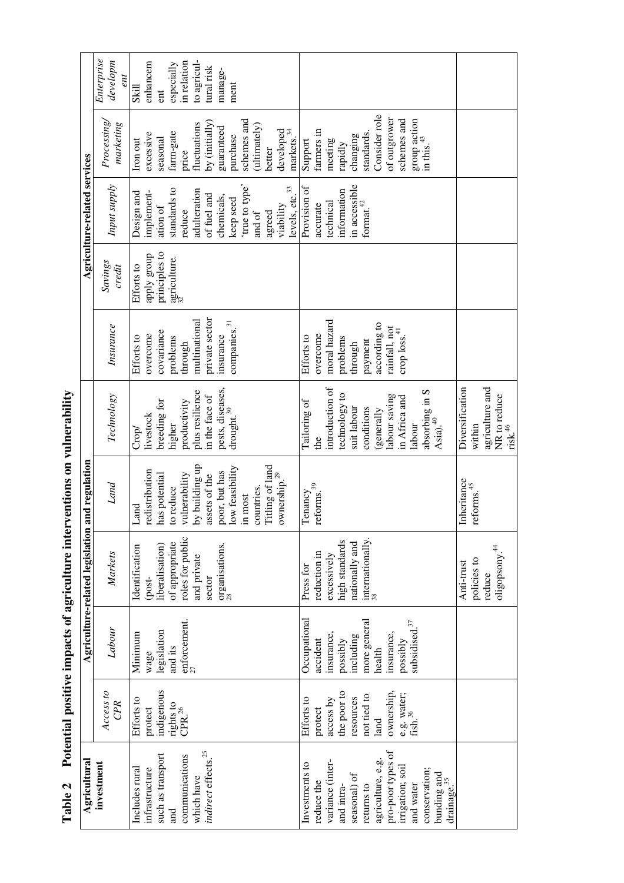**Table 2 Potential positive impacts of agriculture interventions on vulnerability**

| Agricultural investment | Agriculture-related legislation and regulation | | | | | Agriculture-related services | | | | | |
|---|---|---|---|---|---|---|---|---|---|---|---|
| | *Access to CPR* | *Labour* | *Markets* | *Land* | *Technology* | *Insurance* | *Savings credit* | *Input supply* | *Processing/ marketing* | *Enterprise development* |
| Includes rural infrastructure such as transport and communications which have *indirect* effects.[25] | Efforts to protect indigenous rights to CPR.[26] | Minimum wage legislation and its enforcement.[27] | Identification (post-liberalisation) of appropriate roles for public and private sector organisations.[28] | Land redistribution has potential to reduce vulnerability by building up assets of the poor, but has low feasibility in most countries. Titling of land ownership.[29] | Crop/ livestock breeding for higher productivity plus resilience in the face of pests, diseases, drought.[30] | Efforts to overcome covariance problems through multinational private sector insurance companies.[31] | Efforts to apply group principles to agriculture.[32] | Design and implement-ation of standards to reduce adulteration of fuel and chemicals, keep seed 'true to type' and of agreed viability levels, etc.[33] | Iron out excessive seasonal farm-gate price fluctuations by (initially) guaranteed purchase schemes and (ultimately) better developed markets.[34] | Skill enhancement especially in relation to agricultural risk management |
| Investments to reduce the variance (inter- and intra-seasonal) of returns to agriculture, e.g. pro-poor types of irrigation; soil and water conservation; bunding and drainage.[35] | Efforts to protect access by the poor to resources not tied to land ownership, e.g. water; fish.[36] | Occupational accident insurance, possibly including more general health insurance, possibly subsidised.[37] | Press for reduction in excessively high standards nationally and internationally.[38] | Tenancy reforms.[39] | Tailoring of the introduction of technology to suit labour conditions (generally labour saving in Africa and labour absorbing in S Asia).[40] | Efforts to overcome moral hazard problems through payment according to rainfall, not crop loss.[41] | | Provision of accurate technical information in accessible format.[42] | Support farmers in meeting rapidly changing standards. Consider role of outgrower schemes and group action in this.[43] | |
| | | | Anti-trust policies to reduce oligopsony.[44] | Inheritance reforms.[45] | Diversification within agriculture and NR to reduce risk.[46] | | | | | |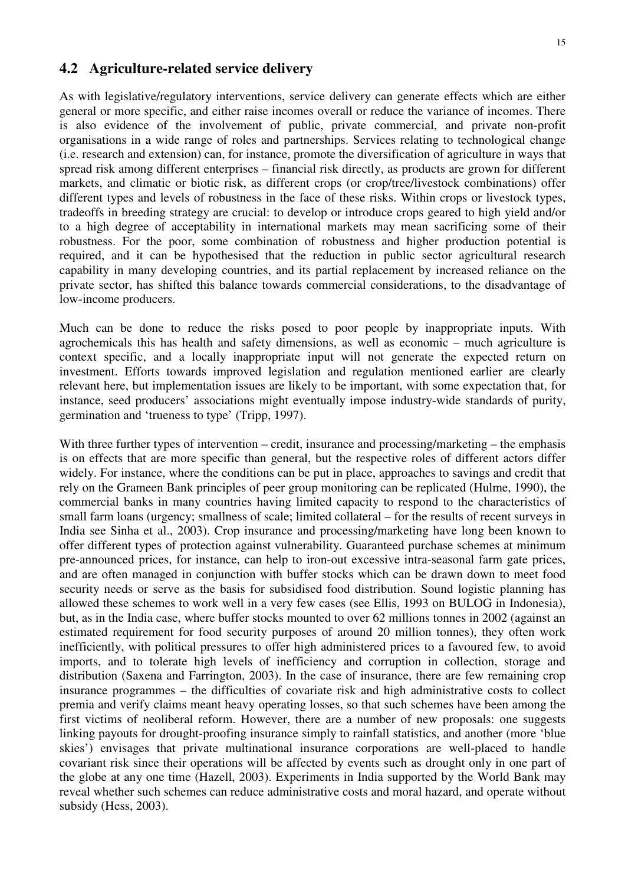## 4.2 Agriculture-related service delivery

As with legislative/regulatory interventions, service delivery can generate effects which are either general or more specific, and either raise incomes overall or reduce the variance of incomes. There is also evidence of the involvement of public, private commercial, and private non-profit organisations in a wide range of roles and partnerships. Services relating to technological change (i.e. research and extension) can, for instance, promote the diversification of agriculture in ways that spread risk among different enterprises – financial risk directly, as products are grown for different markets, and climatic or biotic risk, as different crops (or crop/tree/livestock combinations) offer different types and levels of robustness in the face of these risks. Within crops or livestock types, tradeoffs in breeding strategy are crucial: to develop or introduce crops geared to high yield and/or to a high degree of acceptability in international markets may mean sacrificing some of their robustness. For the poor, some combination of robustness and higher production potential is required, and it can be hypothesised that the reduction in public sector agricultural research capability in many developing countries, and its partial replacement by increased reliance on the private sector, has shifted this balance towards commercial considerations, to the disadvantage of low-income producers.

Much can be done to reduce the risks posed to poor people by inappropriate inputs. With agrochemicals this has health and safety dimensions, as well as economic – much agriculture is context specific, and a locally inappropriate input will not generate the expected return on investment. Efforts towards improved legislation and regulation mentioned earlier are clearly relevant here, but implementation issues are likely to be important, with some expectation that, for instance, seed producers' associations might eventually impose industry-wide standards of purity, germination and 'trueness to type' (Tripp, 1997).

With three further types of intervention – credit, insurance and processing/marketing – the emphasis is on effects that are more specific than general, but the respective roles of different actors differ widely. For instance, where the conditions can be put in place, approaches to savings and credit that rely on the Grameen Bank principles of peer group monitoring can be replicated (Hulme, 1990), the commercial banks in many countries having limited capacity to respond to the characteristics of small farm loans (urgency; smallness of scale; limited collateral – for the results of recent surveys in India see Sinha et al., 2003). Crop insurance and processing/marketing have long been known to offer different types of protection against vulnerability. Guaranteed purchase schemes at minimum pre-announced prices, for instance, can help to iron-out excessive intra-seasonal farm gate prices, and are often managed in conjunction with buffer stocks which can be drawn down to meet food security needs or serve as the basis for subsidised food distribution. Sound logistic planning has allowed these schemes to work well in a very few cases (see Ellis, 1993 on BULOG in Indonesia), but, as in the India case, where buffer stocks mounted to over 62 millions tonnes in 2002 (against an estimated requirement for food security purposes of around 20 million tonnes), they often work inefficiently, with political pressures to offer high administered prices to a favoured few, to avoid imports, and to tolerate high levels of inefficiency and corruption in collection, storage and distribution (Saxena and Farrington, 2003). In the case of insurance, there are few remaining crop insurance programmes – the difficulties of covariate risk and high administrative costs to collect premia and verify claims meant heavy operating losses, so that such schemes have been among the first victims of neoliberal reform. However, there are a number of new proposals: one suggests linking payouts for drought-proofing insurance simply to rainfall statistics, and another (more 'blue skies') envisages that private multinational insurance corporations are well-placed to handle covariant risk since their operations will be affected by events such as drought only in one part of the globe at any one time (Hazell, 2003). Experiments in India supported by the World Bank may reveal whether such schemes can reduce administrative costs and moral hazard, and operate without subsidy (Hess, 2003).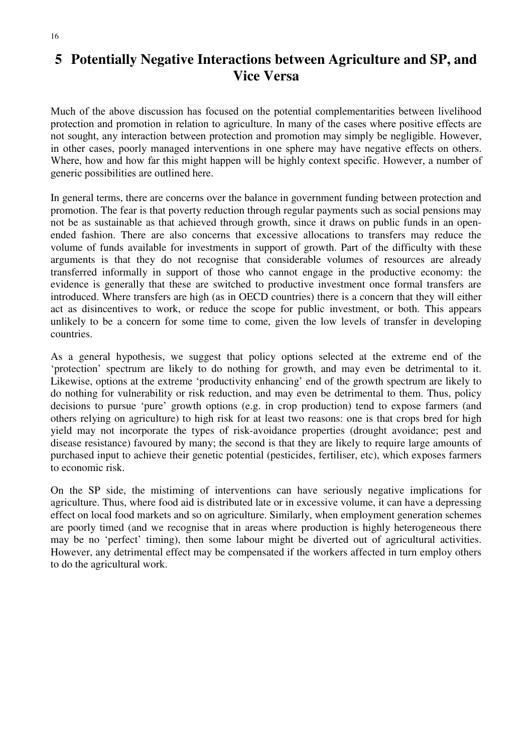# 5 Potentially Negative Interactions between Agriculture and SP, and Vice Versa

Much of the above discussion has focused on the potential complementarities between livelihood protection and promotion in relation to agriculture. In many of the cases where positive effects are not sought, any interaction between protection and promotion may simply be negligible. However, in other cases, poorly managed interventions in one sphere may have negative effects on others. Where, how and how far this might happen will be highly context specific. However, a number of generic possibilities are outlined here.

In general terms, there are concerns over the balance in government funding between protection and promotion. The fear is that poverty reduction through regular payments such as social pensions may not be as sustainable as that achieved through growth, since it draws on public funds in an open-ended fashion. There are also concerns that excessive allocations to transfers may reduce the volume of funds available for investments in support of growth. Part of the difficulty with these arguments is that they do not recognise that considerable volumes of resources are already transferred informally in support of those who cannot engage in the productive economy: the evidence is generally that these are switched to productive investment once formal transfers are introduced. Where transfers are high (as in OECD countries) there is a concern that they will either act as disincentives to work, or reduce the scope for public investment, or both. This appears unlikely to be a concern for some time to come, given the low levels of transfer in developing countries.

As a general hypothesis, we suggest that policy options selected at the extreme end of the 'protection' spectrum are likely to do nothing for growth, and may even be detrimental to it. Likewise, options at the extreme 'productivity enhancing' end of the growth spectrum are likely to do nothing for vulnerability or risk reduction, and may even be detrimental to them. Thus, policy decisions to pursue 'pure' growth options (e.g. in crop production) tend to expose farmers (and others relying on agriculture) to high risk for at least two reasons: one is that crops bred for high yield may not incorporate the types of risk-avoidance properties (drought avoidance; pest and disease resistance) favoured by many; the second is that they are likely to require large amounts of purchased input to achieve their genetic potential (pesticides, fertiliser, etc), which exposes farmers to economic risk.

On the SP side, the mistiming of interventions can have seriously negative implications for agriculture. Thus, where food aid is distributed late or in excessive volume, it can have a depressing effect on local food markets and so on agriculture. Similarly, when employment generation schemes are poorly timed (and we recognise that in areas where production is highly heterogeneous there may be no 'perfect' timing), then some labour might be diverted out of agricultural activities. However, any detrimental effect may be compensated if the workers affected in turn employ others to do the agricultural work.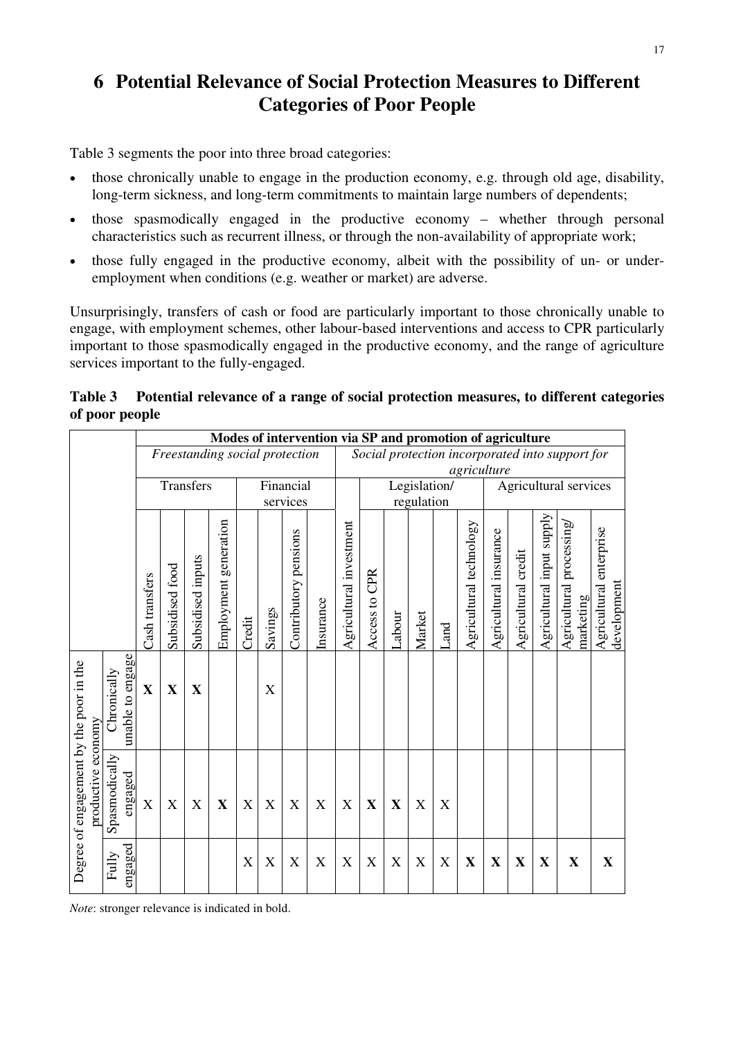# 6 Potential Relevance of Social Protection Measures to Different Categories of Poor People

Table 3 segments the poor into three broad categories:

- those chronically unable to engage in the production economy, e.g. through old age, disability, long-term sickness, and long-term commitments to maintain large numbers of dependents;
- those spasmodically engaged in the productive economy – whether through personal characteristics such as recurrent illness, or through the non-availability of appropriate work;
- those fully engaged in the productive economy, albeit with the possibility of un- or under-employment when conditions (e.g. weather or market) are adverse.

Unsurprisingly, transfers of cash or food are particularly important to those chronically unable to engage, with employment schemes, other labour-based interventions and access to CPR particularly important to those spasmodically engaged in the productive economy, and the range of agriculture services important to the fully-engaged.

**Table 3 Potential relevance of a range of social protection measures, to different categories of poor people**

| | | Modes of intervention via SP and promotion of agriculture | | | | | | | | | | | | | | | | | | | |
|---|---|---|---|---|---|---|---|---|---|---|---|---|---|---|---|---|---|---|---|---|---|
| | | *Freestanding social protection* | | | | | | | | *Social protection incorporated into support for agriculture* | | | | | | | | | | | |
| | | Transfers | | | | Financial services | | | | | | Legislation/ regulation | | | | Agricultural services | | | | | |
| | | Cash transfers | Subsidised food | Subsidised inputs | Employment generation | Credit | Savings | Contributory pensions | Insurance | Agricultural investment | Access to CPR | Labour | Market | Land | Agricultural technology | Agricultural insurance | Agricultural credit | Agricultural input supply | Agricultural processing/ marketing | Agricultural enterprise development |
| Degree of engagement by the poor in the productive economy | Chronically unable to engage | **X** | **X** | **X** | | | X | | | | | | | | | | | | | |
| | Spasmodically engaged | X | X | X | **X** | X | X | X | X | X | **X** | **X** | X | X | | | | | | |
| | Fully engaged | | | | | X | X | X | X | X | X | X | X | X | **X** | **X** | **X** | **X** | **X** | **X** |

*Note*: stronger relevance is indicated in bold.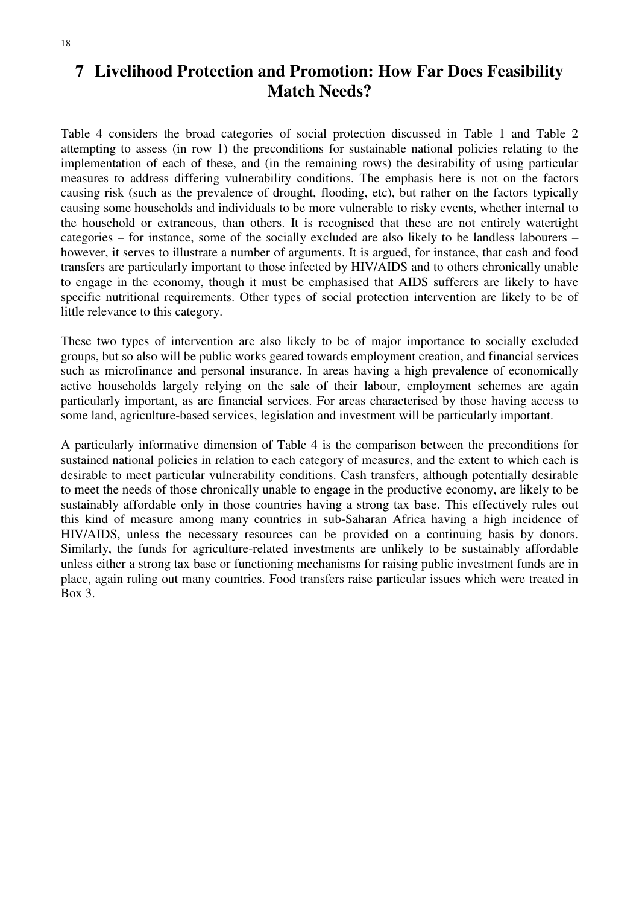# 7 Livelihood Protection and Promotion: How Far Does Feasibility Match Needs?

Table 4 considers the broad categories of social protection discussed in Table 1 and Table 2 attempting to assess (in row 1) the preconditions for sustainable national policies relating to the implementation of each of these, and (in the remaining rows) the desirability of using particular measures to address differing vulnerability conditions. The emphasis here is not on the factors causing risk (such as the prevalence of drought, flooding, etc), but rather on the factors typically causing some households and individuals to be more vulnerable to risky events, whether internal to the household or extraneous, than others. It is recognised that these are not entirely watertight categories – for instance, some of the socially excluded are also likely to be landless labourers – however, it serves to illustrate a number of arguments. It is argued, for instance, that cash and food transfers are particularly important to those infected by HIV/AIDS and to others chronically unable to engage in the economy, though it must be emphasised that AIDS sufferers are likely to have specific nutritional requirements. Other types of social protection intervention are likely to be of little relevance to this category.

These two types of intervention are also likely to be of major importance to socially excluded groups, but so also will be public works geared towards employment creation, and financial services such as microfinance and personal insurance. In areas having a high prevalence of economically active households largely relying on the sale of their labour, employment schemes are again particularly important, as are financial services. For areas characterised by those having access to some land, agriculture-based services, legislation and investment will be particularly important.

A particularly informative dimension of Table 4 is the comparison between the preconditions for sustained national policies in relation to each category of measures, and the extent to which each is desirable to meet particular vulnerability conditions. Cash transfers, although potentially desirable to meet the needs of those chronically unable to engage in the productive economy, are likely to be sustainably affordable only in those countries having a strong tax base. This effectively rules out this kind of measure among many countries in sub-Saharan Africa having a high incidence of HIV/AIDS, unless the necessary resources can be provided on a continuing basis by donors. Similarly, the funds for agriculture-related investments are unlikely to be sustainably affordable unless either a strong tax base or functioning mechanisms for raising public investment funds are in place, again ruling out many countries. Food transfers raise particular issues which were treated in Box 3.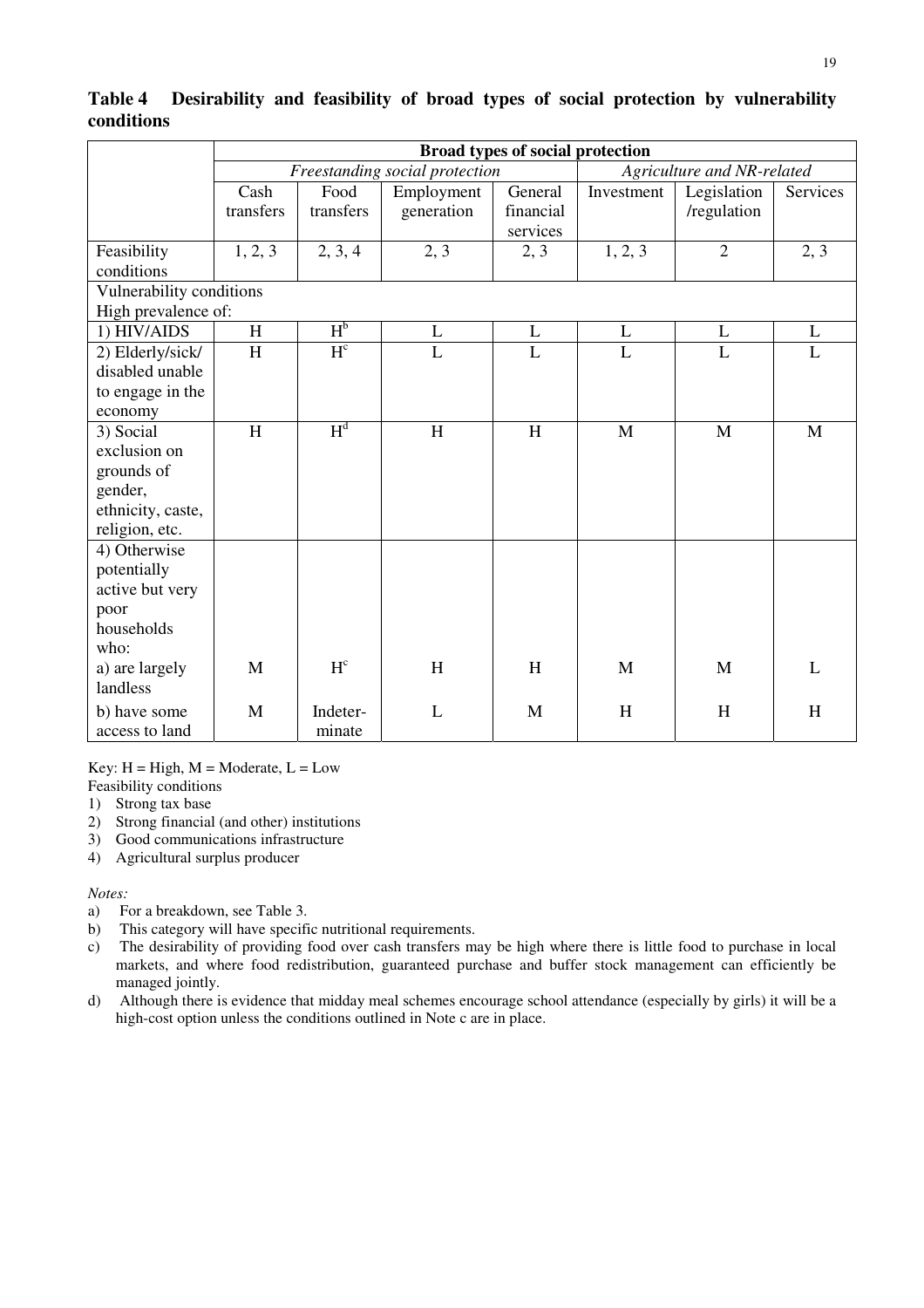**Table 4 Desirability and feasibility of broad types of social protection by vulnerability conditions**

| | Broad types of social protection | | | | | | |
|---|---|---|---|---|---|---|---|
| | *Freestanding social protection* | | | | *Agriculture and NR-related* | | |
| | Cash transfers | Food transfers | Employment generation | General financial services | Investment | Legislation /regulation | Services |
| Feasibility conditions | 1, 2, 3 | 2, 3, 4 | 2, 3 | 2, 3 | 1, 2, 3 | 2 | 2, 3 |
| Vulnerability conditions High prevalence of: | | | | | | | |
| 1) HIV/AIDS | H | H[b] | L | L | L | L | L |
| 2) Elderly/sick/ disabled unable to engage in the economy | H | H[c] | L | L | L | L | L |
| 3) Social exclusion on grounds of gender, ethnicity, caste, religion, etc. | H | H[d] | H | H | M | M | M |
| 4) Otherwise potentially active but very poor households who: | | | | | | | |
| a) are largely landless | M | H[c] | H | H | M | M | L |
| b) have some access to land | M | Indeter-minate | L | M | H | H | H |

Key: H = High, M = Moderate, L = Low

Feasibility conditions

1) Strong tax base
2) Strong financial (and other) institutions
3) Good communications infrastructure
4) Agricultural surplus producer

*Notes:*

a) For a breakdown, see Table 3.
b) This category will have specific nutritional requirements.
c) The desirability of providing food over cash transfers may be high where there is little food to purchase in local markets, and where food redistribution, guaranteed purchase and buffer stock management can efficiently be managed jointly.
d) Although there is evidence that midday meal schemes encourage school attendance (especially by girls) it will be a high-cost option unless the conditions outlined in Note c are in place.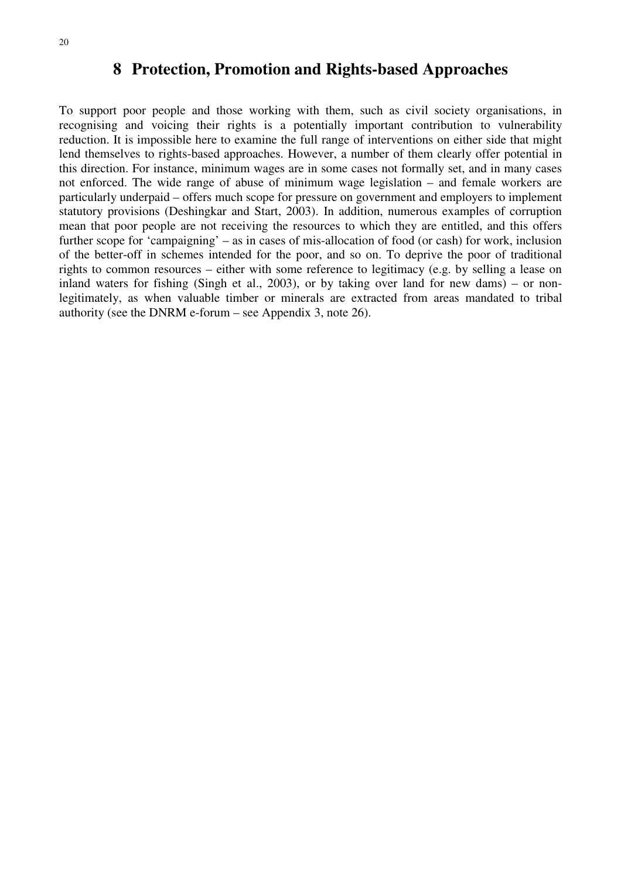# 8 Protection, Promotion and Rights-based Approaches

To support poor people and those working with them, such as civil society organisations, in recognising and voicing their rights is a potentially important contribution to vulnerability reduction. It is impossible here to examine the full range of interventions on either side that might lend themselves to rights-based approaches. However, a number of them clearly offer potential in this direction. For instance, minimum wages are in some cases not formally set, and in many cases not enforced. The wide range of abuse of minimum wage legislation – and female workers are particularly underpaid – offers much scope for pressure on government and employers to implement statutory provisions (Deshingkar and Start, 2003). In addition, numerous examples of corruption mean that poor people are not receiving the resources to which they are entitled, and this offers further scope for 'campaigning' – as in cases of mis-allocation of food (or cash) for work, inclusion of the better-off in schemes intended for the poor, and so on. To deprive the poor of traditional rights to common resources – either with some reference to legitimacy (e.g. by selling a lease on inland waters for fishing (Singh et al., 2003), or by taking over land for new dams) – or non-legitimately, as when valuable timber or minerals are extracted from areas mandated to tribal authority (see the DNRM e-forum – see Appendix 3, note 26).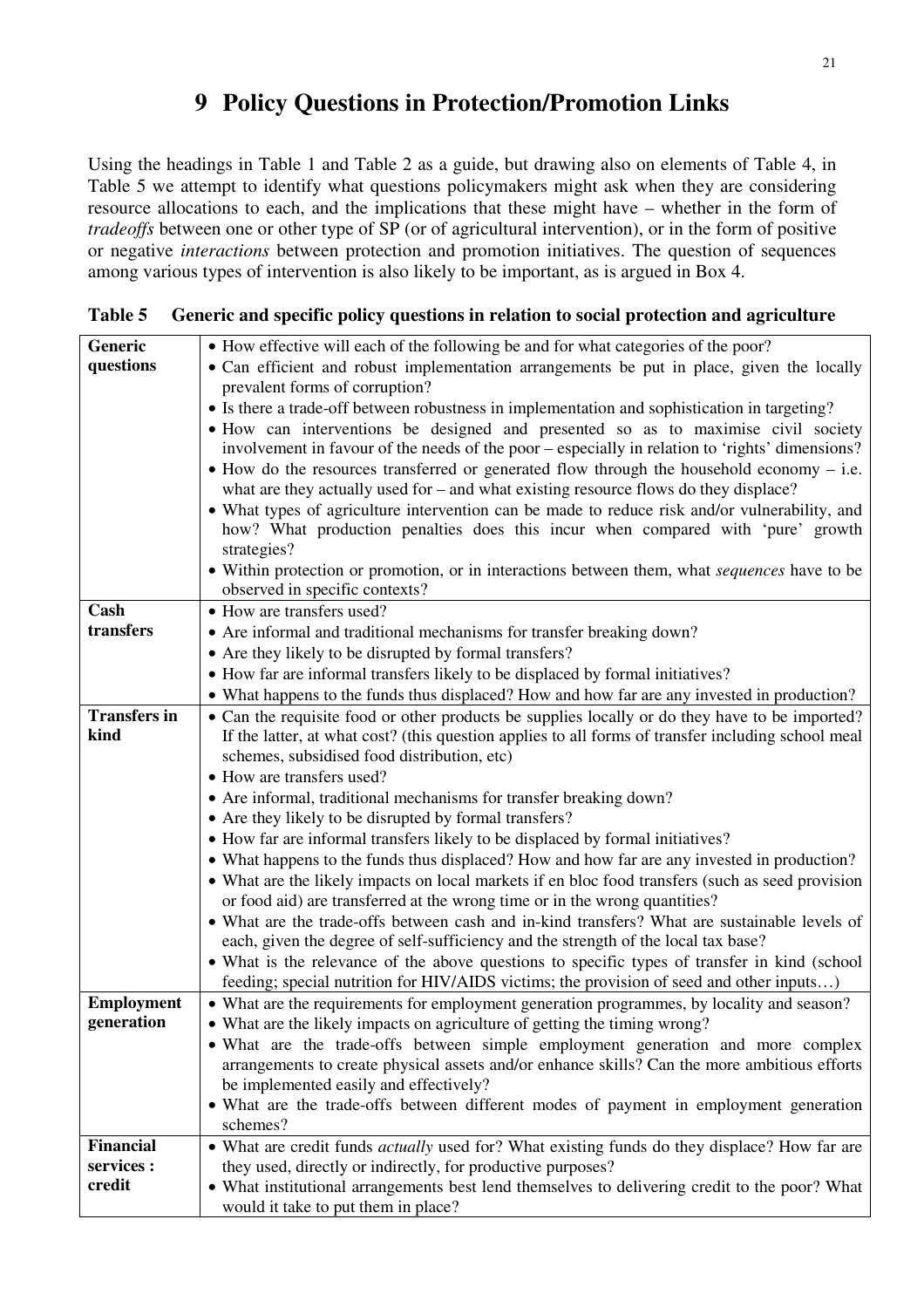# 9 Policy Questions in Protection/Promotion Links

Using the headings in Table 1 and Table 2 as a guide, but drawing also on elements of Table 4, in Table 5 we attempt to identify what questions policymakers might ask when they are considering resource allocations to each, and the implications that these might have – whether in the form of *tradeoffs* between one or other type of SP (or of agricultural intervention), or in the form of positive or negative *interactions* between protection and promotion initiatives. The question of sequences among various types of intervention is also likely to be important, as is argued in Box 4.

**Table 5 Generic and specific policy questions in relation to social protection and agriculture**

| | |
|---|---|
| **Generic questions** | • How effective will each of the following be and for what categories of the poor?<br>• Can efficient and robust implementation arrangements be put in place, given the locally prevalent forms of corruption?<br>• Is there a trade-off between robustness in implementation and sophistication in targeting?<br>• How can interventions be designed and presented so as to maximise civil society involvement in favour of the needs of the poor – especially in relation to 'rights' dimensions?<br>• How do the resources transferred or generated flow through the household economy – i.e. what are they actually used for – and what existing resource flows do they displace?<br>• What types of agriculture intervention can be made to reduce risk and/or vulnerability, and how? What production penalties does this incur when compared with 'pure' growth strategies?<br>• Within protection or promotion, or in interactions between them, what *sequences* have to be observed in specific contexts? |
| **Cash transfers** | • How are transfers used?<br>• Are informal and traditional mechanisms for transfer breaking down?<br>• Are they likely to be disrupted by formal transfers?<br>• How far are informal transfers likely to be displaced by formal initiatives?<br>• What happens to the funds thus displaced? How and how far are any invested in production? |
| **Transfers in kind** | • Can the requisite food or other products be supplies locally or do they have to be imported? If the latter, at what cost? (this question applies to all forms of transfer including school meal schemes, subsidised food distribution, etc)<br>• How are transfers used?<br>• Are informal, traditional mechanisms for transfer breaking down?<br>• Are they likely to be disrupted by formal transfers?<br>• How far are informal transfers likely to be displaced by formal initiatives?<br>• What happens to the funds thus displaced? How and how far are any invested in production?<br>• What are the likely impacts on local markets if en bloc food transfers (such as seed provision or food aid) are transferred at the wrong time or in the wrong quantities?<br>• What are the trade-offs between cash and in-kind transfers? What are sustainable levels of each, given the degree of self-sufficiency and the strength of the local tax base?<br>• What is the relevance of the above questions to specific types of transfer in kind (school feeding; special nutrition for HIV/AIDS victims; the provision of seed and other inputs…) |
| **Employment generation** | • What are the requirements for employment generation programmes, by locality and season?<br>• What are the likely impacts on agriculture of getting the timing wrong?<br>• What are the trade-offs between simple employment generation and more complex arrangements to create physical assets and/or enhance skills? Can the more ambitious efforts be implemented easily and effectively?<br>• What are the trade-offs between different modes of payment in employment generation schemes? |
| **Financial services : credit** | • What are credit funds *actually* used for? What existing funds do they displace? How far are they used, directly or indirectly, for productive purposes?<br>• What institutional arrangements best lend themselves to delivering credit to the poor? What would it take to put them in place? |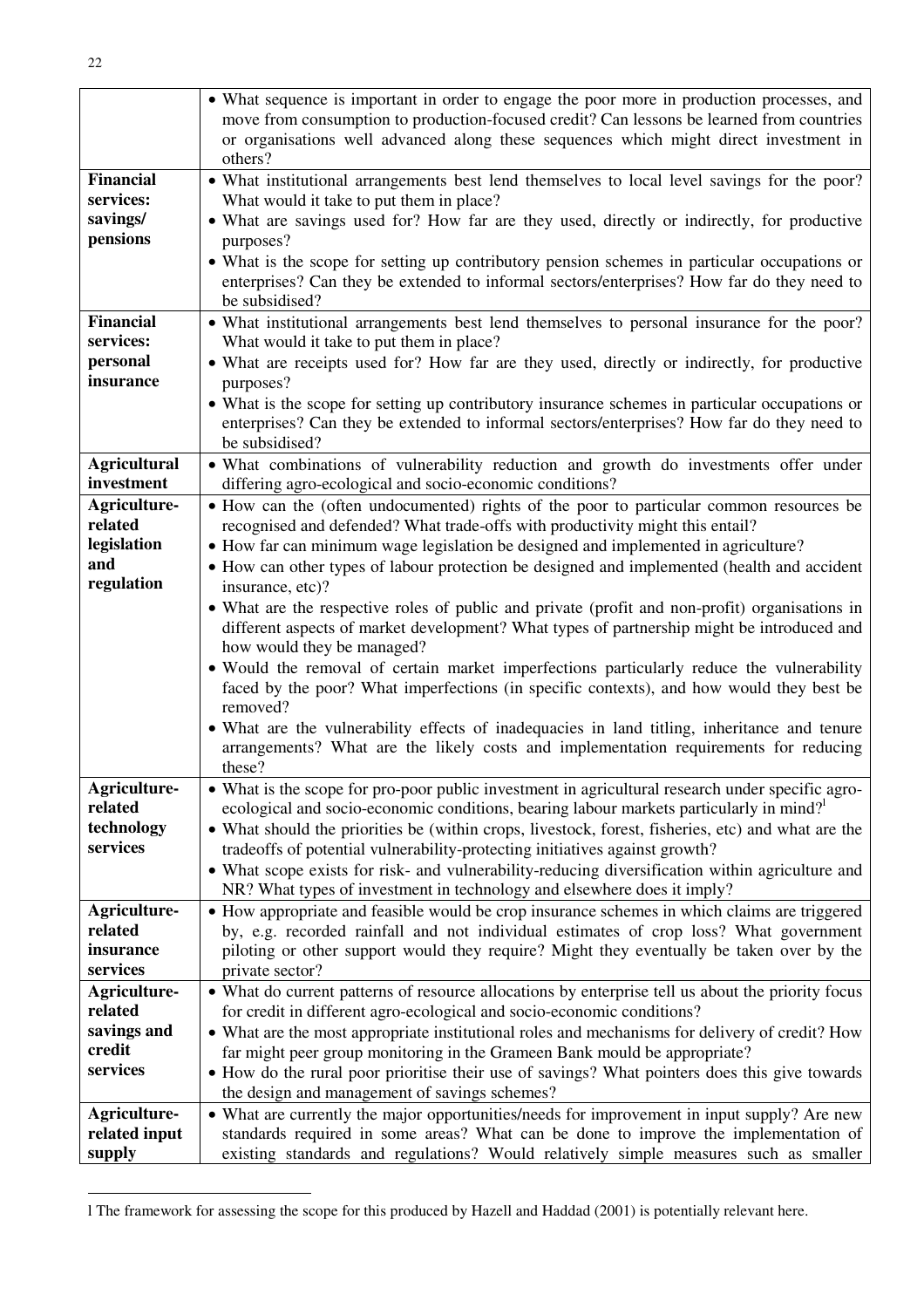| | |
|---|---|
| | • What sequence is important in order to engage the poor more in production processes, and move from consumption to production-focused credit? Can lessons be learned from countries or organisations well advanced along these sequences which might direct investment in others? |
| **Financial services: savings/ pensions** | • What institutional arrangements best lend themselves to local level savings for the poor? What would it take to put them in place?<br>• What are savings used for? How far are they used, directly or indirectly, for productive purposes?<br>• What is the scope for setting up contributory pension schemes in particular occupations or enterprises? Can they be extended to informal sectors/enterprises? How far do they need to be subsidised? |
| **Financial services: personal insurance** | • What institutional arrangements best lend themselves to personal insurance for the poor? What would it take to put them in place?<br>• What are receipts used for? How far are they used, directly or indirectly, for productive purposes?<br>• What is the scope for setting up contributory insurance schemes in particular occupations or enterprises? Can they be extended to informal sectors/enterprises? How far do they need to be subsidised? |
| **Agricultural investment** | • What combinations of vulnerability reduction and growth do investments offer under differing agro-ecological and socio-economic conditions? |
| **Agriculture-related legislation and regulation** | • How can the (often undocumented) rights of the poor to particular common resources be recognised and defended? What trade-offs with productivity might this entail?<br>• How far can minimum wage legislation be designed and implemented in agriculture?<br>• How can other types of labour protection be designed and implemented (health and accident insurance, etc)?<br>• What are the respective roles of public and private (profit and non-profit) organisations in different aspects of market development? What types of partnership might be introduced and how would they be managed?<br>• Would the removal of certain market imperfections particularly reduce the vulnerability faced by the poor? What imperfections (in specific contexts), and how would they best be removed?<br>• What are the vulnerability effects of inadequacies in land titling, inheritance and tenure arrangements? What are the likely costs and implementation requirements for reducing these? |
| **Agriculture-related technology services** | • What is the scope for pro-poor public investment in agricultural research under specific agro-ecological and socio-economic conditions, bearing labour markets particularly in mind?[l]<br>• What should the priorities be (within crops, livestock, forest, fisheries, etc) and what are the tradeoffs of potential vulnerability-protecting initiatives against growth?<br>• What scope exists for risk- and vulnerability-reducing diversification within agriculture and NR? What types of investment in technology and elsewhere does it imply? |
| **Agriculture-related insurance services** | • How appropriate and feasible would be crop insurance schemes in which claims are triggered by, e.g. recorded rainfall and not individual estimates of crop loss? What government piloting or other support would they require? Might they eventually be taken over by the private sector? |
| **Agriculture-related savings and credit services** | • What do current patterns of resource allocations by enterprise tell us about the priority focus for credit in different agro-ecological and socio-economic conditions?<br>• What are the most appropriate institutional roles and mechanisms for delivery of credit? How far might peer group monitoring in the Grameen Bank mould be appropriate?<br>• How do the rural poor prioritise their use of savings? What pointers does this give towards the design and management of savings schemes? |
| **Agriculture-related input supply** | • What are currently the major opportunities/needs for improvement in input supply? Are new standards required in some areas? What can be done to improve the implementation of existing standards and regulations? Would relatively simple measures such as smaller |

l The framework for assessing the scope for this produced by Hazell and Haddad (2001) is potentially relevant here.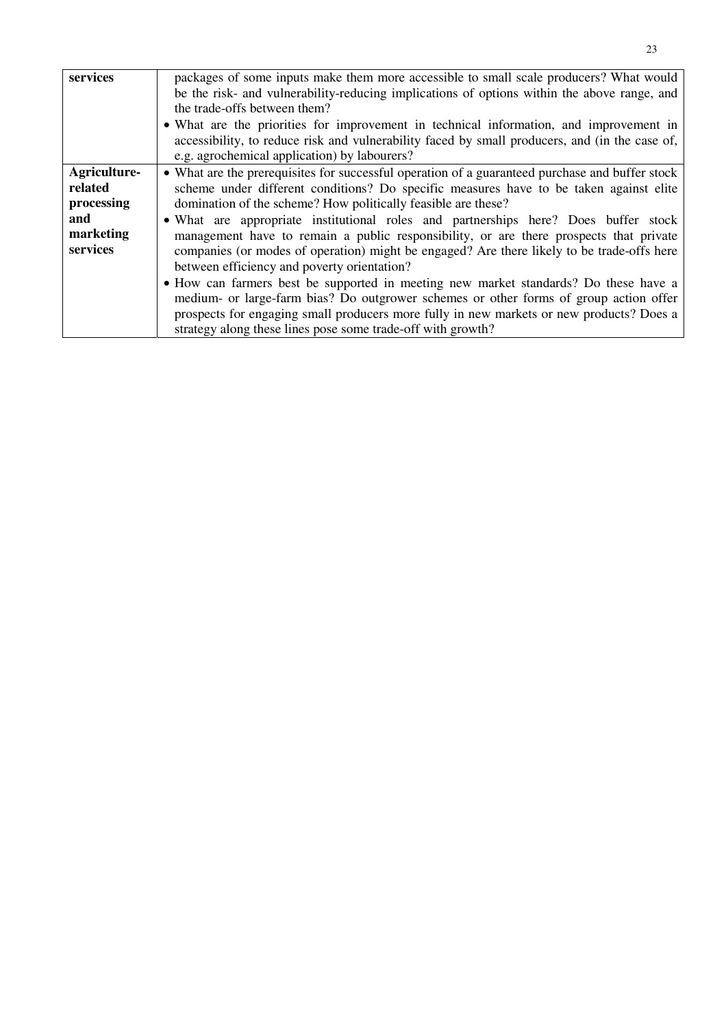| | |
|---|---|
| **services** | packages of some inputs make them more accessible to small scale producers? What would be the risk- and vulnerability-reducing implications of options within the above range, and the trade-offs between them?<br>• What are the priorities for improvement in technical information, and improvement in accessibility, to reduce risk and vulnerability faced by small producers, and (in the case of, e.g. agrochemical application) by labourers? |
| **Agriculture-related processing and marketing services** | • What are the prerequisites for successful operation of a guaranteed purchase and buffer stock scheme under different conditions? Do specific measures have to be taken against elite domination of the scheme? How politically feasible are these?<br>• What are appropriate institutional roles and partnerships here? Does buffer stock management have to remain a public responsibility, or are there prospects that private companies (or modes of operation) might be engaged? Are there likely to be trade-offs here between efficiency and poverty orientation?<br>• How can farmers best be supported in meeting new market standards? Do these have a medium- or large-farm bias? Do outgrower schemes or other forms of group action offer prospects for engaging small producers more fully in new markets or new products? Does a strategy along these lines pose some trade-off with growth? |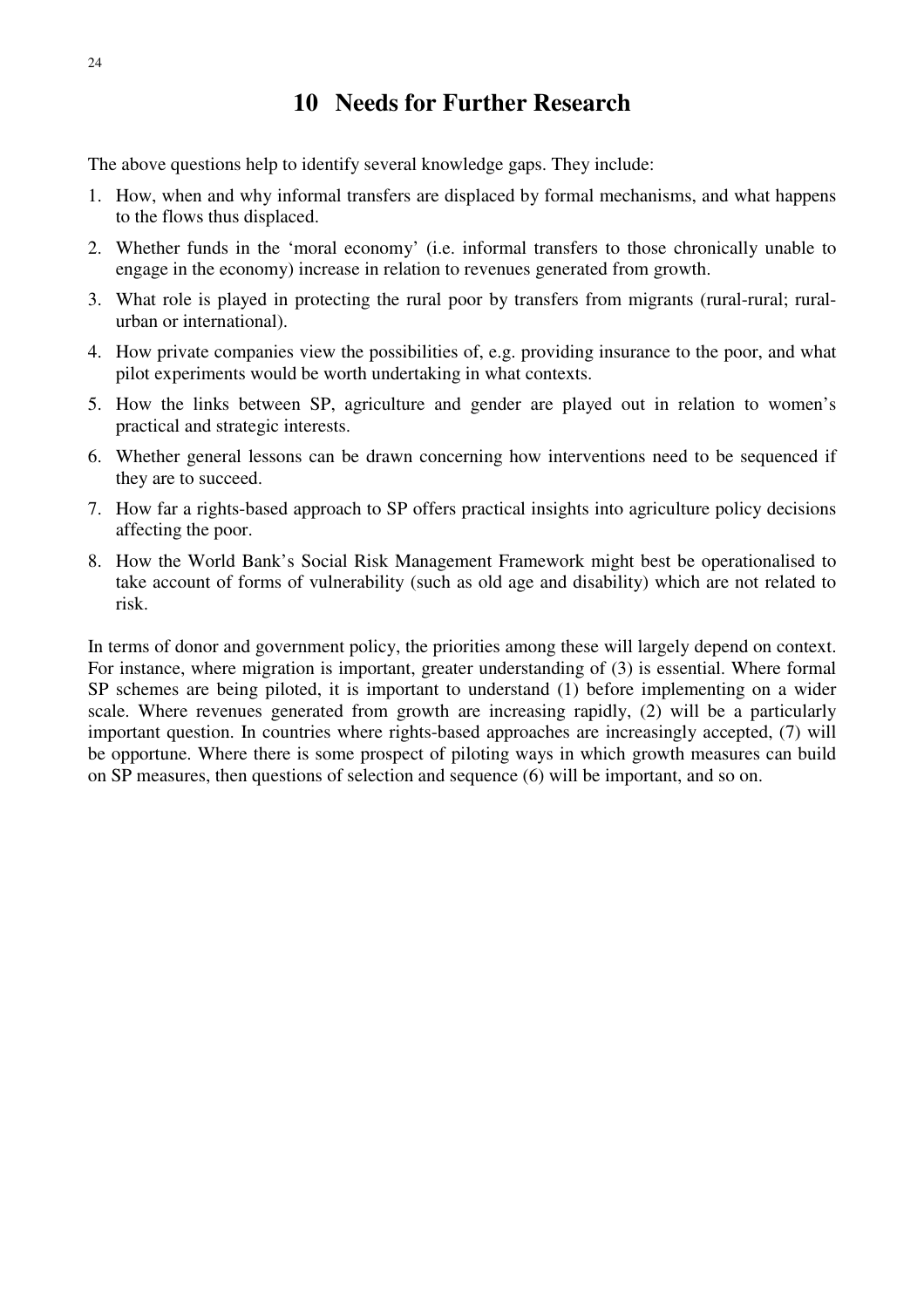# 10 Needs for Further Research

The above questions help to identify several knowledge gaps. They include:

1. How, when and why informal transfers are displaced by formal mechanisms, and what happens to the flows thus displaced.
2. Whether funds in the 'moral economy' (i.e. informal transfers to those chronically unable to engage in the economy) increase in relation to revenues generated from growth.
3. What role is played in protecting the rural poor by transfers from migrants (rural-rural; rural-urban or international).
4. How private companies view the possibilities of, e.g. providing insurance to the poor, and what pilot experiments would be worth undertaking in what contexts.
5. How the links between SP, agriculture and gender are played out in relation to women's practical and strategic interests.
6. Whether general lessons can be drawn concerning how interventions need to be sequenced if they are to succeed.
7. How far a rights-based approach to SP offers practical insights into agriculture policy decisions affecting the poor.
8. How the World Bank's Social Risk Management Framework might best be operationalised to take account of forms of vulnerability (such as old age and disability) which are not related to risk.

In terms of donor and government policy, the priorities among these will largely depend on context. For instance, where migration is important, greater understanding of (3) is essential. Where formal SP schemes are being piloted, it is important to understand (1) before implementing on a wider scale. Where revenues generated from growth are increasing rapidly, (2) will be a particularly important question. In countries where rights-based approaches are increasingly accepted, (7) will be opportune. Where there is some prospect of piloting ways in which growth measures can build on SP measures, then questions of selection and sequence (6) will be important, and so on.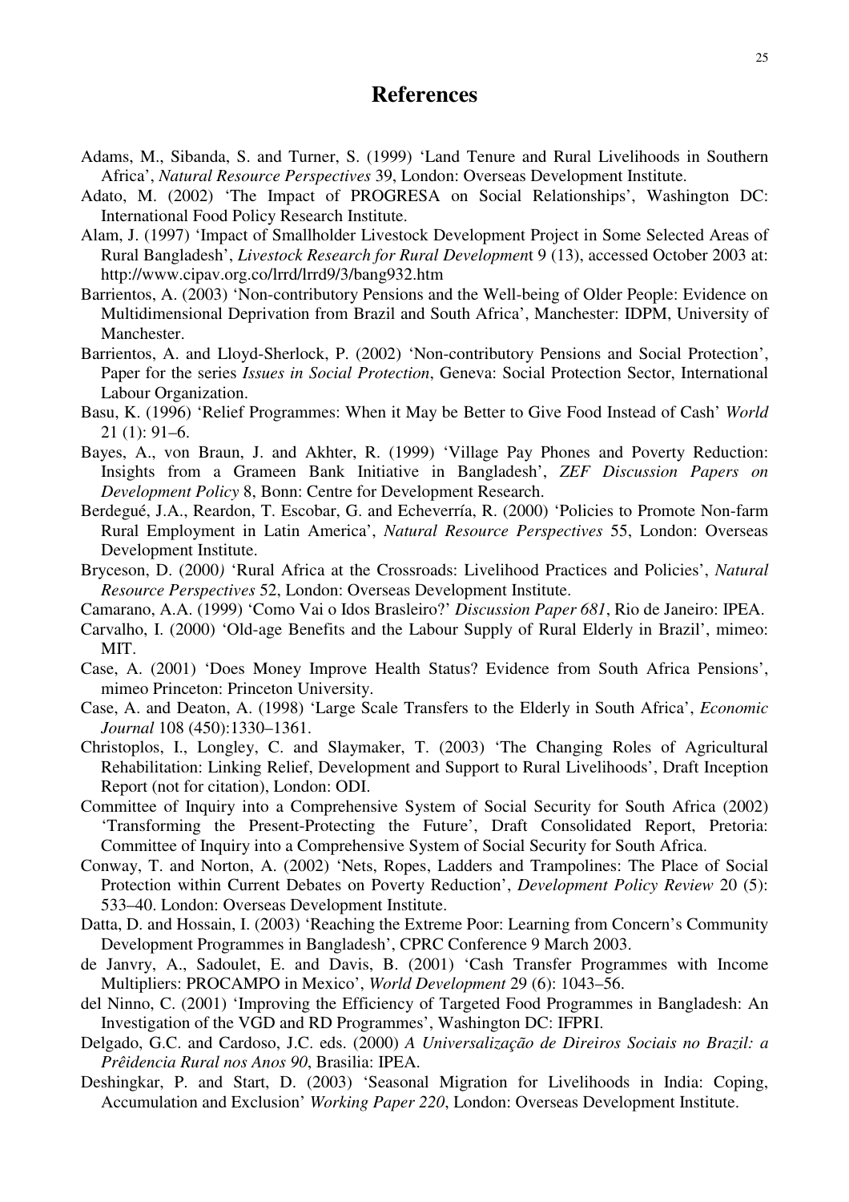# References

Adams, M., Sibanda, S. and Turner, S. (1999) 'Land Tenure and Rural Livelihoods in Southern Africa', *Natural Resource Perspectives* 39, London: Overseas Development Institute.

Adato, M. (2002) 'The Impact of PROGRESA on Social Relationships', Washington DC: International Food Policy Research Institute.

Alam, J. (1997) 'Impact of Smallholder Livestock Development Project in Some Selected Areas of Rural Bangladesh', *Livestock Research for Rural Developmen*t 9 (13), accessed October 2003 at: http://www.cipav.org.co/lrrd/lrrd9/3/bang932.htm

Barrientos, A. (2003) 'Non-contributory Pensions and the Well-being of Older People: Evidence on Multidimensional Deprivation from Brazil and South Africa', Manchester: IDPM, University of Manchester.

Barrientos, A. and Lloyd-Sherlock, P. (2002) 'Non-contributory Pensions and Social Protection', Paper for the series *Issues in Social Protection*, Geneva: Social Protection Sector, International Labour Organization.

Basu, K. (1996) 'Relief Programmes: When it May be Better to Give Food Instead of Cash' *World* 21 (1): 91–6.

Bayes, A., von Braun, J. and Akhter, R. (1999) 'Village Pay Phones and Poverty Reduction: Insights from a Grameen Bank Initiative in Bangladesh', *ZEF Discussion Papers on Development Policy* 8, Bonn: Centre for Development Research.

Berdegué, J.A., Reardon, T. Escobar, G. and Echeverría, R. (2000) 'Policies to Promote Non-farm Rural Employment in Latin America', *Natural Resource Perspectives* 55, London: Overseas Development Institute.

Bryceson, D. (2000*)* 'Rural Africa at the Crossroads: Livelihood Practices and Policies', *Natural Resource Perspectives* 52, London: Overseas Development Institute.

Camarano, A.A. (1999) 'Como Vai o Idos Brasleiro?' *Discussion Paper 681*, Rio de Janeiro: IPEA.

Carvalho, I. (2000) 'Old-age Benefits and the Labour Supply of Rural Elderly in Brazil', mimeo: MIT.

Case, A. (2001) 'Does Money Improve Health Status? Evidence from South Africa Pensions', mimeo Princeton: Princeton University.

Case, A. and Deaton, A. (1998) 'Large Scale Transfers to the Elderly in South Africa', *Economic Journal* 108 (450):1330–1361.

Christoplos, I., Longley, C. and Slaymaker, T. (2003) 'The Changing Roles of Agricultural Rehabilitation: Linking Relief, Development and Support to Rural Livelihoods', Draft Inception Report (not for citation), London: ODI.

Committee of Inquiry into a Comprehensive System of Social Security for South Africa (2002) 'Transforming the Present-Protecting the Future', Draft Consolidated Report, Pretoria: Committee of Inquiry into a Comprehensive System of Social Security for South Africa.

Conway, T. and Norton, A. (2002) 'Nets, Ropes, Ladders and Trampolines: The Place of Social Protection within Current Debates on Poverty Reduction', *Development Policy Review* 20 (5): 533–40. London: Overseas Development Institute.

Datta, D. and Hossain, I. (2003) 'Reaching the Extreme Poor: Learning from Concern's Community Development Programmes in Bangladesh', CPRC Conference 9 March 2003.

de Janvry, A., Sadoulet, E. and Davis, B. (2001) 'Cash Transfer Programmes with Income Multipliers: PROCAMPO in Mexico', *World Development* 29 (6): 1043–56.

del Ninno, C. (2001) 'Improving the Efficiency of Targeted Food Programmes in Bangladesh: An Investigation of the VGD and RD Programmes', Washington DC: IFPRI.

Delgado, G.C. and Cardoso, J.C. eds. (2000) *A Universalização de Direiros Sociais no Brazil: a Prêidencia Rural nos Anos 90*, Brasilia: IPEA.

Deshingkar, P. and Start, D. (2003) 'Seasonal Migration for Livelihoods in India: Coping, Accumulation and Exclusion' *Working Paper 220*, London: Overseas Development Institute.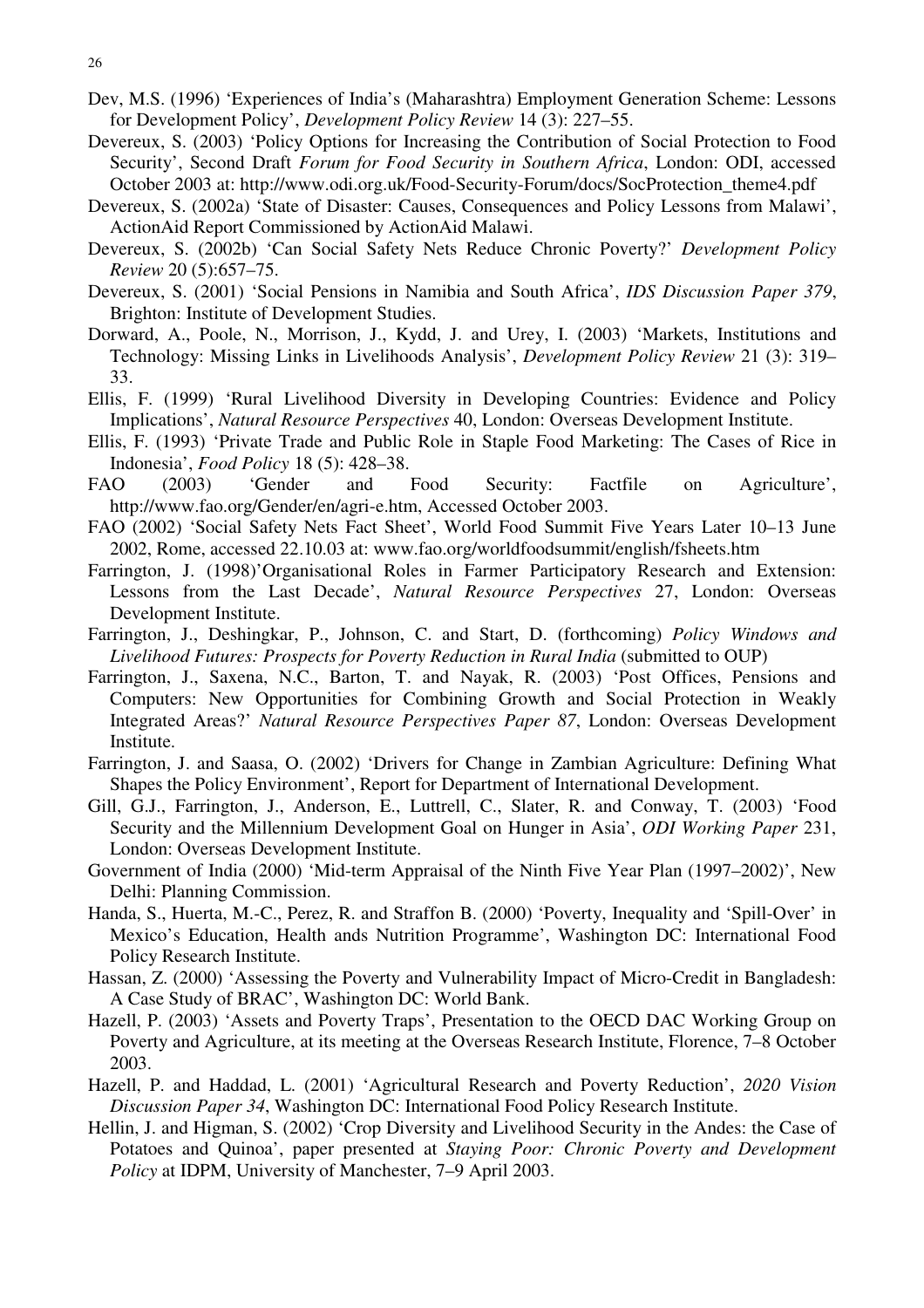Dev, M.S. (1996) 'Experiences of India's (Maharashtra) Employment Generation Scheme: Lessons for Development Policy', *Development Policy Review* 14 (3): 227–55.

Devereux, S. (2003) 'Policy Options for Increasing the Contribution of Social Protection to Food Security', Second Draft *Forum for Food Security in Southern Africa*, London: ODI, accessed October 2003 at: http://www.odi.org.uk/Food-Security-Forum/docs/SocProtection_theme4.pdf

Devereux, S. (2002a) 'State of Disaster: Causes, Consequences and Policy Lessons from Malawi', ActionAid Report Commissioned by ActionAid Malawi.

Devereux, S. (2002b) 'Can Social Safety Nets Reduce Chronic Poverty?' *Development Policy Review* 20 (5):657–75.

Devereux, S. (2001) 'Social Pensions in Namibia and South Africa', *IDS Discussion Paper 379*, Brighton: Institute of Development Studies.

Dorward, A., Poole, N., Morrison, J., Kydd, J. and Urey, I. (2003) 'Markets, Institutions and Technology: Missing Links in Livelihoods Analysis', *Development Policy Review* 21 (3): 319–33.

Ellis, F. (1999) 'Rural Livelihood Diversity in Developing Countries: Evidence and Policy Implications', *Natural Resource Perspectives* 40, London: Overseas Development Institute.

Ellis, F. (1993) 'Private Trade and Public Role in Staple Food Marketing: The Cases of Rice in Indonesia', *Food Policy* 18 (5): 428–38.

FAO (2003) 'Gender and Food Security: Factfile on Agriculture', http://www.fao.org/Gender/en/agri-e.htm, Accessed October 2003.

FAO (2002) 'Social Safety Nets Fact Sheet', World Food Summit Five Years Later 10–13 June 2002, Rome, accessed 22.10.03 at: www.fao.org/worldfoodsummit/english/fsheets.htm

Farrington, J. (1998)'Organisational Roles in Farmer Participatory Research and Extension: Lessons from the Last Decade', *Natural Resource Perspectives* 27, London: Overseas Development Institute.

Farrington, J., Deshingkar, P., Johnson, C. and Start, D. (forthcoming) *Policy Windows and Livelihood Futures: Prospects for Poverty Reduction in Rural India* (submitted to OUP)

Farrington, J., Saxena, N.C., Barton, T. and Nayak, R. (2003) 'Post Offices, Pensions and Computers: New Opportunities for Combining Growth and Social Protection in Weakly Integrated Areas?' *Natural Resource Perspectives Paper 87*, London: Overseas Development Institute.

Farrington, J. and Saasa, O. (2002) 'Drivers for Change in Zambian Agriculture: Defining What Shapes the Policy Environment', Report for Department of International Development.

Gill, G.J., Farrington, J., Anderson, E., Luttrell, C., Slater, R. and Conway, T. (2003) 'Food Security and the Millennium Development Goal on Hunger in Asia', *ODI Working Paper* 231, London: Overseas Development Institute.

Government of India (2000) 'Mid-term Appraisal of the Ninth Five Year Plan (1997–2002)', New Delhi: Planning Commission.

Handa, S., Huerta, M.-C., Perez, R. and Straffon B. (2000) 'Poverty, Inequality and 'Spill-Over' in Mexico's Education, Health ands Nutrition Programme', Washington DC: International Food Policy Research Institute.

Hassan, Z. (2000) 'Assessing the Poverty and Vulnerability Impact of Micro-Credit in Bangladesh: A Case Study of BRAC', Washington DC: World Bank.

Hazell, P. (2003) 'Assets and Poverty Traps', Presentation to the OECD DAC Working Group on Poverty and Agriculture, at its meeting at the Overseas Research Institute, Florence, 7–8 October 2003.

Hazell, P. and Haddad, L. (2001) 'Agricultural Research and Poverty Reduction', *2020 Vision Discussion Paper 34*, Washington DC: International Food Policy Research Institute.

Hellin, J. and Higman, S. (2002) 'Crop Diversity and Livelihood Security in the Andes: the Case of Potatoes and Quinoa', paper presented at *Staying Poor: Chronic Poverty and Development Policy* at IDPM, University of Manchester, 7–9 April 2003.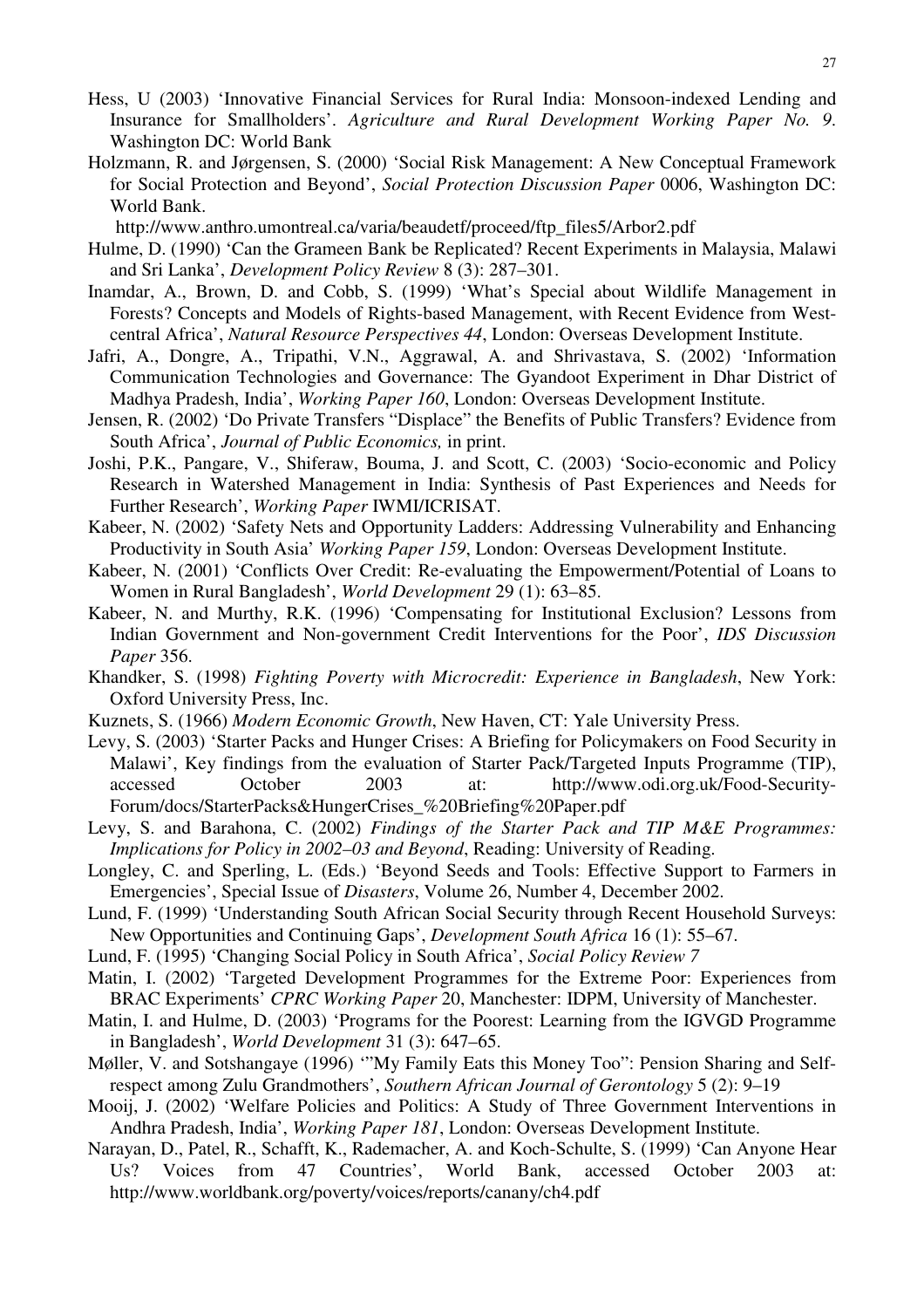Hess, U (2003) 'Innovative Financial Services for Rural India: Monsoon-indexed Lending and Insurance for Smallholders'. *Agriculture and Rural Development Working Paper No. 9*. Washington DC: World Bank

Holzmann, R. and Jørgensen, S. (2000) 'Social Risk Management: A New Conceptual Framework for Social Protection and Beyond', *Social Protection Discussion Paper* 0006, Washington DC: World Bank. http://www.anthro.umontreal.ca/varia/beaudetf/proceed/ftp_files5/Arbor2.pdf

Hulme, D. (1990) 'Can the Grameen Bank be Replicated? Recent Experiments in Malaysia, Malawi and Sri Lanka', *Development Policy Review* 8 (3): 287–301.

Inamdar, A., Brown, D. and Cobb, S. (1999) 'What's Special about Wildlife Management in Forests? Concepts and Models of Rights-based Management, with Recent Evidence from West-central Africa', *Natural Resource Perspectives 44*, London: Overseas Development Institute.

Jafri, A., Dongre, A., Tripathi, V.N., Aggrawal, A. and Shrivastava, S. (2002) 'Information Communication Technologies and Governance: The Gyandoot Experiment in Dhar District of Madhya Pradesh, India', *Working Paper 160*, London: Overseas Development Institute.

Jensen, R. (2002) 'Do Private Transfers "Displace" the Benefits of Public Transfers? Evidence from South Africa', *Journal of Public Economics,* in print.

Joshi, P.K., Pangare, V., Shiferaw, Bouma, J. and Scott, C. (2003) 'Socio-economic and Policy Research in Watershed Management in India: Synthesis of Past Experiences and Needs for Further Research', *Working Paper* IWMI/ICRISAT.

Kabeer, N. (2002) 'Safety Nets and Opportunity Ladders: Addressing Vulnerability and Enhancing Productivity in South Asia' *Working Paper 159*, London: Overseas Development Institute.

Kabeer, N. (2001) 'Conflicts Over Credit: Re-evaluating the Empowerment/Potential of Loans to Women in Rural Bangladesh', *World Development* 29 (1): 63–85.

Kabeer, N. and Murthy, R.K. (1996) 'Compensating for Institutional Exclusion? Lessons from Indian Government and Non-government Credit Interventions for the Poor', *IDS Discussion Paper* 356.

Khandker, S. (1998) *Fighting Poverty with Microcredit: Experience in Bangladesh*, New York: Oxford University Press, Inc.

Kuznets, S. (1966) *Modern Economic Growth*, New Haven, CT: Yale University Press.

Levy, S. (2003) 'Starter Packs and Hunger Crises: A Briefing for Policymakers on Food Security in Malawi', Key findings from the evaluation of Starter Pack/Targeted Inputs Programme (TIP), accessed October 2003 at: http://www.odi.org.uk/Food-Security-Forum/docs/StarterPacks&HungerCrises_%20Briefing%20Paper.pdf

Levy, S. and Barahona, C. (2002) *Findings of the Starter Pack and TIP M&E Programmes: Implications for Policy in 2002–03 and Beyond*, Reading: University of Reading.

Longley, C. and Sperling, L. (Eds.) 'Beyond Seeds and Tools: Effective Support to Farmers in Emergencies', Special Issue of *Disasters*, Volume 26, Number 4, December 2002.

Lund, F. (1999) 'Understanding South African Social Security through Recent Household Surveys: New Opportunities and Continuing Gaps', *Development South Africa* 16 (1): 55–67.

Lund, F. (1995) 'Changing Social Policy in South Africa', *Social Policy Review 7*

Matin, I. (2002) 'Targeted Development Programmes for the Extreme Poor: Experiences from BRAC Experiments' *CPRC Working Paper* 20, Manchester: IDPM, University of Manchester.

Matin, I. and Hulme, D. (2003) 'Programs for the Poorest: Learning from the IGVGD Programme in Bangladesh', *World Development* 31 (3): 647–65.

Møller, V. and Sotshangaye (1996) '"My Family Eats this Money Too": Pension Sharing and Self-respect among Zulu Grandmothers', *Southern African Journal of Gerontology* 5 (2): 9–19

Mooij, J. (2002) 'Welfare Policies and Politics: A Study of Three Government Interventions in Andhra Pradesh, India', *Working Paper 181*, London: Overseas Development Institute.

Narayan, D., Patel, R., Schafft, K., Rademacher, A. and Koch-Schulte, S. (1999) 'Can Anyone Hear Us? Voices from 47 Countries', World Bank, accessed October 2003 at: http://www.worldbank.org/poverty/voices/reports/canany/ch4.pdf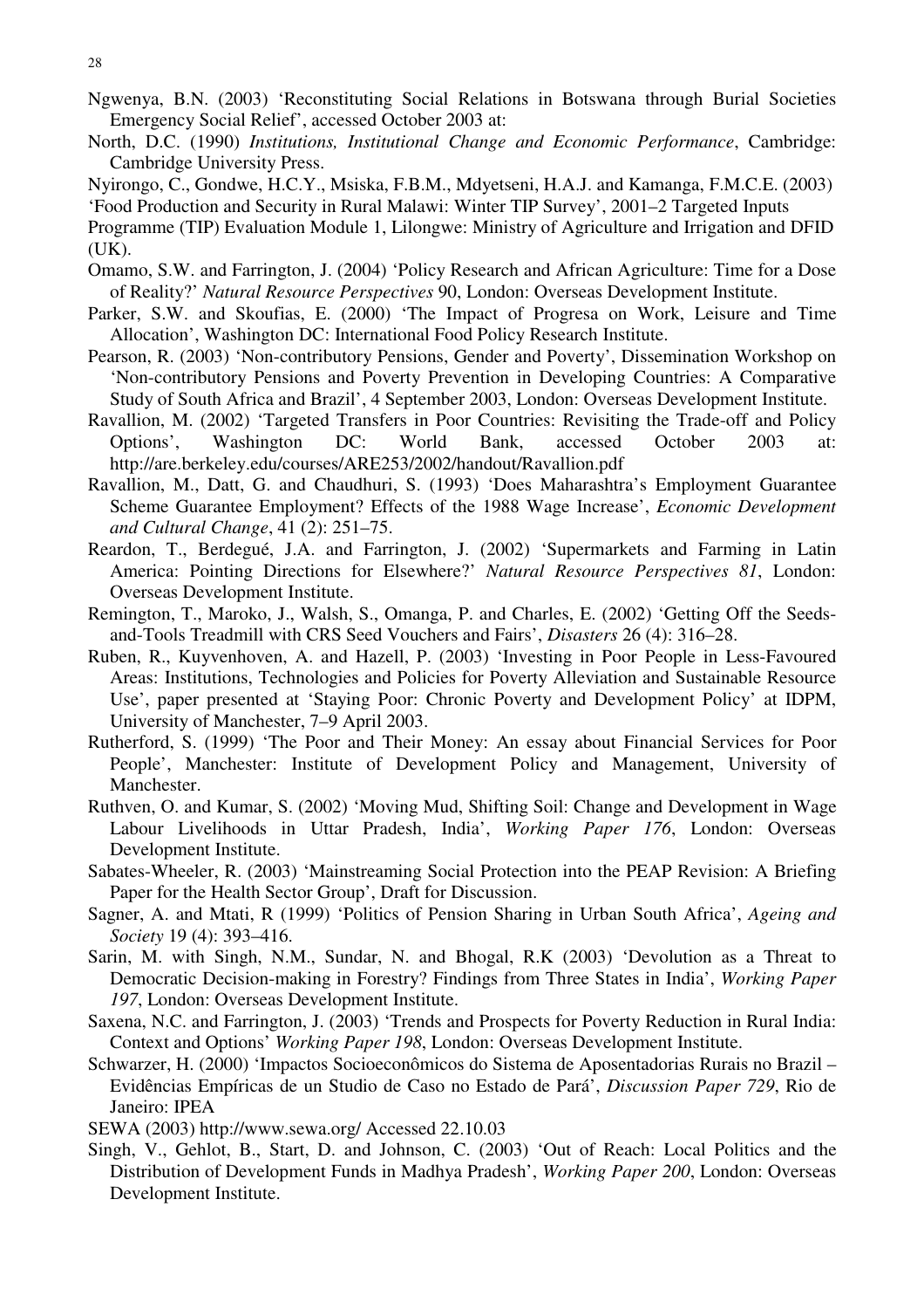Ngwenya, B.N. (2003) 'Reconstituting Social Relations in Botswana through Burial Societies Emergency Social Relief', accessed October 2003 at:

North, D.C. (1990) *Institutions, Institutional Change and Economic Performance*, Cambridge: Cambridge University Press.

Nyirongo, C., Gondwe, H.C.Y., Msiska, F.B.M., Mdyetseni, H.A.J. and Kamanga, F.M.C.E. (2003) 'Food Production and Security in Rural Malawi: Winter TIP Survey', 2001–2 Targeted Inputs Programme (TIP) Evaluation Module 1, Lilongwe: Ministry of Agriculture and Irrigation and DFID (UK).

Omamo, S.W. and Farrington, J. (2004) 'Policy Research and African Agriculture: Time for a Dose of Reality?' *Natural Resource Perspectives* 90, London: Overseas Development Institute.

Parker, S.W. and Skoufias, E. (2000) 'The Impact of Progresa on Work, Leisure and Time Allocation', Washington DC: International Food Policy Research Institute.

Pearson, R. (2003) 'Non-contributory Pensions, Gender and Poverty', Dissemination Workshop on 'Non-contributory Pensions and Poverty Prevention in Developing Countries: A Comparative Study of South Africa and Brazil', 4 September 2003, London: Overseas Development Institute.

Ravallion, M. (2002) 'Targeted Transfers in Poor Countries: Revisiting the Trade-off and Policy Options', Washington DC: World Bank, accessed October 2003 at: http://are.berkeley.edu/courses/ARE253/2002/handout/Ravallion.pdf

Ravallion, M., Datt, G. and Chaudhuri, S. (1993) 'Does Maharashtra's Employment Guarantee Scheme Guarantee Employment? Effects of the 1988 Wage Increase', *Economic Development and Cultural Change*, 41 (2): 251–75.

Reardon, T., Berdegué, J.A. and Farrington, J. (2002) 'Supermarkets and Farming in Latin America: Pointing Directions for Elsewhere?' *Natural Resource Perspectives 81*, London: Overseas Development Institute.

Remington, T., Maroko, J., Walsh, S., Omanga, P. and Charles, E. (2002) 'Getting Off the Seeds-and-Tools Treadmill with CRS Seed Vouchers and Fairs', *Disasters* 26 (4): 316–28.

Ruben, R., Kuyvenhoven, A. and Hazell, P. (2003) 'Investing in Poor People in Less-Favoured Areas: Institutions, Technologies and Policies for Poverty Alleviation and Sustainable Resource Use', paper presented at 'Staying Poor: Chronic Poverty and Development Policy' at IDPM, University of Manchester, 7–9 April 2003.

Rutherford, S. (1999) 'The Poor and Their Money: An essay about Financial Services for Poor People', Manchester: Institute of Development Policy and Management, University of Manchester.

Ruthven, O. and Kumar, S. (2002) 'Moving Mud, Shifting Soil: Change and Development in Wage Labour Livelihoods in Uttar Pradesh, India', *Working Paper 176*, London: Overseas Development Institute.

Sabates-Wheeler, R. (2003) 'Mainstreaming Social Protection into the PEAP Revision: A Briefing Paper for the Health Sector Group', Draft for Discussion.

Sagner, A. and Mtati, R (1999) 'Politics of Pension Sharing in Urban South Africa', *Ageing and Society* 19 (4): 393–416.

Sarin, M. with Singh, N.M., Sundar, N. and Bhogal, R.K (2003) 'Devolution as a Threat to Democratic Decision-making in Forestry? Findings from Three States in India', *Working Paper 197*, London: Overseas Development Institute.

Saxena, N.C. and Farrington, J. (2003) 'Trends and Prospects for Poverty Reduction in Rural India: Context and Options' *Working Paper 198*, London: Overseas Development Institute.

Schwarzer, H. (2000) 'Impactos Socioeconômicos do Sistema de Aposentadorias Rurais no Brazil – Evidências Empíricas de un Studio de Caso no Estado de Pará', *Discussion Paper 729*, Rio de Janeiro: IPEA

SEWA (2003) http://www.sewa.org/ Accessed 22.10.03

Singh, V., Gehlot, B., Start, D. and Johnson, C. (2003) 'Out of Reach: Local Politics and the Distribution of Development Funds in Madhya Pradesh', *Working Paper 200*, London: Overseas Development Institute.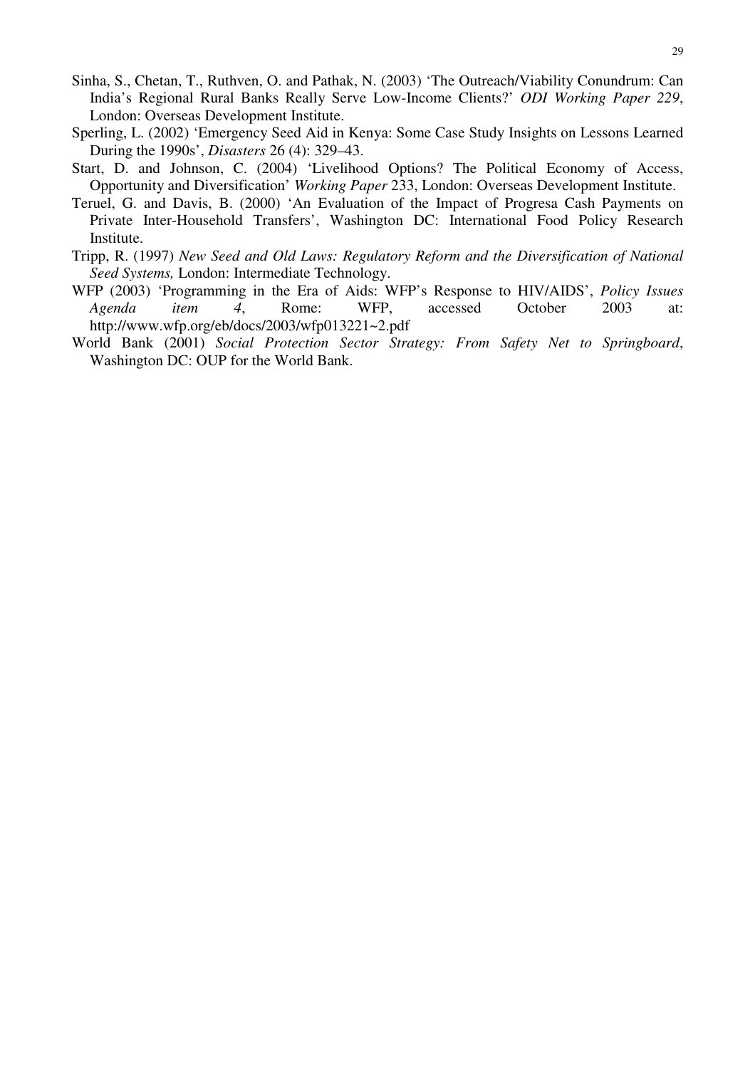Sinha, S., Chetan, T., Ruthven, O. and Pathak, N. (2003) 'The Outreach/Viability Conundrum: Can India's Regional Rural Banks Really Serve Low-Income Clients?' *ODI Working Paper 229*, London: Overseas Development Institute.

Sperling, L. (2002) 'Emergency Seed Aid in Kenya: Some Case Study Insights on Lessons Learned During the 1990s', *Disasters* 26 (4): 329–43.

Start, D. and Johnson, C. (2004) 'Livelihood Options? The Political Economy of Access, Opportunity and Diversification' *Working Paper* 233, London: Overseas Development Institute.

Teruel, G. and Davis, B. (2000) 'An Evaluation of the Impact of Progresa Cash Payments on Private Inter-Household Transfers', Washington DC: International Food Policy Research Institute.

Tripp, R. (1997) *New Seed and Old Laws: Regulatory Reform and the Diversification of National Seed Systems,* London: Intermediate Technology.

WFP (2003) 'Programming in the Era of Aids: WFP's Response to HIV/AIDS', *Policy Issues Agenda item 4*, Rome: WFP, accessed October 2003 at: http://www.wfp.org/eb/docs/2003/wfp013221~2.pdf

World Bank (2001) *Social Protection Sector Strategy: From Safety Net to Springboard*, Washington DC: OUP for the World Bank.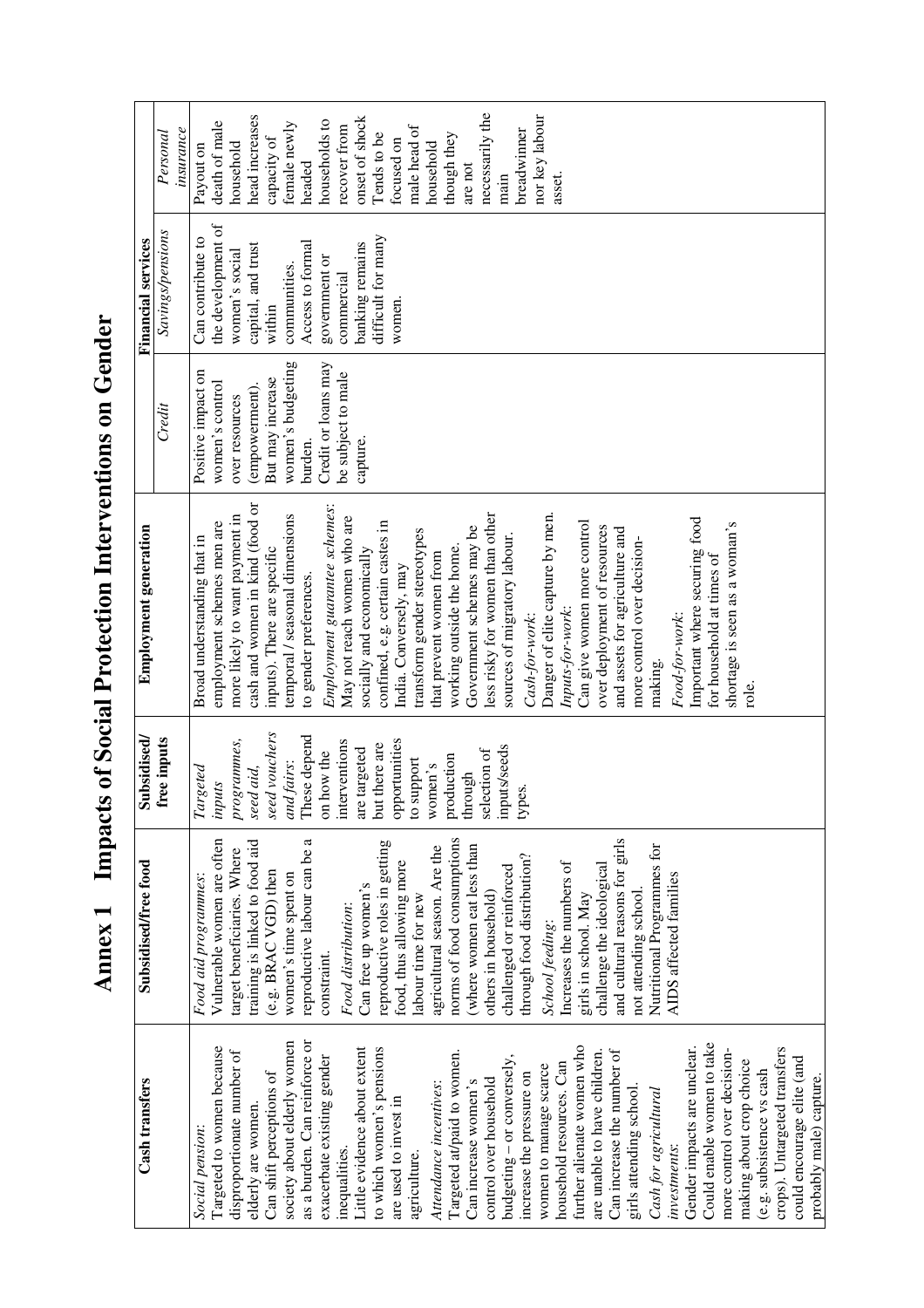# Annex 1 Impacts of Social Protection Interventions on Gender

| Cash transfers | Subsidised/free food | Subsidised/ free inputs | Employment generation | Financial services | | |
|---|---|---|---|---|---|---|
| | | | | *Credit* | *Savings/pensions* | *Personal insurance* |
| *Social pension*: Targeted to women because disproportionate number of elderly are women. Can shift perceptions of society about elderly women as a burden. Can reinforce or exacerbate existing gender inequalities. Little evidence about extent to which women's pensions are used to invest in agriculture. *Attendance incentives*: Targeted at/paid to women. Can increase women's control over household budgeting – or conversely, increase the pressure on women to manage scarce household resources. Can further alienate women who are unable to have children. Can increase the number of girls attending school. *Cash for agricultural investments*: Gender impacts are unclear. Could enable women to take more control over decision-making about crop choice (e.g. subsistence vs cash crops). Untargeted transfers could encourage elite (and probably male) capture. | *Food aid programmes*: Vulnerable women are often target beneficiaries. Where training is linked to food aid (e.g. BRAC VGD) then women's time spent on reproductive labour can be a constraint. *Food distribution*: Can free up women's reproductive roles in getting food, thus allowing more labour time for new agricultural season. Are the norms of food consumptions (where women eat less than others in household) challenged or reinforced through food distribution? *School feeding*: Increases the numbers of girls in school. May challenge the ideological and cultural reasons for girls not attending school. Nutritional Programmes for AIDS affected families | *Targeted inputs programmes, seed aid, seed vouchers and fairs*: These depend on how the interventions are targeted but there are opportunities to support women's production through selection of inputs/seeds types. | Broad understanding that in employment schemes men are more likely to want payment in cash and women in kind (food or inputs). There are specific temporal / seasonal dimensions to gender preferences. *Employment guarantee schemes*: May not reach women who are socially and economically confined, e.g. certain castes in India. Conversely, may transform gender stereotypes that prevent women from working outside the home. Government schemes may be less risky for women than other sources of migratory labour. *Cash-for-work*: Danger of elite capture by men. *Inputs-for-work*: Can give women more control over deployment of resources and assets for agriculture and more control over decision-making. *Food-for-work*: Important where securing food for household at times of shortage is seen as a woman's role. | Positive impact on women's control over resources (empowerment). But may increase women's budgeting burden. Credit or loans may be subject to male capture. | Can contribute to the development of women's social capital, and trust within communities. Access to formal government or commercial banking remains difficult for many women. | Payout on death of male household head increases capacity of female newly headed households to recover from onset of shock. Tends to be focused on male head of household though they are not necessarily the main breadwinner nor key labour asset. |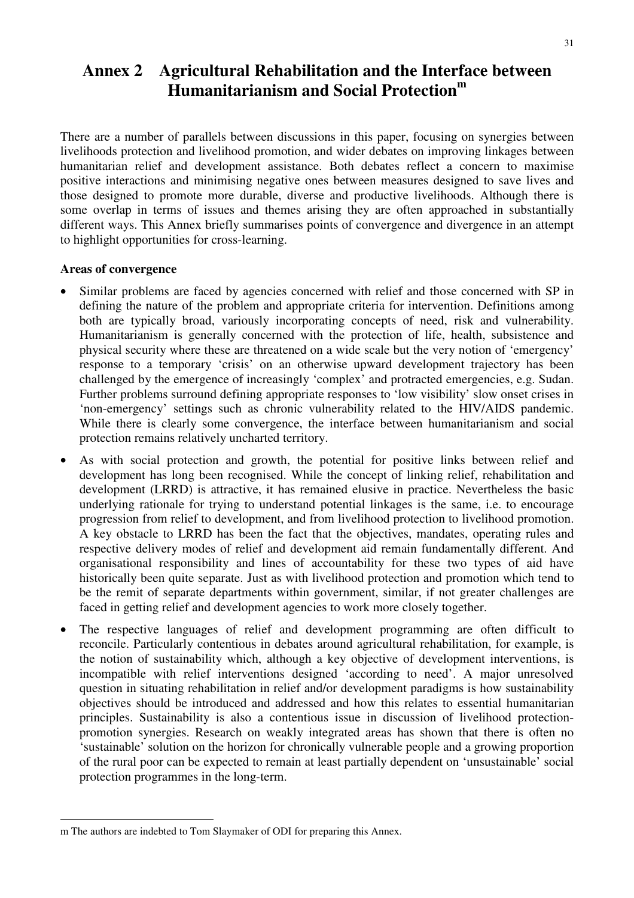# Annex 2 Agricultural Rehabilitation and the Interface between Humanitarianism and Social Protection[m]

There are a number of parallels between discussions in this paper, focusing on synergies between livelihoods protection and livelihood promotion, and wider debates on improving linkages between humanitarian relief and development assistance. Both debates reflect a concern to maximise positive interactions and minimising negative ones between measures designed to save lives and those designed to promote more durable, diverse and productive livelihoods. Although there is some overlap in terms of issues and themes arising they are often approached in substantially different ways. This Annex briefly summarises points of convergence and divergence in an attempt to highlight opportunities for cross-learning.

**Areas of convergence**

- Similar problems are faced by agencies concerned with relief and those concerned with SP in defining the nature of the problem and appropriate criteria for intervention. Definitions among both are typically broad, variously incorporating concepts of need, risk and vulnerability. Humanitarianism is generally concerned with the protection of life, health, subsistence and physical security where these are threatened on a wide scale but the very notion of 'emergency' response to a temporary 'crisis' on an otherwise upward development trajectory has been challenged by the emergence of increasingly 'complex' and protracted emergencies, e.g. Sudan. Further problems surround defining appropriate responses to 'low visibility' slow onset crises in 'non-emergency' settings such as chronic vulnerability related to the HIV/AIDS pandemic. While there is clearly some convergence, the interface between humanitarianism and social protection remains relatively uncharted territory.
- As with social protection and growth, the potential for positive links between relief and development has long been recognised. While the concept of linking relief, rehabilitation and development (LRRD) is attractive, it has remained elusive in practice. Nevertheless the basic underlying rationale for trying to understand potential linkages is the same, i.e. to encourage progression from relief to development, and from livelihood protection to livelihood promotion. A key obstacle to LRRD has been the fact that the objectives, mandates, operating rules and respective delivery modes of relief and development aid remain fundamentally different. And organisational responsibility and lines of accountability for these two types of aid have historically been quite separate. Just as with livelihood protection and promotion which tend to be the remit of separate departments within government, similar, if not greater challenges are faced in getting relief and development agencies to work more closely together.
- The respective languages of relief and development programming are often difficult to reconcile. Particularly contentious in debates around agricultural rehabilitation, for example, is the notion of sustainability which, although a key objective of development interventions, is incompatible with relief interventions designed 'according to need'. A major unresolved question in situating rehabilitation in relief and/or development paradigms is how sustainability objectives should be introduced and addressed and how this relates to essential humanitarian principles. Sustainability is also a contentious issue in discussion of livelihood protection-promotion synergies. Research on weakly integrated areas has shown that there is often no 'sustainable' solution on the horizon for chronically vulnerable people and a growing proportion of the rural poor can be expected to remain at least partially dependent on 'unsustainable' social protection programmes in the long-term.

---

m The authors are indebted to Tom Slaymaker of ODI for preparing this Annex.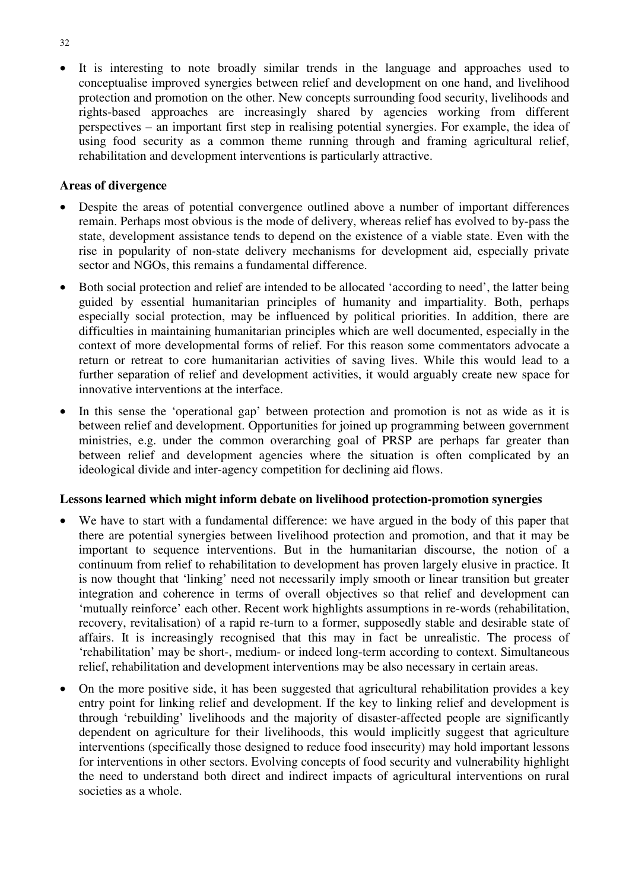- It is interesting to note broadly similar trends in the language and approaches used to conceptualise improved synergies between relief and development on one hand, and livelihood protection and promotion on the other. New concepts surrounding food security, livelihoods and rights-based approaches are increasingly shared by agencies working from different perspectives – an important first step in realising potential synergies. For example, the idea of using food security as a common theme running through and framing agricultural relief, rehabilitation and development interventions is particularly attractive.

**Areas of divergence**

- Despite the areas of potential convergence outlined above a number of important differences remain. Perhaps most obvious is the mode of delivery, whereas relief has evolved to by-pass the state, development assistance tends to depend on the existence of a viable state. Even with the rise in popularity of non-state delivery mechanisms for development aid, especially private sector and NGOs, this remains a fundamental difference.
- Both social protection and relief are intended to be allocated 'according to need', the latter being guided by essential humanitarian principles of humanity and impartiality. Both, perhaps especially social protection, may be influenced by political priorities. In addition, there are difficulties in maintaining humanitarian principles which are well documented, especially in the context of more developmental forms of relief. For this reason some commentators advocate a return or retreat to core humanitarian activities of saving lives. While this would lead to a further separation of relief and development activities, it would arguably create new space for innovative interventions at the interface.
- In this sense the 'operational gap' between protection and promotion is not as wide as it is between relief and development. Opportunities for joined up programming between government ministries, e.g. under the common overarching goal of PRSP are perhaps far greater than between relief and development agencies where the situation is often complicated by an ideological divide and inter-agency competition for declining aid flows.

**Lessons learned which might inform debate on livelihood protection-promotion synergies**

- We have to start with a fundamental difference: we have argued in the body of this paper that there are potential synergies between livelihood protection and promotion, and that it may be important to sequence interventions. But in the humanitarian discourse, the notion of a continuum from relief to rehabilitation to development has proven largely elusive in practice. It is now thought that 'linking' need not necessarily imply smooth or linear transition but greater integration and coherence in terms of overall objectives so that relief and development can 'mutually reinforce' each other. Recent work highlights assumptions in re-words (rehabilitation, recovery, revitalisation) of a rapid re-turn to a former, supposedly stable and desirable state of affairs. It is increasingly recognised that this may in fact be unrealistic. The process of 'rehabilitation' may be short-, medium- or indeed long-term according to context. Simultaneous relief, rehabilitation and development interventions may be also necessary in certain areas.
- On the more positive side, it has been suggested that agricultural rehabilitation provides a key entry point for linking relief and development. If the key to linking relief and development is through 'rebuilding' livelihoods and the majority of disaster-affected people are significantly dependent on agriculture for their livelihoods, this would implicitly suggest that agriculture interventions (specifically those designed to reduce food insecurity) may hold important lessons for interventions in other sectors. Evolving concepts of food security and vulnerability highlight the need to understand both direct and indirect impacts of agricultural interventions on rural societies as a whole.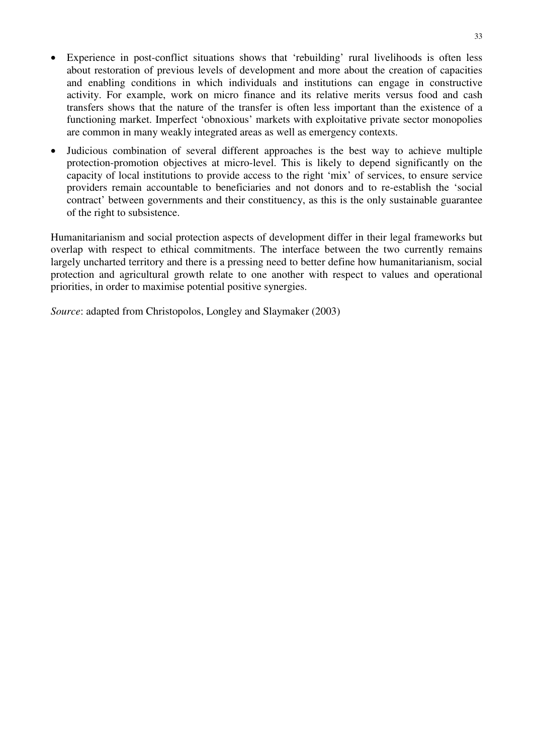- Experience in post-conflict situations shows that 'rebuilding' rural livelihoods is often less about restoration of previous levels of development and more about the creation of capacities and enabling conditions in which individuals and institutions can engage in constructive activity. For example, work on micro finance and its relative merits versus food and cash transfers shows that the nature of the transfer is often less important than the existence of a functioning market. Imperfect 'obnoxious' markets with exploitative private sector monopolies are common in many weakly integrated areas as well as emergency contexts.
- Judicious combination of several different approaches is the best way to achieve multiple protection-promotion objectives at micro-level. This is likely to depend significantly on the capacity of local institutions to provide access to the right 'mix' of services, to ensure service providers remain accountable to beneficiaries and not donors and to re-establish the 'social contract' between governments and their constituency, as this is the only sustainable guarantee of the right to subsistence.

Humanitarianism and social protection aspects of development differ in their legal frameworks but overlap with respect to ethical commitments. The interface between the two currently remains largely uncharted territory and there is a pressing need to better define how humanitarianism, social protection and agricultural growth relate to one another with respect to values and operational priorities, in order to maximise potential positive synergies.

*Source*: adapted from Christopolos, Longley and Slaymaker (2003)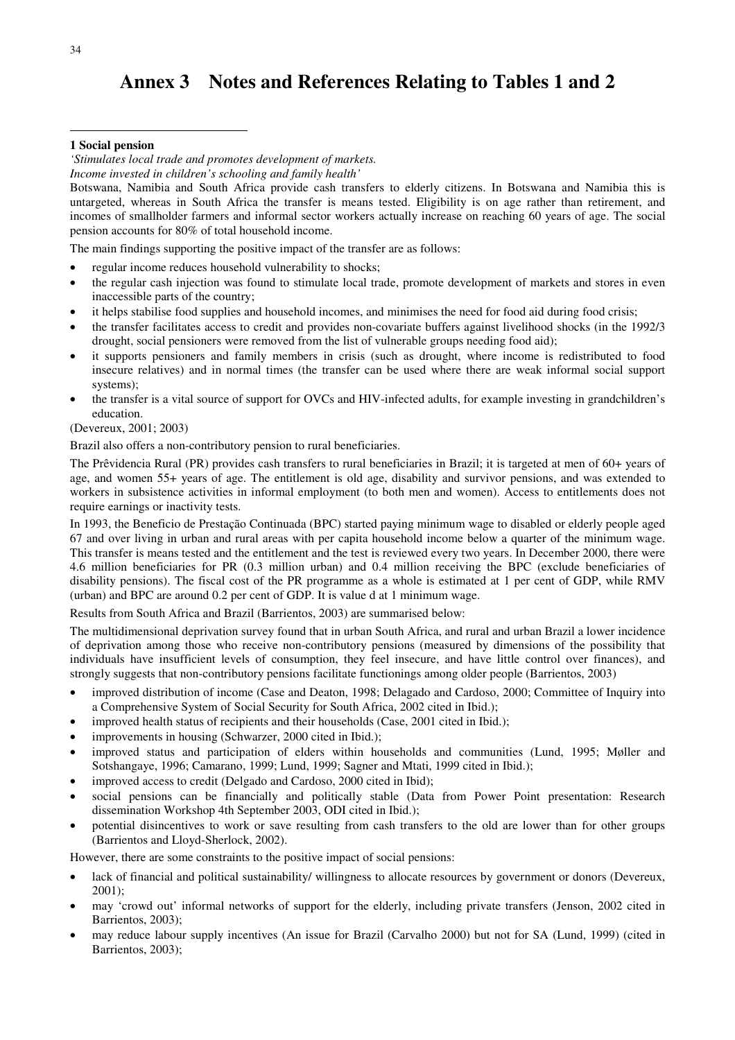# Annex 3 Notes and References Relating to Tables 1 and 2

**1 Social pension**

*'Stimulates local trade and promotes development of markets.*
*Income invested in children's schooling and family health'*

Botswana, Namibia and South Africa provide cash transfers to elderly citizens. In Botswana and Namibia this is untargeted, whereas in South Africa the transfer is means tested. Eligibility is on age rather than retirement, and incomes of smallholder farmers and informal sector workers actually increase on reaching 60 years of age. The social pension accounts for 80% of total household income.

The main findings supporting the positive impact of the transfer are as follows:

- regular income reduces household vulnerability to shocks;
- the regular cash injection was found to stimulate local trade, promote development of markets and stores in even inaccessible parts of the country;
- it helps stabilise food supplies and household incomes, and minimises the need for food aid during food crisis;
- the transfer facilitates access to credit and provides non-covariate buffers against livelihood shocks (in the 1992/3 drought, social pensioners were removed from the list of vulnerable groups needing food aid);
- it supports pensioners and family members in crisis (such as drought, where income is redistributed to food insecure relatives) and in normal times (the transfer can be used where there are weak informal social support systems);
- the transfer is a vital source of support for OVCs and HIV-infected adults, for example investing in grandchildren's education.

(Devereux, 2001; 2003)

Brazil also offers a non-contributory pension to rural beneficiaries.

The Prêvidencia Rural (PR) provides cash transfers to rural beneficiaries in Brazil; it is targeted at men of 60+ years of age, and women 55+ years of age. The entitlement is old age, disability and survivor pensions, and was extended to workers in subsistence activities in informal employment (to both men and women). Access to entitlements does not require earnings or inactivity tests.

In 1993, the Beneficio de Prestação Continuada (BPC) started paying minimum wage to disabled or elderly people aged 67 and over living in urban and rural areas with per capita household income below a quarter of the minimum wage. This transfer is means tested and the entitlement and the test is reviewed every two years. In December 2000, there were 4.6 million beneficiaries for PR (0.3 million urban) and 0.4 million receiving the BPC (exclude beneficiaries of disability pensions). The fiscal cost of the PR programme as a whole is estimated at 1 per cent of GDP, while RMV (urban) and BPC are around 0.2 per cent of GDP. It is value d at 1 minimum wage.

Results from South Africa and Brazil (Barrientos, 2003) are summarised below:

The multidimensional deprivation survey found that in urban South Africa, and rural and urban Brazil a lower incidence of deprivation among those who receive non-contributory pensions (measured by dimensions of the possibility that individuals have insufficient levels of consumption, they feel insecure, and have little control over finances), and strongly suggests that non-contributory pensions facilitate functionings among older people (Barrientos, 2003)

- improved distribution of income (Case and Deaton, 1998; Delagado and Cardoso, 2000; Committee of Inquiry into a Comprehensive System of Social Security for South Africa, 2002 cited in Ibid.);
- improved health status of recipients and their households (Case, 2001 cited in Ibid.);
- improvements in housing (Schwarzer, 2000 cited in Ibid.);
- improved status and participation of elders within households and communities (Lund, 1995; Møller and Sotshangaye, 1996; Camarano, 1999; Lund, 1999; Sagner and Mtati, 1999 cited in Ibid.);
- improved access to credit (Delgado and Cardoso, 2000 cited in Ibid);
- social pensions can be financially and politically stable (Data from Power Point presentation: Research dissemination Workshop 4th September 2003, ODI cited in Ibid.);
- potential disincentives to work or save resulting from cash transfers to the old are lower than for other groups (Barrientos and Lloyd-Sherlock, 2002).

However, there are some constraints to the positive impact of social pensions:

- lack of financial and political sustainability/ willingness to allocate resources by government or donors (Devereux, 2001);
- may 'crowd out' informal networks of support for the elderly, including private transfers (Jenson, 2002 cited in Barrientos, 2003);
- may reduce labour supply incentives (An issue for Brazil (Carvalho 2000) but not for SA (Lund, 1999) (cited in Barrientos, 2003);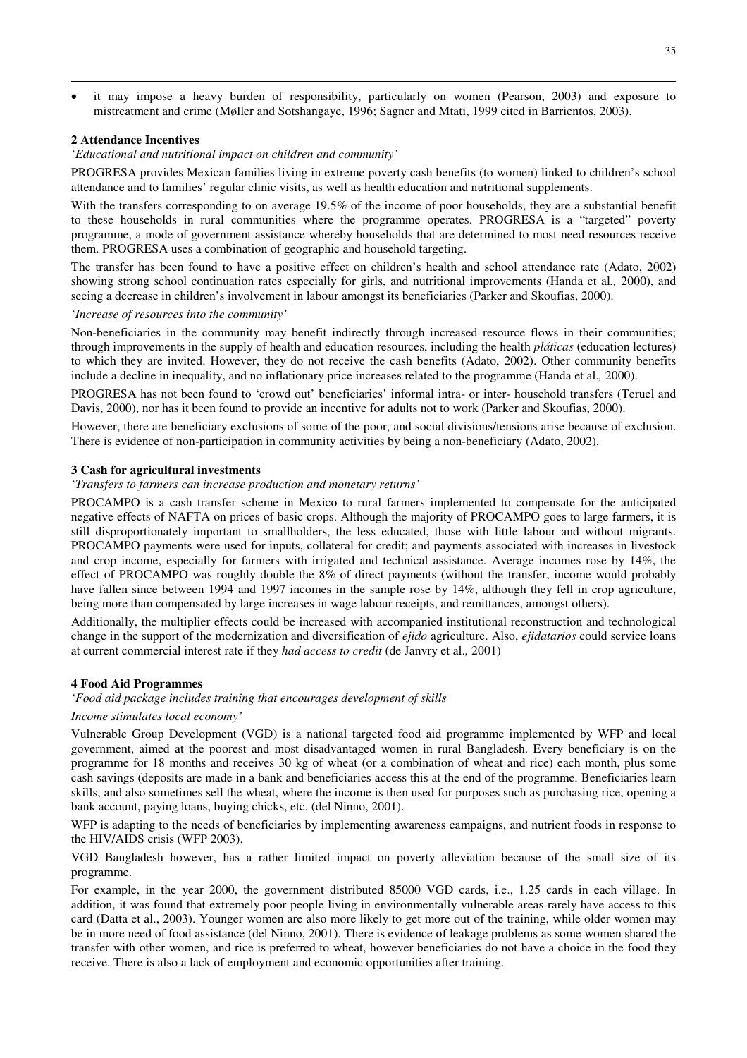- it may impose a heavy burden of responsibility, particularly on women (Pearson, 2003) and exposure to mistreatment and crime (Møller and Sotshangaye, 1996; Sagner and Mtati, 1999 cited in Barrientos, 2003).

**2 Attendance Incentives**

*'Educational and nutritional impact on children and community'*

PROGRESA provides Mexican families living in extreme poverty cash benefits (to women) linked to children's school attendance and to families' regular clinic visits, as well as health education and nutritional supplements.

With the transfers corresponding to on average 19.5% of the income of poor households, they are a substantial benefit to these households in rural communities where the programme operates. PROGRESA is a "targeted" poverty programme, a mode of government assistance whereby households that are determined to most need resources receive them. PROGRESA uses a combination of geographic and household targeting.

The transfer has been found to have a positive effect on children's health and school attendance rate (Adato, 2002) showing strong school continuation rates especially for girls, and nutritional improvements (Handa et al*.,* 2000), and seeing a decrease in children's involvement in labour amongst its beneficiaries (Parker and Skoufias, 2000).

*'Increase of resources into the community'*

Non-beneficiaries in the community may benefit indirectly through increased resource flows in their communities; through improvements in the supply of health and education resources, including the health *pláticas* (education lectures) to which they are invited. However, they do not receive the cash benefits (Adato, 2002). Other community benefits include a decline in inequality, and no inflationary price increases related to the programme (Handa et al.*,* 2000).

PROGRESA has not been found to 'crowd out' beneficiaries' informal intra- or inter- household transfers (Teruel and Davis, 2000), nor has it been found to provide an incentive for adults not to work (Parker and Skoufias, 2000).

However, there are beneficiary exclusions of some of the poor, and social divisions/tensions arise because of exclusion. There is evidence of non-participation in community activities by being a non-beneficiary (Adato, 2002).

**3 Cash for agricultural investments**

*'Transfers to farmers can increase production and monetary returns'*

PROCAMPO is a cash transfer scheme in Mexico to rural farmers implemented to compensate for the anticipated negative effects of NAFTA on prices of basic crops. Although the majority of PROCAMPO goes to large farmers, it is still disproportionately important to smallholders, the less educated, those with little labour and without migrants. PROCAMPO payments were used for inputs, collateral for credit; and payments associated with increases in livestock and crop income, especially for farmers with irrigated and technical assistance. Average incomes rose by 14%, the effect of PROCAMPO was roughly double the 8% of direct payments (without the transfer, income would probably have fallen since between 1994 and 1997 incomes in the sample rose by 14%, although they fell in crop agriculture, being more than compensated by large increases in wage labour receipts, and remittances, amongst others).

Additionally, the multiplier effects could be increased with accompanied institutional reconstruction and technological change in the support of the modernization and diversification of *ejido* agriculture. Also, *ejidatarios* could service loans at current commercial interest rate if they *had access to credit* (de Janvry et al.*,* 2001)

**4 Food Aid Programmes**

*'Food aid package includes training that encourages development of skills*

*Income stimulates local economy'*

Vulnerable Group Development (VGD) is a national targeted food aid programme implemented by WFP and local government, aimed at the poorest and most disadvantaged women in rural Bangladesh. Every beneficiary is on the programme for 18 months and receives 30 kg of wheat (or a combination of wheat and rice) each month, plus some cash savings (deposits are made in a bank and beneficiaries access this at the end of the programme. Beneficiaries learn skills, and also sometimes sell the wheat, where the income is then used for purposes such as purchasing rice, opening a bank account, paying loans, buying chicks, etc. (del Ninno, 2001).

WFP is adapting to the needs of beneficiaries by implementing awareness campaigns, and nutrient foods in response to the HIV/AIDS crisis (WFP 2003).

VGD Bangladesh however, has a rather limited impact on poverty alleviation because of the small size of its programme.

For example, in the year 2000, the government distributed 85000 VGD cards, i.e., 1.25 cards in each village. In addition, it was found that extremely poor people living in environmentally vulnerable areas rarely have access to this card (Datta et al., 2003). Younger women are also more likely to get more out of the training, while older women may be in more need of food assistance (del Ninno, 2001). There is evidence of leakage problems as some women shared the transfer with other women, and rice is preferred to wheat, however beneficiaries do not have a choice in the food they receive. There is also a lack of employment and economic opportunities after training.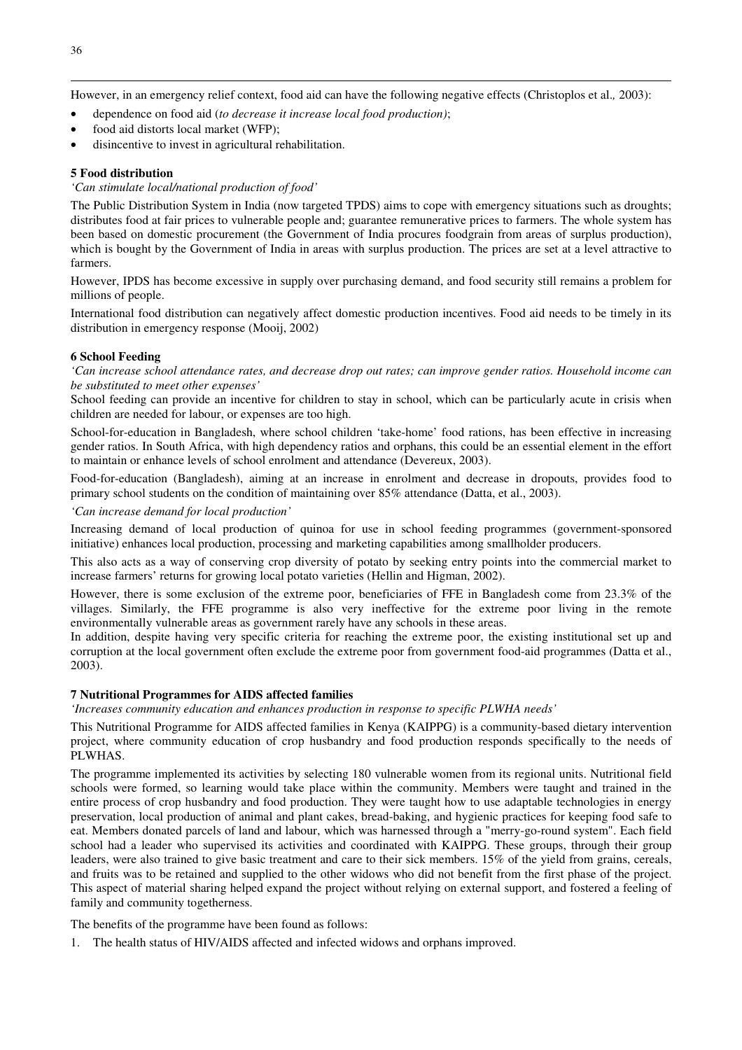However, in an emergency relief context, food aid can have the following negative effects (Christoplos et al*.,* 2003):

- dependence on food aid (*to decrease it increase local food production)*;
- food aid distorts local market (WFP);
- disincentive to invest in agricultural rehabilitation.

**5 Food distribution**

*'Can stimulate local/national production of food'*

The Public Distribution System in India (now targeted TPDS) aims to cope with emergency situations such as droughts; distributes food at fair prices to vulnerable people and; guarantee remunerative prices to farmers. The whole system has been based on domestic procurement (the Government of India procures foodgrain from areas of surplus production), which is bought by the Government of India in areas with surplus production. The prices are set at a level attractive to farmers.

However, IPDS has become excessive in supply over purchasing demand, and food security still remains a problem for millions of people.

International food distribution can negatively affect domestic production incentives. Food aid needs to be timely in its distribution in emergency response (Mooij, 2002)

**6 School Feeding**

*'Can increase school attendance rates, and decrease drop out rates; can improve gender ratios. Household income can be substituted to meet other expenses'*

School feeding can provide an incentive for children to stay in school, which can be particularly acute in crisis when children are needed for labour, or expenses are too high.

School-for-education in Bangladesh, where school children 'take-home' food rations, has been effective in increasing gender ratios. In South Africa, with high dependency ratios and orphans, this could be an essential element in the effort to maintain or enhance levels of school enrolment and attendance (Devereux, 2003).

Food-for-education (Bangladesh), aiming at an increase in enrolment and decrease in dropouts, provides food to primary school students on the condition of maintaining over 85% attendance (Datta, et al., 2003).

*'Can increase demand for local production'*

Increasing demand of local production of quinoa for use in school feeding programmes (government-sponsored initiative) enhances local production, processing and marketing capabilities among smallholder producers.

This also acts as a way of conserving crop diversity of potato by seeking entry points into the commercial market to increase farmers' returns for growing local potato varieties (Hellin and Higman, 2002).

However, there is some exclusion of the extreme poor, beneficiaries of FFE in Bangladesh come from 23.3% of the villages. Similarly, the FFE programme is also very ineffective for the extreme poor living in the remote environmentally vulnerable areas as government rarely have any schools in these areas.

In addition, despite having very specific criteria for reaching the extreme poor, the existing institutional set up and corruption at the local government often exclude the extreme poor from government food-aid programmes (Datta et al., 2003).

**7 Nutritional Programmes for AIDS affected families**

*'Increases community education and enhances production in response to specific PLWHA needs'*

This Nutritional Programme for AIDS affected families in Kenya (KAIPPG) is a community-based dietary intervention project, where community education of crop husbandry and food production responds specifically to the needs of PLWHAS.

The programme implemented its activities by selecting 180 vulnerable women from its regional units. Nutritional field schools were formed, so learning would take place within the community. Members were taught and trained in the entire process of crop husbandry and food production. They were taught how to use adaptable technologies in energy preservation, local production of animal and plant cakes, bread-baking, and hygienic practices for keeping food safe to eat. Members donated parcels of land and labour, which was harnessed through a "merry-go-round system". Each field school had a leader who supervised its activities and coordinated with KAIPPG. These groups, through their group leaders, were also trained to give basic treatment and care to their sick members. 15% of the yield from grains, cereals, and fruits was to be retained and supplied to the other widows who did not benefit from the first phase of the project. This aspect of material sharing helped expand the project without relying on external support, and fostered a feeling of family and community togetherness.

The benefits of the programme have been found as follows:

1. The health status of HIV/AIDS affected and infected widows and orphans improved.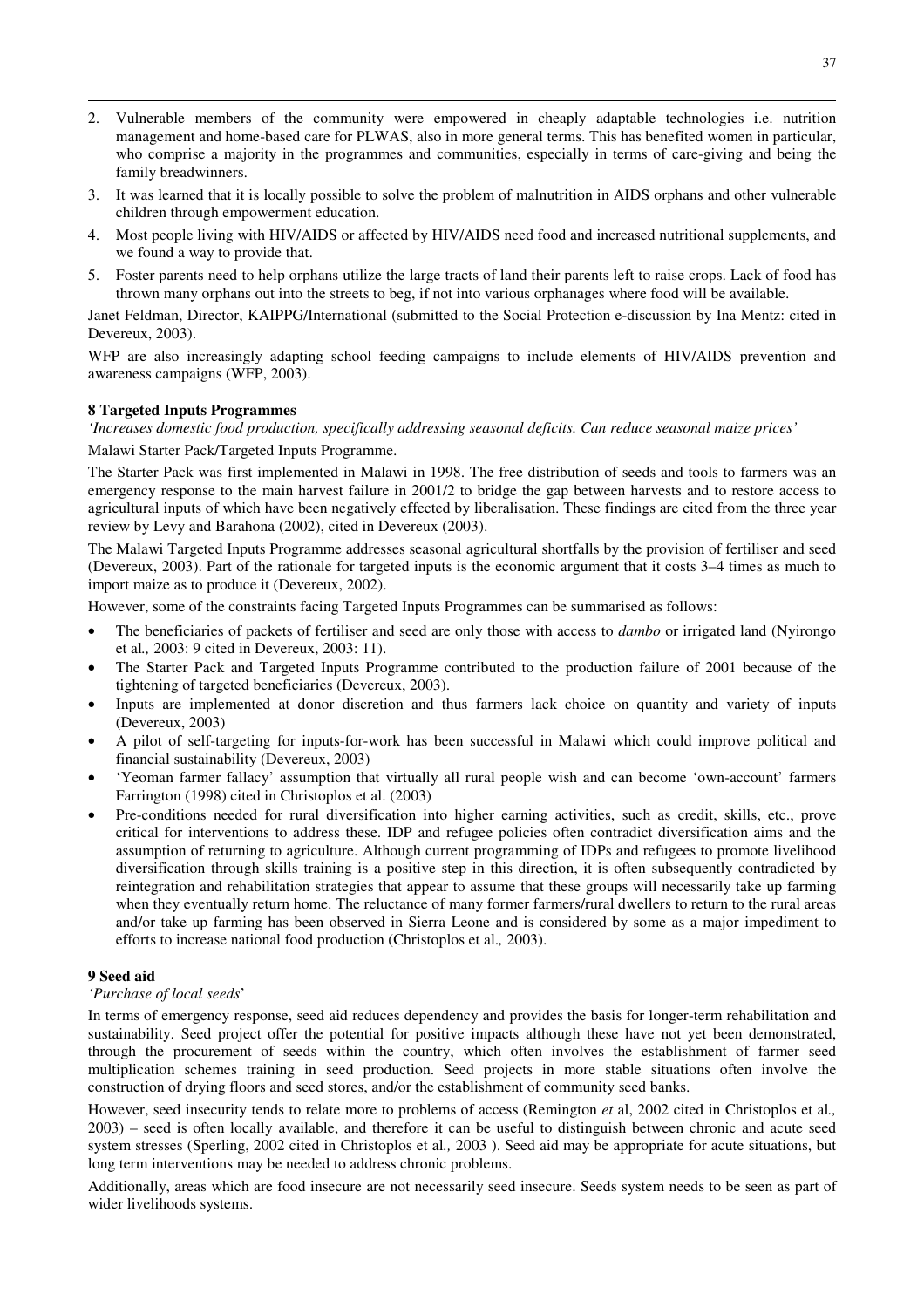2. Vulnerable members of the community were empowered in cheaply adaptable technologies i.e. nutrition management and home-based care for PLWAS, also in more general terms. This has benefited women in particular, who comprise a majority in the programmes and communities, especially in terms of care-giving and being the family breadwinners.
3. It was learned that it is locally possible to solve the problem of malnutrition in AIDS orphans and other vulnerable children through empowerment education.
4. Most people living with HIV/AIDS or affected by HIV/AIDS need food and increased nutritional supplements, and we found a way to provide that.
5. Foster parents need to help orphans utilize the large tracts of land their parents left to raise crops. Lack of food has thrown many orphans out into the streets to beg, if not into various orphanages where food will be available.

Janet Feldman, Director, KAIPPG/International (submitted to the Social Protection e-discussion by Ina Mentz: cited in Devereux, 2003).

WFP are also increasingly adapting school feeding campaigns to include elements of HIV/AIDS prevention and awareness campaigns (WFP, 2003).

**8 Targeted Inputs Programmes**

*'Increases domestic food production, specifically addressing seasonal deficits. Can reduce seasonal maize prices'*

Malawi Starter Pack/Targeted Inputs Programme.

The Starter Pack was first implemented in Malawi in 1998. The free distribution of seeds and tools to farmers was an emergency response to the main harvest failure in 2001/2 to bridge the gap between harvests and to restore access to agricultural inputs of which have been negatively effected by liberalisation. These findings are cited from the three year review by Levy and Barahona (2002), cited in Devereux (2003).

The Malawi Targeted Inputs Programme addresses seasonal agricultural shortfalls by the provision of fertiliser and seed (Devereux, 2003). Part of the rationale for targeted inputs is the economic argument that it costs 3–4 times as much to import maize as to produce it (Devereux, 2002).

However, some of the constraints facing Targeted Inputs Programmes can be summarised as follows:

- The beneficiaries of packets of fertiliser and seed are only those with access to *dambo* or irrigated land (Nyirongo et al*.,* 2003: 9 cited in Devereux, 2003: 11).
- The Starter Pack and Targeted Inputs Programme contributed to the production failure of 2001 because of the tightening of targeted beneficiaries (Devereux, 2003).
- Inputs are implemented at donor discretion and thus farmers lack choice on quantity and variety of inputs (Devereux, 2003)
- A pilot of self-targeting for inputs-for-work has been successful in Malawi which could improve political and financial sustainability (Devereux, 2003)
- 'Yeoman farmer fallacy' assumption that virtually all rural people wish and can become 'own-account' farmers Farrington (1998) cited in Christoplos et al. (2003)
- Pre-conditions needed for rural diversification into higher earning activities, such as credit, skills, etc., prove critical for interventions to address these. IDP and refugee policies often contradict diversification aims and the assumption of returning to agriculture. Although current programming of IDPs and refugees to promote livelihood diversification through skills training is a positive step in this direction, it is often subsequently contradicted by reintegration and rehabilitation strategies that appear to assume that these groups will necessarily take up farming when they eventually return home. The reluctance of many former farmers/rural dwellers to return to the rural areas and/or take up farming has been observed in Sierra Leone and is considered by some as a major impediment to efforts to increase national food production (Christoplos et al*.,* 2003).

**9 Seed aid**

*'Purchase of local seeds'*

In terms of emergency response, seed aid reduces dependency and provides the basis for longer-term rehabilitation and sustainability. Seed project offer the potential for positive impacts although these have not yet been demonstrated, through the procurement of seeds within the country, which often involves the establishment of farmer seed multiplication schemes training in seed production. Seed projects in more stable situations often involve the construction of drying floors and seed stores, and/or the establishment of community seed banks.

However, seed insecurity tends to relate more to problems of access (Remington *et* al, 2002 cited in Christoplos et al*.,* 2003) – seed is often locally available, and therefore it can be useful to distinguish between chronic and acute seed system stresses (Sperling, 2002 cited in Christoplos et al*.,* 2003 ). Seed aid may be appropriate for acute situations, but long term interventions may be needed to address chronic problems.

Additionally, areas which are food insecure are not necessarily seed insecure. Seeds system needs to be seen as part of wider livelihoods systems.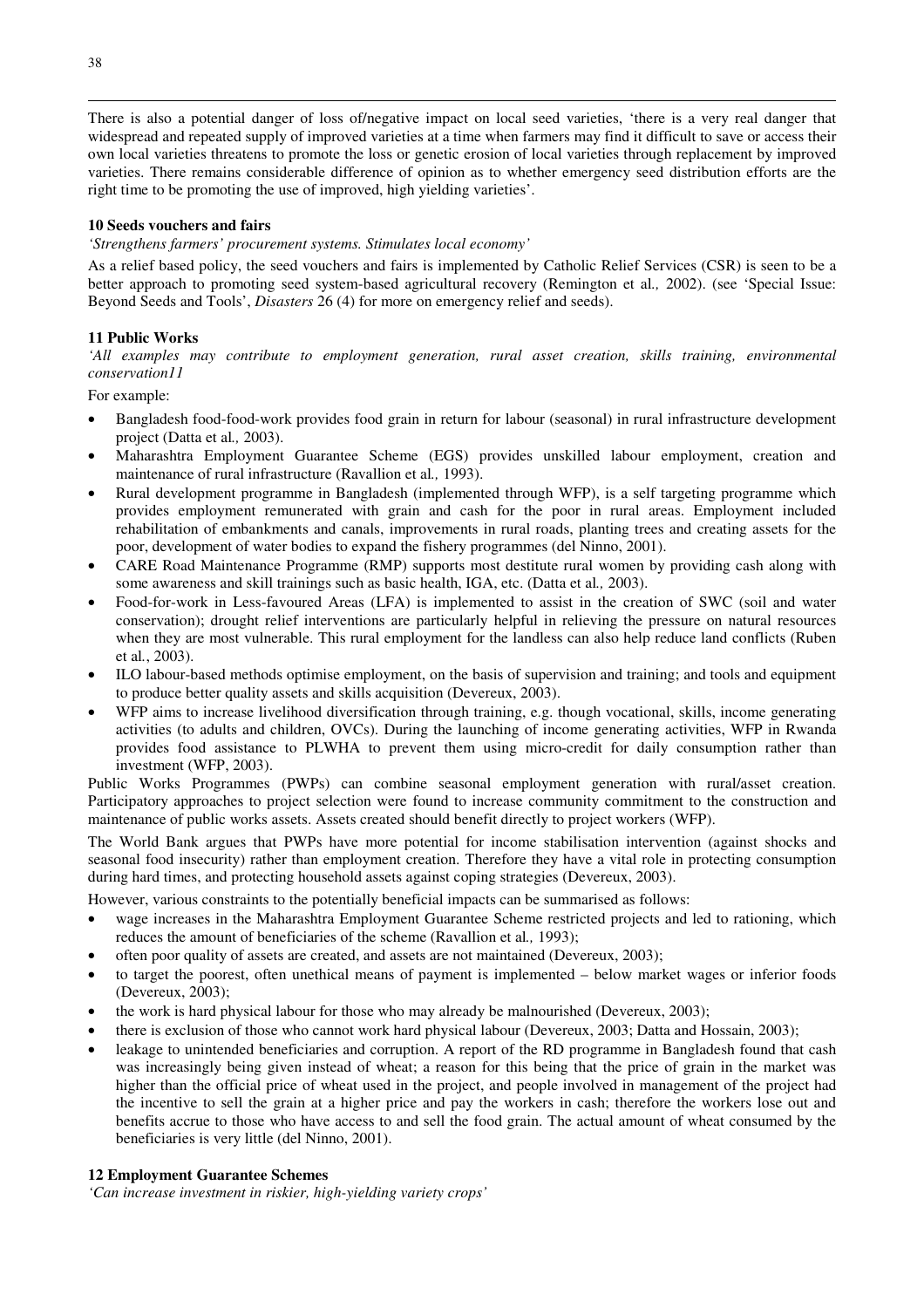There is also a potential danger of loss of/negative impact on local seed varieties, 'there is a very real danger that widespread and repeated supply of improved varieties at a time when farmers may find it difficult to save or access their own local varieties threatens to promote the loss or genetic erosion of local varieties through replacement by improved varieties. There remains considerable difference of opinion as to whether emergency seed distribution efforts are the right time to be promoting the use of improved, high yielding varieties'.

**10 Seeds vouchers and fairs**

*'Strengthens farmers' procurement systems. Stimulates local economy'*

As a relief based policy, the seed vouchers and fairs is implemented by Catholic Relief Services (CSR) is seen to be a better approach to promoting seed system-based agricultural recovery (Remington et al*.,* 2002). (see 'Special Issue: Beyond Seeds and Tools', *Disasters* 26 (4) for more on emergency relief and seeds).

**11 Public Works**

*'All examples may contribute to employment generation, rural asset creation, skills training, environmental conservation11*

For example:

- Bangladesh food-food-work provides food grain in return for labour (seasonal) in rural infrastructure development project (Datta et al*.,* 2003).
- Maharashtra Employment Guarantee Scheme (EGS) provides unskilled labour employment, creation and maintenance of rural infrastructure (Ravallion et al*.,* 1993).
- Rural development programme in Bangladesh (implemented through WFP), is a self targeting programme which provides employment remunerated with grain and cash for the poor in rural areas. Employment included rehabilitation of embankments and canals, improvements in rural roads, planting trees and creating assets for the poor, development of water bodies to expand the fishery programmes (del Ninno, 2001).
- CARE Road Maintenance Programme (RMP) supports most destitute rural women by providing cash along with some awareness and skill trainings such as basic health, IGA, etc. (Datta et al*.,* 2003).
- Food-for-work in Less-favoured Areas (LFA) is implemented to assist in the creation of SWC (soil and water conservation); drought relief interventions are particularly helpful in relieving the pressure on natural resources when they are most vulnerable. This rural employment for the landless can also help reduce land conflicts (Ruben et al*.*, 2003).
- ILO labour-based methods optimise employment, on the basis of supervision and training; and tools and equipment to produce better quality assets and skills acquisition (Devereux, 2003).
- WFP aims to increase livelihood diversification through training, e.g. though vocational, skills, income generating activities (to adults and children, OVCs). During the launching of income generating activities, WFP in Rwanda provides food assistance to PLWHA to prevent them using micro-credit for daily consumption rather than investment (WFP, 2003).

Public Works Programmes (PWPs) can combine seasonal employment generation with rural/asset creation. Participatory approaches to project selection were found to increase community commitment to the construction and maintenance of public works assets. Assets created should benefit directly to project workers (WFP).

The World Bank argues that PWPs have more potential for income stabilisation intervention (against shocks and seasonal food insecurity) rather than employment creation. Therefore they have a vital role in protecting consumption during hard times, and protecting household assets against coping strategies (Devereux, 2003).

However, various constraints to the potentially beneficial impacts can be summarised as follows:

- wage increases in the Maharashtra Employment Guarantee Scheme restricted projects and led to rationing, which reduces the amount of beneficiaries of the scheme (Ravallion et al*.,* 1993);
- often poor quality of assets are created, and assets are not maintained (Devereux, 2003);
- to target the poorest, often unethical means of payment is implemented – below market wages or inferior foods (Devereux, 2003);
- the work is hard physical labour for those who may already be malnourished (Devereux, 2003);
- there is exclusion of those who cannot work hard physical labour (Devereux, 2003; Datta and Hossain, 2003);
- leakage to unintended beneficiaries and corruption. A report of the RD programme in Bangladesh found that cash was increasingly being given instead of wheat; a reason for this being that the price of grain in the market was higher than the official price of wheat used in the project, and people involved in management of the project had the incentive to sell the grain at a higher price and pay the workers in cash; therefore the workers lose out and benefits accrue to those who have access to and sell the food grain. The actual amount of wheat consumed by the beneficiaries is very little (del Ninno, 2001).

**12 Employment Guarantee Schemes**

*'Can increase investment in riskier, high-yielding variety crops'*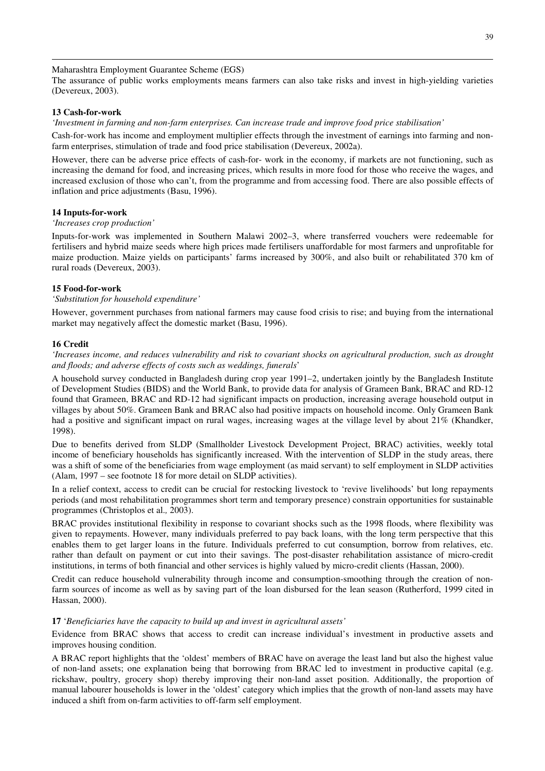Maharashtra Employment Guarantee Scheme (EGS)

The assurance of public works employments means farmers can also take risks and invest in high-yielding varieties (Devereux, 2003).

**13 Cash-for-work**

*'Investment in farming and non-farm enterprises. Can increase trade and improve food price stabilisation'*

Cash-for-work has income and employment multiplier effects through the investment of earnings into farming and non-farm enterprises, stimulation of trade and food price stabilisation (Devereux, 2002a).

However, there can be adverse price effects of cash-for- work in the economy, if markets are not functioning, such as increasing the demand for food, and increasing prices, which results in more food for those who receive the wages, and increased exclusion of those who can't, from the programme and from accessing food. There are also possible effects of inflation and price adjustments (Basu, 1996).

**14 Inputs-for-work**

*'Increases crop production'*

Inputs-for-work was implemented in Southern Malawi 2002–3, where transferred vouchers were redeemable for fertilisers and hybrid maize seeds where high prices made fertilisers unaffordable for most farmers and unprofitable for maize production. Maize yields on participants' farms increased by 300%, and also built or rehabilitated 370 km of rural roads (Devereux, 2003).

**15 Food-for-work**

*'Substitution for household expenditure'*

However, government purchases from national farmers may cause food crisis to rise; and buying from the international market may negatively affect the domestic market (Basu, 1996).

**16 Credit**

*'Increases income, and reduces vulnerability and risk to covariant shocks on agricultural production, such as drought and floods; and adverse effects of costs such as weddings, funerals'*

A household survey conducted in Bangladesh during crop year 1991–2, undertaken jointly by the Bangladesh Institute of Development Studies (BIDS) and the World Bank, to provide data for analysis of Grameen Bank, BRAC and RD-12 found that Grameen, BRAC and RD-12 had significant impacts on production, increasing average household output in villages by about 50%. Grameen Bank and BRAC also had positive impacts on household income. Only Grameen Bank had a positive and significant impact on rural wages, increasing wages at the village level by about 21% (Khandker, 1998).

Due to benefits derived from SLDP (Smallholder Livestock Development Project, BRAC) activities, weekly total income of beneficiary households has significantly increased. With the intervention of SLDP in the study areas, there was a shift of some of the beneficiaries from wage employment (as maid servant) to self employment in SLDP activities (Alam, 1997 – see footnote 18 for more detail on SLDP activities).

In a relief context, access to credit can be crucial for restocking livestock to 'revive livelihoods' but long repayments periods (and most rehabilitation programmes short term and temporary presence) constrain opportunities for sustainable programmes (Christoplos et al*.,* 2003).

BRAC provides institutional flexibility in response to covariant shocks such as the 1998 floods, where flexibility was given to repayments. However, many individuals preferred to pay back loans, with the long term perspective that this enables them to get larger loans in the future. Individuals preferred to cut consumption, borrow from relatives, etc. rather than default on payment or cut into their savings. The post-disaster rehabilitation assistance of micro-credit institutions, in terms of both financial and other services is highly valued by micro-credit clients (Hassan, 2000).

Credit can reduce household vulnerability through income and consumption-smoothing through the creation of non-farm sources of income as well as by saving part of the loan disbursed for the lean season (Rutherford, 1999 cited in Hassan, 2000).

**17** *'Beneficiaries have the capacity to build up and invest in agricultural assets'*

Evidence from BRAC shows that access to credit can increase individual's investment in productive assets and improves housing condition.

A BRAC report highlights that the 'oldest' members of BRAC have on average the least land but also the highest value of non-land assets; one explanation being that borrowing from BRAC led to investment in productive capital (e.g. rickshaw, poultry, grocery shop) thereby improving their non-land asset position. Additionally, the proportion of manual labourer households is lower in the 'oldest' category which implies that the growth of non-land assets may have induced a shift from on-farm activities to off-farm self employment.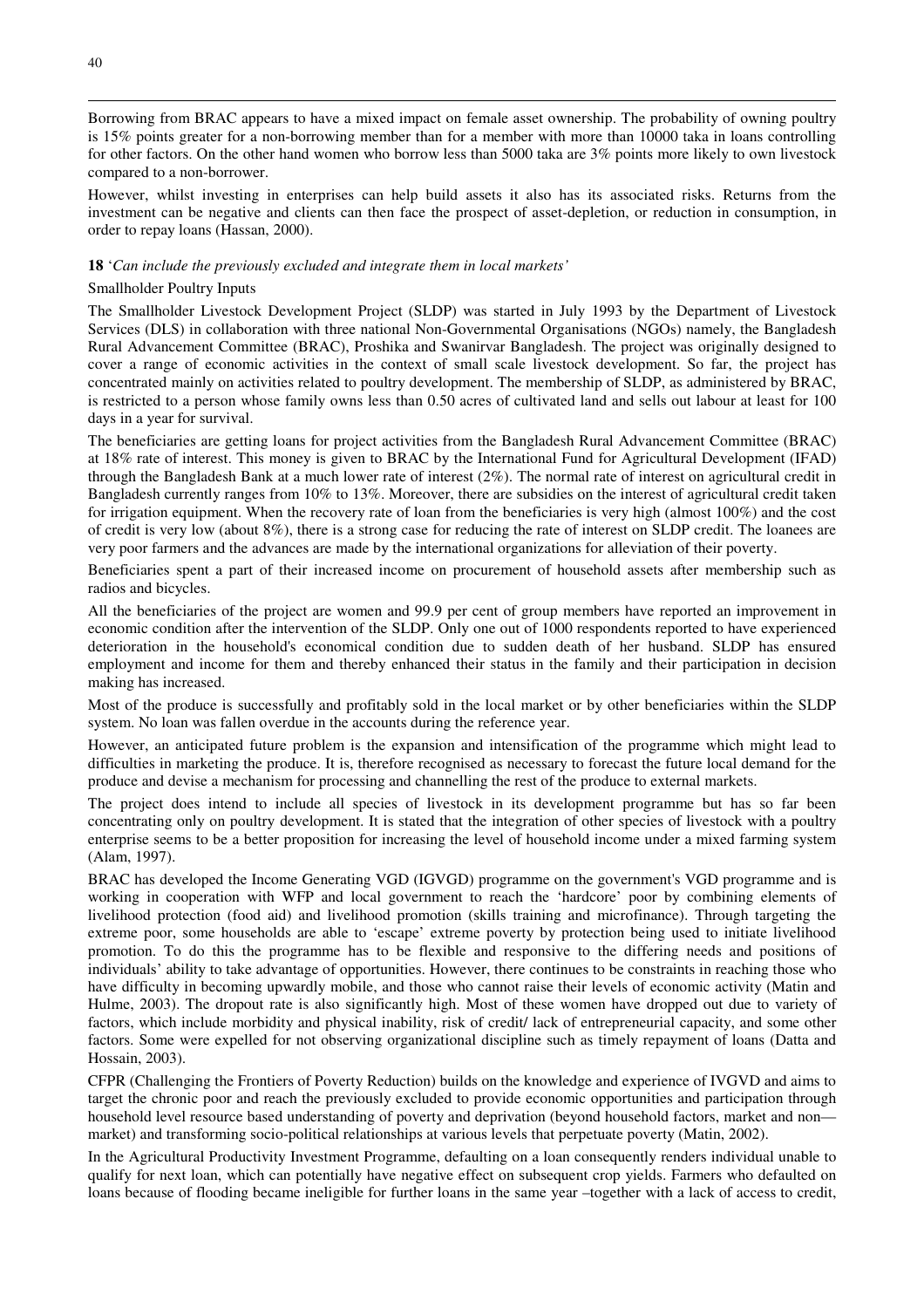Borrowing from BRAC appears to have a mixed impact on female asset ownership. The probability of owning poultry is 15% points greater for a non-borrowing member than for a member with more than 10000 taka in loans controlling for other factors. On the other hand women who borrow less than 5000 taka are 3% points more likely to own livestock compared to a non-borrower.

However, whilst investing in enterprises can help build assets it also has its associated risks. Returns from the investment can be negative and clients can then face the prospect of asset-depletion, or reduction in consumption, in order to repay loans (Hassan, 2000).

**18** '*Can include the previously excluded and integrate them in local markets'*

Smallholder Poultry Inputs

The Smallholder Livestock Development Project (SLDP) was started in July 1993 by the Department of Livestock Services (DLS) in collaboration with three national Non-Governmental Organisations (NGOs) namely, the Bangladesh Rural Advancement Committee (BRAC), Proshika and Swanirvar Bangladesh. The project was originally designed to cover a range of economic activities in the context of small scale livestock development. So far, the project has concentrated mainly on activities related to poultry development. The membership of SLDP, as administered by BRAC, is restricted to a person whose family owns less than 0.50 acres of cultivated land and sells out labour at least for 100 days in a year for survival.

The beneficiaries are getting loans for project activities from the Bangladesh Rural Advancement Committee (BRAC) at 18% rate of interest. This money is given to BRAC by the International Fund for Agricultural Development (IFAD) through the Bangladesh Bank at a much lower rate of interest (2%). The normal rate of interest on agricultural credit in Bangladesh currently ranges from 10% to 13%. Moreover, there are subsidies on the interest of agricultural credit taken for irrigation equipment. When the recovery rate of loan from the beneficiaries is very high (almost 100%) and the cost of credit is very low (about 8%), there is a strong case for reducing the rate of interest on SLDP credit. The loanees are very poor farmers and the advances are made by the international organizations for alleviation of their poverty.

Beneficiaries spent a part of their increased income on procurement of household assets after membership such as radios and bicycles.

All the beneficiaries of the project are women and 99.9 per cent of group members have reported an improvement in economic condition after the intervention of the SLDP. Only one out of 1000 respondents reported to have experienced deterioration in the household's economical condition due to sudden death of her husband. SLDP has ensured employment and income for them and thereby enhanced their status in the family and their participation in decision making has increased.

Most of the produce is successfully and profitably sold in the local market or by other beneficiaries within the SLDP system. No loan was fallen overdue in the accounts during the reference year.

However, an anticipated future problem is the expansion and intensification of the programme which might lead to difficulties in marketing the produce. It is, therefore recognised as necessary to forecast the future local demand for the produce and devise a mechanism for processing and channelling the rest of the produce to external markets.

The project does intend to include all species of livestock in its development programme but has so far been concentrating only on poultry development. It is stated that the integration of other species of livestock with a poultry enterprise seems to be a better proposition for increasing the level of household income under a mixed farming system (Alam, 1997).

BRAC has developed the Income Generating VGD (IGVGD) programme on the government's VGD programme and is working in cooperation with WFP and local government to reach the 'hardcore' poor by combining elements of livelihood protection (food aid) and livelihood promotion (skills training and microfinance). Through targeting the extreme poor, some households are able to 'escape' extreme poverty by protection being used to initiate livelihood promotion. To do this the programme has to be flexible and responsive to the differing needs and positions of individuals' ability to take advantage of opportunities. However, there continues to be constraints in reaching those who have difficulty in becoming upwardly mobile, and those who cannot raise their levels of economic activity (Matin and Hulme, 2003). The dropout rate is also significantly high. Most of these women have dropped out due to variety of factors, which include morbidity and physical inability, risk of credit/ lack of entrepreneurial capacity, and some other factors. Some were expelled for not observing organizational discipline such as timely repayment of loans (Datta and Hossain, 2003).

CFPR (Challenging the Frontiers of Poverty Reduction) builds on the knowledge and experience of IVGVD and aims to target the chronic poor and reach the previously excluded to provide economic opportunities and participation through household level resource based understanding of poverty and deprivation (beyond household factors, market and non—market) and transforming socio-political relationships at various levels that perpetuate poverty (Matin, 2002).

In the Agricultural Productivity Investment Programme, defaulting on a loan consequently renders individual unable to qualify for next loan, which can potentially have negative effect on subsequent crop yields. Farmers who defaulted on loans because of flooding became ineligible for further loans in the same year –together with a lack of access to credit,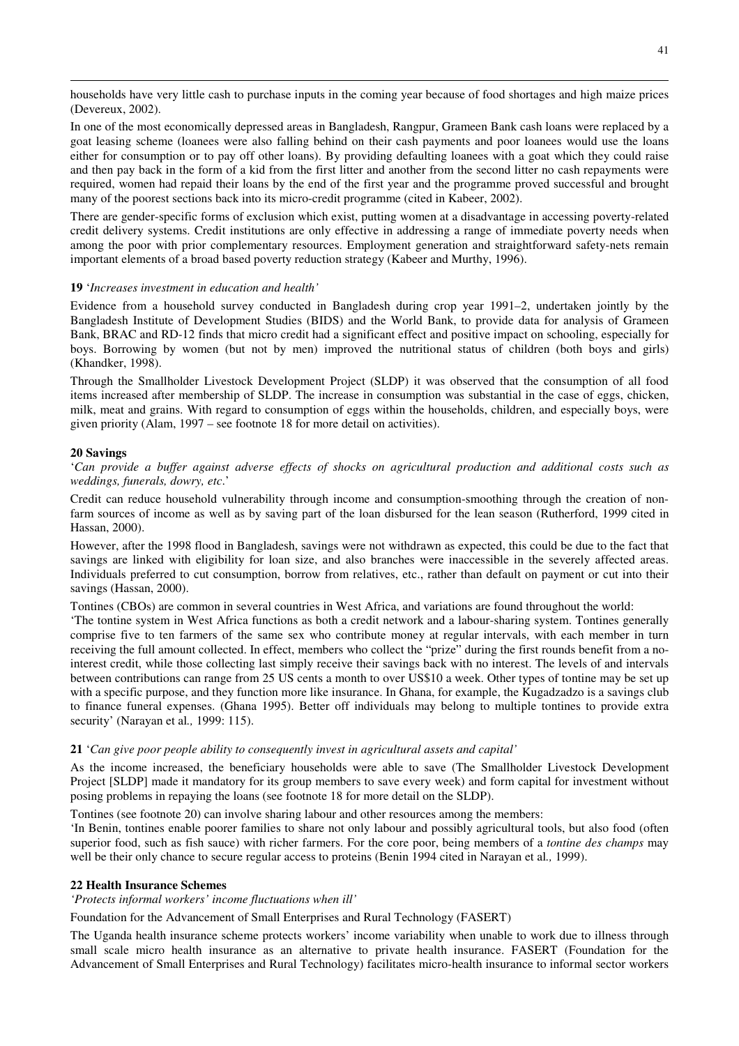households have very little cash to purchase inputs in the coming year because of food shortages and high maize prices (Devereux, 2002).

In one of the most economically depressed areas in Bangladesh, Rangpur, Grameen Bank cash loans were replaced by a goat leasing scheme (loanees were also falling behind on their cash payments and poor loanees would use the loans either for consumption or to pay off other loans). By providing defaulting loanees with a goat which they could raise and then pay back in the form of a kid from the first litter and another from the second litter no cash repayments were required, women had repaid their loans by the end of the first year and the programme proved successful and brought many of the poorest sections back into its micro-credit programme (cited in Kabeer, 2002).

There are gender-specific forms of exclusion which exist, putting women at a disadvantage in accessing poverty-related credit delivery systems. Credit institutions are only effective in addressing a range of immediate poverty needs when among the poor with prior complementary resources. Employment generation and straightforward safety-nets remain important elements of a broad based poverty reduction strategy (Kabeer and Murthy, 1996).

**19** '*Increases investment in education and health'*

Evidence from a household survey conducted in Bangladesh during crop year 1991–2, undertaken jointly by the Bangladesh Institute of Development Studies (BIDS) and the World Bank, to provide data for analysis of Grameen Bank, BRAC and RD-12 finds that micro credit had a significant effect and positive impact on schooling, especially for boys. Borrowing by women (but not by men) improved the nutritional status of children (both boys and girls) (Khandker, 1998).

Through the Smallholder Livestock Development Project (SLDP) it was observed that the consumption of all food items increased after membership of SLDP. The increase in consumption was substantial in the case of eggs, chicken, milk, meat and grains. With regard to consumption of eggs within the households, children, and especially boys, were given priority (Alam, 1997 – see footnote 18 for more detail on activities).

**20 Savings**

'*Can provide a buffer against adverse effects of shocks on agricultural production and additional costs such as weddings, funerals, dowry, etc*.'

Credit can reduce household vulnerability through income and consumption-smoothing through the creation of non-farm sources of income as well as by saving part of the loan disbursed for the lean season (Rutherford, 1999 cited in Hassan, 2000).

However, after the 1998 flood in Bangladesh, savings were not withdrawn as expected, this could be due to the fact that savings are linked with eligibility for loan size, and also branches were inaccessible in the severely affected areas. Individuals preferred to cut consumption, borrow from relatives, etc., rather than default on payment or cut into their savings (Hassan, 2000).

Tontines (CBOs) are common in several countries in West Africa, and variations are found throughout the world:

'The tontine system in West Africa functions as both a credit network and a labour-sharing system. Tontines generally comprise five to ten farmers of the same sex who contribute money at regular intervals, with each member in turn receiving the full amount collected. In effect, members who collect the "prize" during the first rounds benefit from a no-interest credit, while those collecting last simply receive their savings back with no interest. The levels of and intervals between contributions can range from 25 US cents a month to over US$10 a week. Other types of tontine may be set up with a specific purpose, and they function more like insurance. In Ghana, for example, the Kugadzadzo is a savings club to finance funeral expenses. (Ghana 1995). Better off individuals may belong to multiple tontines to provide extra security' (Narayan et al*.,* 1999: 115).

**21** '*Can give poor people ability to consequently invest in agricultural assets and capital'*

As the income increased, the beneficiary households were able to save (The Smallholder Livestock Development Project [SLDP] made it mandatory for its group members to save every week) and form capital for investment without posing problems in repaying the loans (see footnote 18 for more detail on the SLDP).

Tontines (see footnote 20) can involve sharing labour and other resources among the members:

'In Benin, tontines enable poorer families to share not only labour and possibly agricultural tools, but also food (often superior food, such as fish sauce) with richer farmers. For the core poor, being members of a *tontine des champs* may well be their only chance to secure regular access to proteins (Benin 1994 cited in Narayan et al*.,* 1999).

**22 Health Insurance Schemes**

*'Protects informal workers' income fluctuations when ill'*

Foundation for the Advancement of Small Enterprises and Rural Technology (FASERT)

The Uganda health insurance scheme protects workers' income variability when unable to work due to illness through small scale micro health insurance as an alternative to private health insurance. FASERT (Foundation for the Advancement of Small Enterprises and Rural Technology) facilitates micro-health insurance to informal sector workers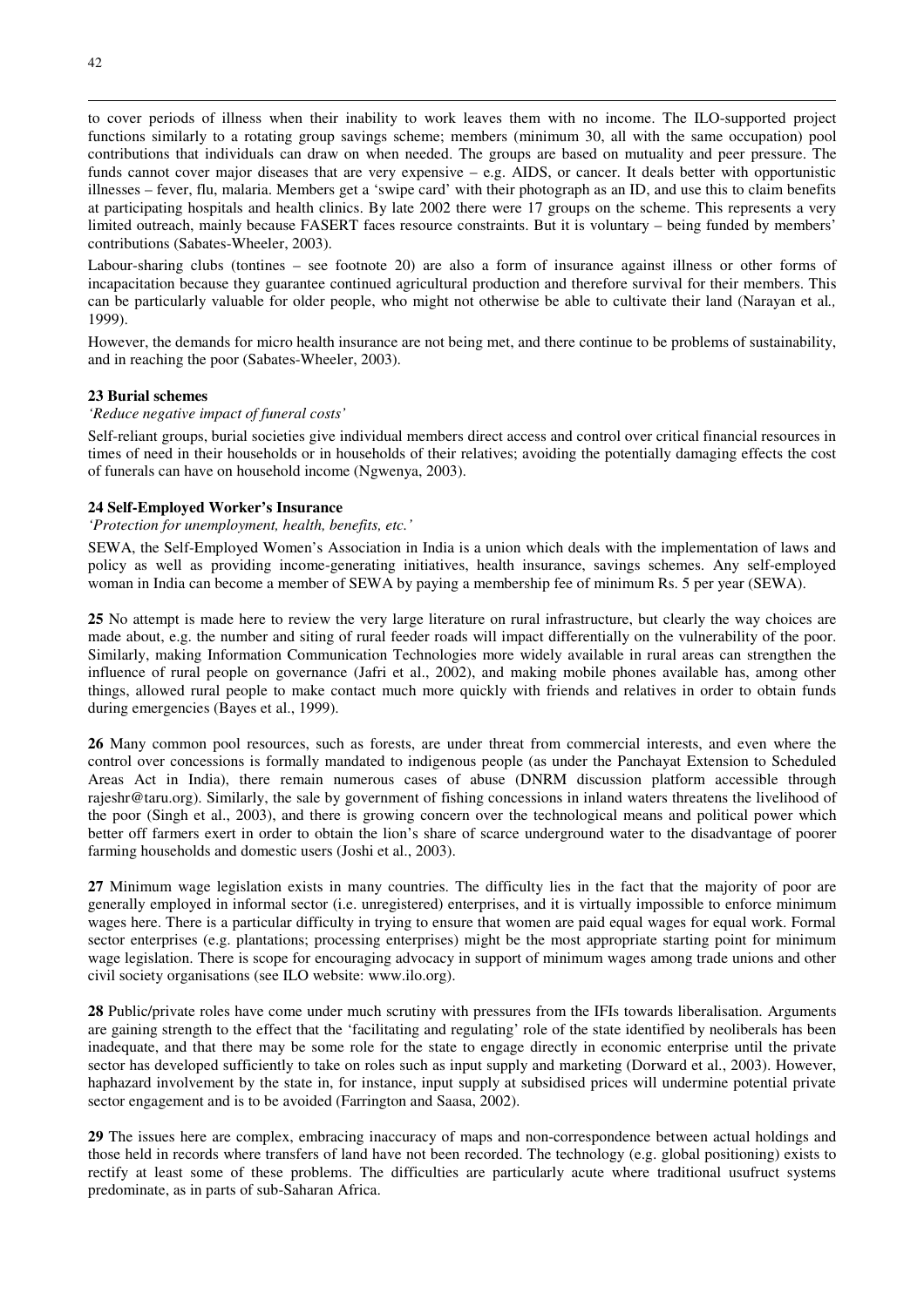to cover periods of illness when their inability to work leaves them with no income. The ILO-supported project functions similarly to a rotating group savings scheme; members (minimum 30, all with the same occupation) pool contributions that individuals can draw on when needed. The groups are based on mutuality and peer pressure. The funds cannot cover major diseases that are very expensive – e.g. AIDS, or cancer. It deals better with opportunistic illnesses – fever, flu, malaria. Members get a 'swipe card' with their photograph as an ID, and use this to claim benefits at participating hospitals and health clinics. By late 2002 there were 17 groups on the scheme. This represents a very limited outreach, mainly because FASERT faces resource constraints. But it is voluntary – being funded by members' contributions (Sabates-Wheeler, 2003).

Labour-sharing clubs (tontines – see footnote 20) are also a form of insurance against illness or other forms of incapacitation because they guarantee continued agricultural production and therefore survival for their members. This can be particularly valuable for older people, who might not otherwise be able to cultivate their land (Narayan et al*.,* 1999).

However, the demands for micro health insurance are not being met, and there continue to be problems of sustainability, and in reaching the poor (Sabates-Wheeler, 2003).

**23 Burial schemes**

*'Reduce negative impact of funeral costs'*

Self-reliant groups, burial societies give individual members direct access and control over critical financial resources in times of need in their households or in households of their relatives; avoiding the potentially damaging effects the cost of funerals can have on household income (Ngwenya, 2003).

**24 Self-Employed Worker's Insurance**

*'Protection for unemployment, health, benefits, etc.'*

SEWA, the Self-Employed Women's Association in India is a union which deals with the implementation of laws and policy as well as providing income-generating initiatives, health insurance, savings schemes. Any self-employed woman in India can become a member of SEWA by paying a membership fee of minimum Rs. 5 per year (SEWA).

**25** No attempt is made here to review the very large literature on rural infrastructure, but clearly the way choices are made about, e.g. the number and siting of rural feeder roads will impact differentially on the vulnerability of the poor. Similarly, making Information Communication Technologies more widely available in rural areas can strengthen the influence of rural people on governance (Jafri et al., 2002), and making mobile phones available has, among other things, allowed rural people to make contact much more quickly with friends and relatives in order to obtain funds during emergencies (Bayes et al., 1999).

**26** Many common pool resources, such as forests, are under threat from commercial interests, and even where the control over concessions is formally mandated to indigenous people (as under the Panchayat Extension to Scheduled Areas Act in India), there remain numerous cases of abuse (DNRM discussion platform accessible through rajeshr@taru.org). Similarly, the sale by government of fishing concessions in inland waters threatens the livelihood of the poor (Singh et al., 2003), and there is growing concern over the technological means and political power which better off farmers exert in order to obtain the lion's share of scarce underground water to the disadvantage of poorer farming households and domestic users (Joshi et al., 2003).

**27** Minimum wage legislation exists in many countries. The difficulty lies in the fact that the majority of poor are generally employed in informal sector (i.e. unregistered) enterprises, and it is virtually impossible to enforce minimum wages here. There is a particular difficulty in trying to ensure that women are paid equal wages for equal work. Formal sector enterprises (e.g. plantations; processing enterprises) might be the most appropriate starting point for minimum wage legislation. There is scope for encouraging advocacy in support of minimum wages among trade unions and other civil society organisations (see ILO website: www.ilo.org).

**28** Public/private roles have come under much scrutiny with pressures from the IFIs towards liberalisation. Arguments are gaining strength to the effect that the 'facilitating and regulating' role of the state identified by neoliberals has been inadequate, and that there may be some role for the state to engage directly in economic enterprise until the private sector has developed sufficiently to take on roles such as input supply and marketing (Dorward et al., 2003). However, haphazard involvement by the state in, for instance, input supply at subsidised prices will undermine potential private sector engagement and is to be avoided (Farrington and Saasa, 2002).

**29** The issues here are complex, embracing inaccuracy of maps and non-correspondence between actual holdings and those held in records where transfers of land have not been recorded. The technology (e.g. global positioning) exists to rectify at least some of these problems. The difficulties are particularly acute where traditional usufruct systems predominate, as in parts of sub-Saharan Africa.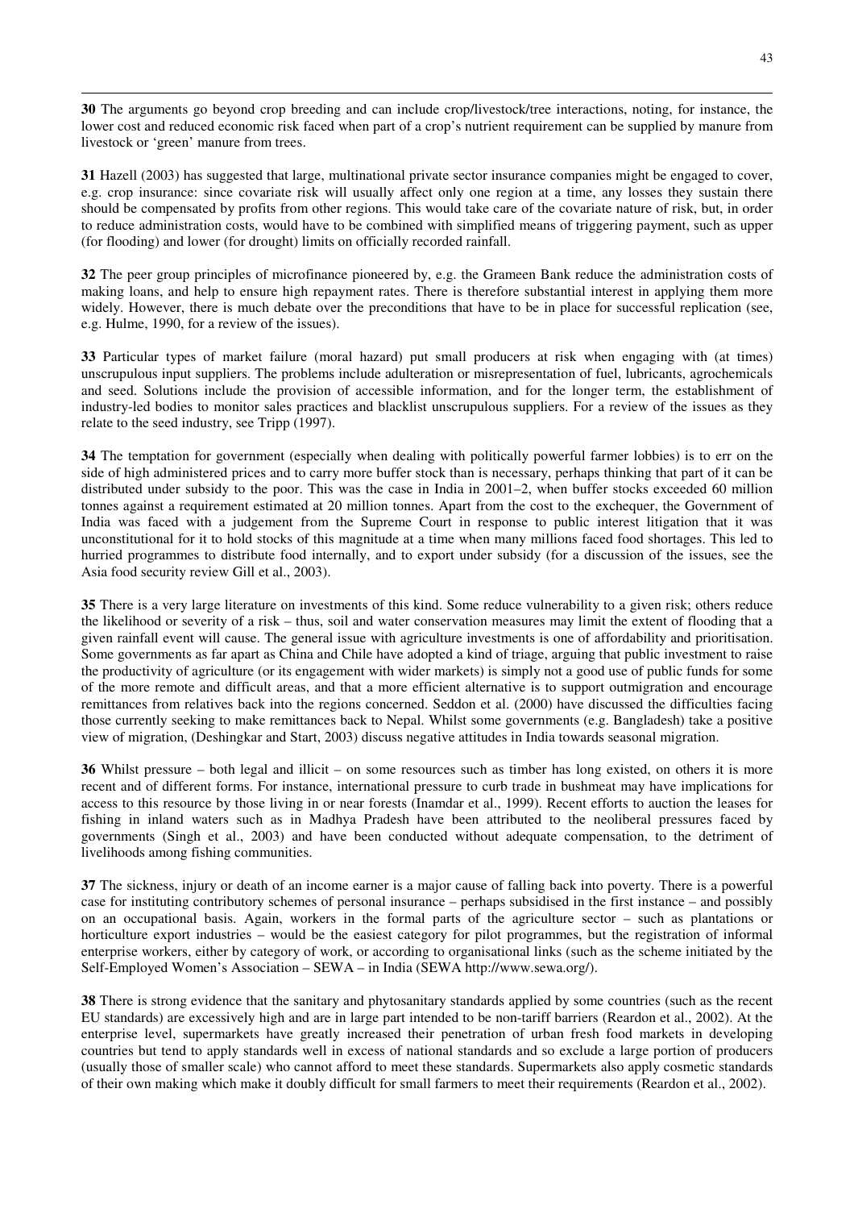**30** The arguments go beyond crop breeding and can include crop/livestock/tree interactions, noting, for instance, the lower cost and reduced economic risk faced when part of a crop's nutrient requirement can be supplied by manure from livestock or 'green' manure from trees.

**31** Hazell (2003) has suggested that large, multinational private sector insurance companies might be engaged to cover, e.g. crop insurance: since covariate risk will usually affect only one region at a time, any losses they sustain there should be compensated by profits from other regions. This would take care of the covariate nature of risk, but, in order to reduce administration costs, would have to be combined with simplified means of triggering payment, such as upper (for flooding) and lower (for drought) limits on officially recorded rainfall.

**32** The peer group principles of microfinance pioneered by, e.g. the Grameen Bank reduce the administration costs of making loans, and help to ensure high repayment rates. There is therefore substantial interest in applying them more widely. However, there is much debate over the preconditions that have to be in place for successful replication (see, e.g. Hulme, 1990, for a review of the issues).

**33** Particular types of market failure (moral hazard) put small producers at risk when engaging with (at times) unscrupulous input suppliers. The problems include adulteration or misrepresentation of fuel, lubricants, agrochemicals and seed. Solutions include the provision of accessible information, and for the longer term, the establishment of industry-led bodies to monitor sales practices and blacklist unscrupulous suppliers. For a review of the issues as they relate to the seed industry, see Tripp (1997).

**34** The temptation for government (especially when dealing with politically powerful farmer lobbies) is to err on the side of high administered prices and to carry more buffer stock than is necessary, perhaps thinking that part of it can be distributed under subsidy to the poor. This was the case in India in 2001–2, when buffer stocks exceeded 60 million tonnes against a requirement estimated at 20 million tonnes. Apart from the cost to the exchequer, the Government of India was faced with a judgement from the Supreme Court in response to public interest litigation that it was unconstitutional for it to hold stocks of this magnitude at a time when many millions faced food shortages. This led to hurried programmes to distribute food internally, and to export under subsidy (for a discussion of the issues, see the Asia food security review Gill et al., 2003).

**35** There is a very large literature on investments of this kind. Some reduce vulnerability to a given risk; others reduce the likelihood or severity of a risk – thus, soil and water conservation measures may limit the extent of flooding that a given rainfall event will cause. The general issue with agriculture investments is one of affordability and prioritisation. Some governments as far apart as China and Chile have adopted a kind of triage, arguing that public investment to raise the productivity of agriculture (or its engagement with wider markets) is simply not a good use of public funds for some of the more remote and difficult areas, and that a more efficient alternative is to support outmigration and encourage remittances from relatives back into the regions concerned. Seddon et al. (2000) have discussed the difficulties facing those currently seeking to make remittances back to Nepal. Whilst some governments (e.g. Bangladesh) take a positive view of migration, (Deshingkar and Start, 2003) discuss negative attitudes in India towards seasonal migration.

**36** Whilst pressure – both legal and illicit – on some resources such as timber has long existed, on others it is more recent and of different forms. For instance, international pressure to curb trade in bushmeat may have implications for access to this resource by those living in or near forests (Inamdar et al., 1999). Recent efforts to auction the leases for fishing in inland waters such as in Madhya Pradesh have been attributed to the neoliberal pressures faced by governments (Singh et al., 2003) and have been conducted without adequate compensation, to the detriment of livelihoods among fishing communities.

**37** The sickness, injury or death of an income earner is a major cause of falling back into poverty. There is a powerful case for instituting contributory schemes of personal insurance – perhaps subsidised in the first instance – and possibly on an occupational basis. Again, workers in the formal parts of the agriculture sector – such as plantations or horticulture export industries – would be the easiest category for pilot programmes, but the registration of informal enterprise workers, either by category of work, or according to organisational links (such as the scheme initiated by the Self-Employed Women's Association – SEWA – in India (SEWA http://www.sewa.org/).

**38** There is strong evidence that the sanitary and phytosanitary standards applied by some countries (such as the recent EU standards) are excessively high and are in large part intended to be non-tariff barriers (Reardon et al., 2002). At the enterprise level, supermarkets have greatly increased their penetration of urban fresh food markets in developing countries but tend to apply standards well in excess of national standards and so exclude a large portion of producers (usually those of smaller scale) who cannot afford to meet these standards. Supermarkets also apply cosmetic standards of their own making which make it doubly difficult for small farmers to meet their requirements (Reardon et al., 2002).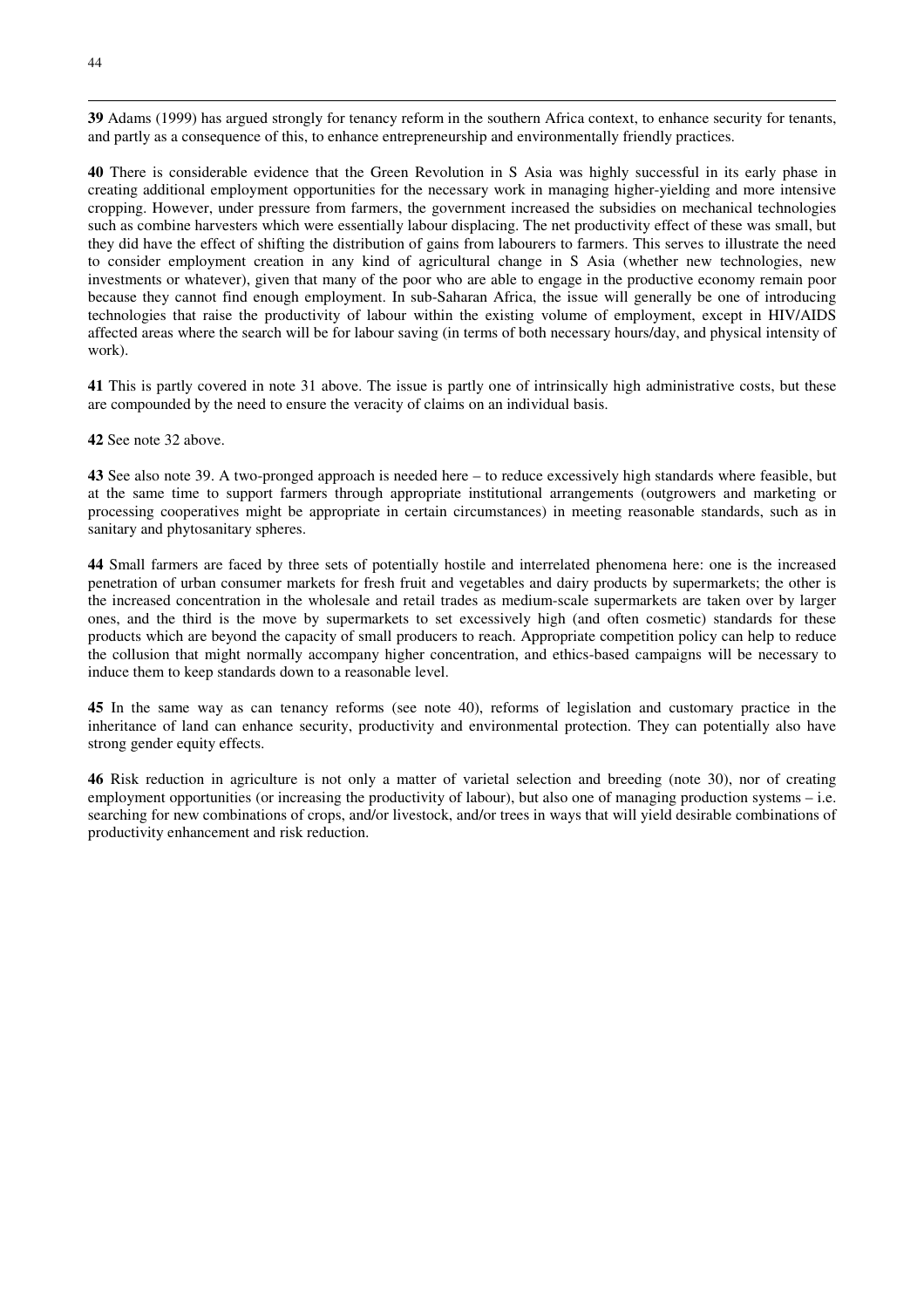**39** Adams (1999) has argued strongly for tenancy reform in the southern Africa context, to enhance security for tenants, and partly as a consequence of this, to enhance entrepreneurship and environmentally friendly practices.

**40** There is considerable evidence that the Green Revolution in S Asia was highly successful in its early phase in creating additional employment opportunities for the necessary work in managing higher-yielding and more intensive cropping. However, under pressure from farmers, the government increased the subsidies on mechanical technologies such as combine harvesters which were essentially labour displacing. The net productivity effect of these was small, but they did have the effect of shifting the distribution of gains from labourers to farmers. This serves to illustrate the need to consider employment creation in any kind of agricultural change in S Asia (whether new technologies, new investments or whatever), given that many of the poor who are able to engage in the productive economy remain poor because they cannot find enough employment. In sub-Saharan Africa, the issue will generally be one of introducing technologies that raise the productivity of labour within the existing volume of employment, except in HIV/AIDS affected areas where the search will be for labour saving (in terms of both necessary hours/day, and physical intensity of work).

**41** This is partly covered in note 31 above. The issue is partly one of intrinsically high administrative costs, but these are compounded by the need to ensure the veracity of claims on an individual basis.

**42** See note 32 above.

**43** See also note 39. A two-pronged approach is needed here – to reduce excessively high standards where feasible, but at the same time to support farmers through appropriate institutional arrangements (outgrowers and marketing or processing cooperatives might be appropriate in certain circumstances) in meeting reasonable standards, such as in sanitary and phytosanitary spheres.

**44** Small farmers are faced by three sets of potentially hostile and interrelated phenomena here: one is the increased penetration of urban consumer markets for fresh fruit and vegetables and dairy products by supermarkets; the other is the increased concentration in the wholesale and retail trades as medium-scale supermarkets are taken over by larger ones, and the third is the move by supermarkets to set excessively high (and often cosmetic) standards for these products which are beyond the capacity of small producers to reach. Appropriate competition policy can help to reduce the collusion that might normally accompany higher concentration, and ethics-based campaigns will be necessary to induce them to keep standards down to a reasonable level.

**45** In the same way as can tenancy reforms (see note 40), reforms of legislation and customary practice in the inheritance of land can enhance security, productivity and environmental protection. They can potentially also have strong gender equity effects.

**46** Risk reduction in agriculture is not only a matter of varietal selection and breeding (note 30), nor of creating employment opportunities (or increasing the productivity of labour), but also one of managing production systems – i.e. searching for new combinations of crops, and/or livestock, and/or trees in ways that will yield desirable combinations of productivity enhancement and risk reduction.